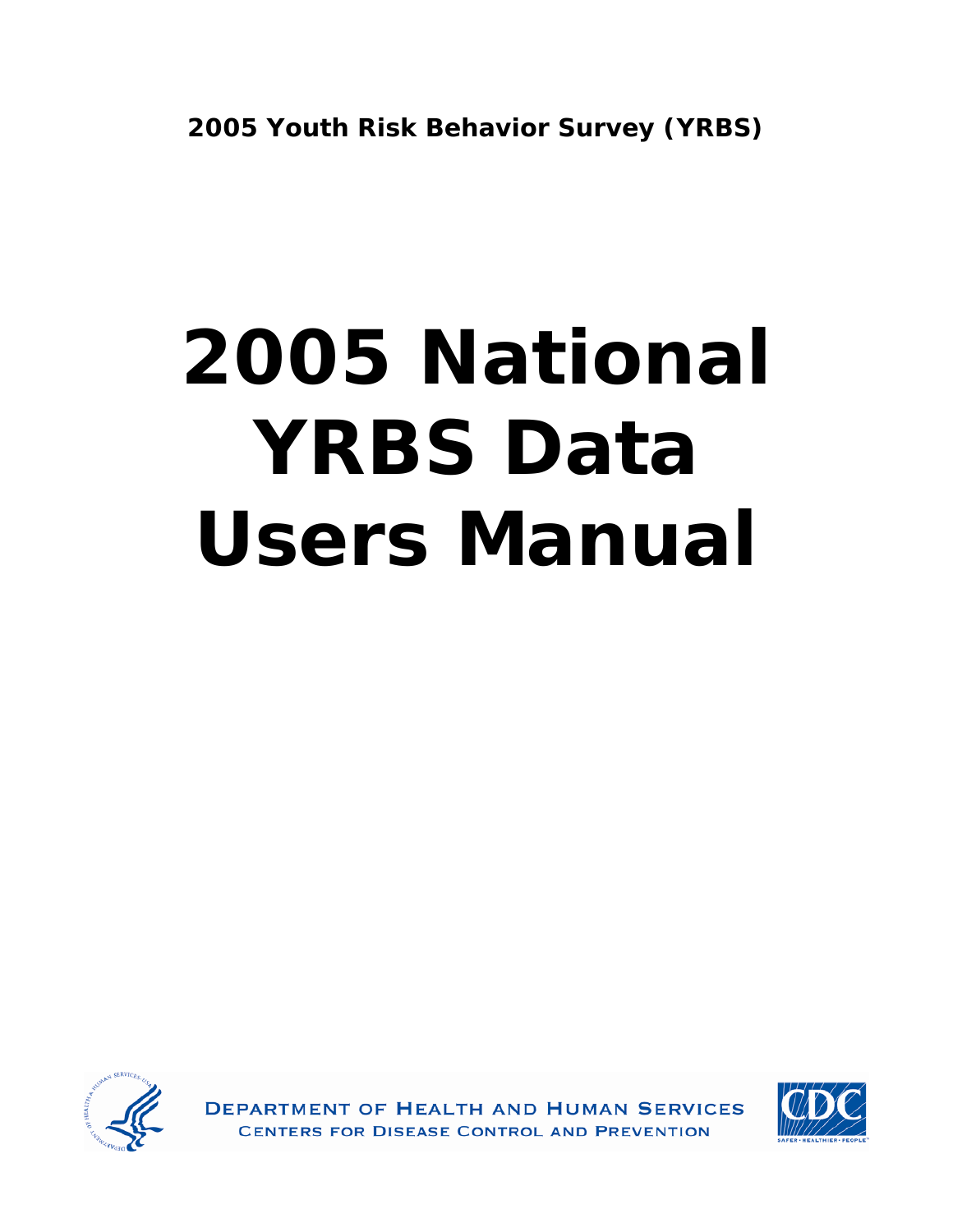**2005 Youth Risk Behavior Survey (YRBS)**

# 2005 National YRBS Data Users Manual

DEPARTMENT OF HEALTH AND HUMAN SERVICES
CENTERS FOR DISEASE CONTROL AND PREVENTION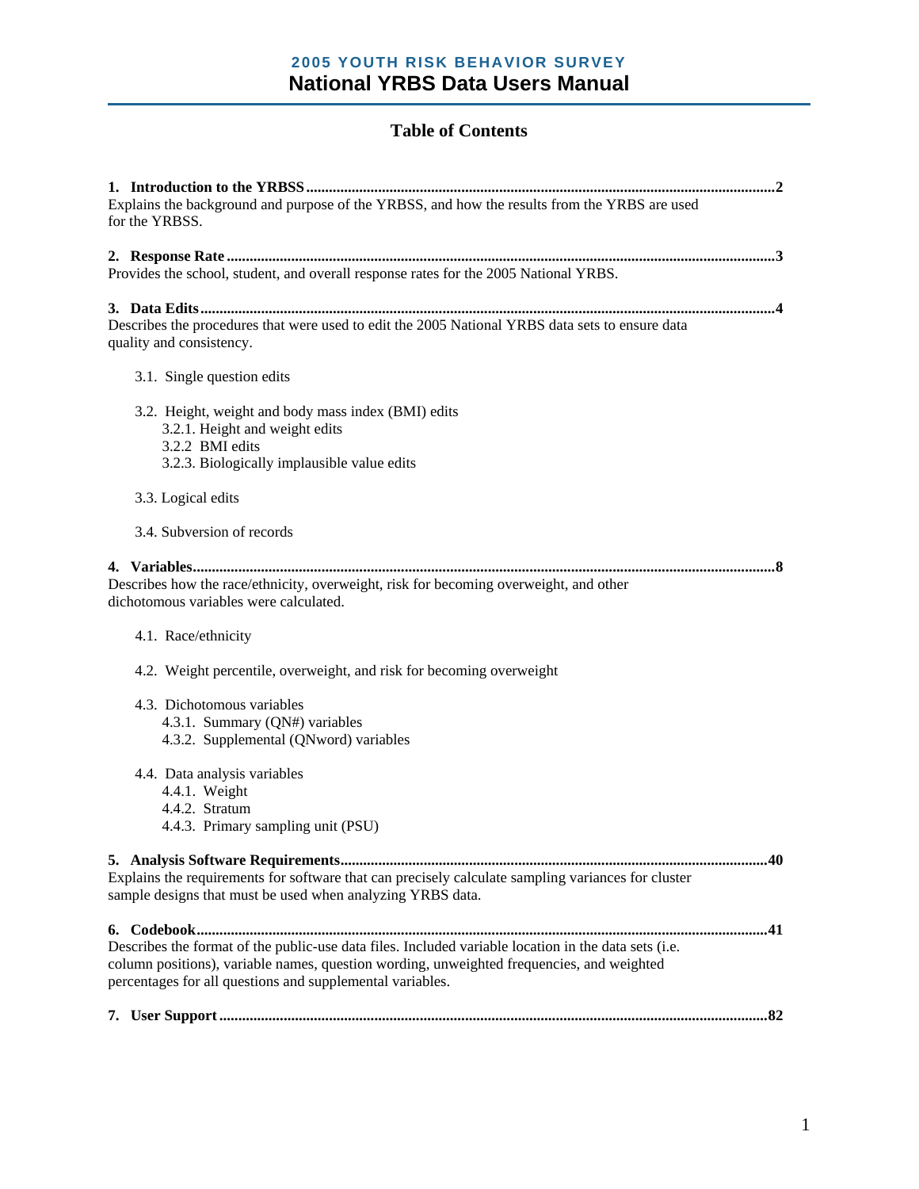**2005 YOUTH RISK BEHAVIOR SURVEY**

# National YRBS Data Users Manual

## Table of Contents

**1. Introduction to the YRBSS ........................................................................................................2**
Explains the background and purpose of the YRBSS, and how the results from the YRBS are used for the YRBSS.

**2. Response Rate ............................................................................................................................3**
Provides the school, student, and overall response rates for the 2005 National YRBS.

**3. Data Edits ....................................................................................................................................4**
Describes the procedures that were used to edit the 2005 National YRBS data sets to ensure data quality and consistency.

- 3.1. Single question edits
- 3.2. Height, weight and body mass index (BMI) edits
  - 3.2.1. Height and weight edits
  - 3.2.2 BMI edits
  - 3.2.3. Biologically implausible value edits
- 3.3. Logical edits
- 3.4. Subversion of records

**4. Variables ......................................................................................................................................8**
Describes how the race/ethnicity, overweight, risk for becoming overweight, and other dichotomous variables were calculated.

- 4.1. Race/ethnicity
- 4.2. Weight percentile, overweight, and risk for becoming overweight
- 4.3. Dichotomous variables
  - 4.3.1. Summary (QN#) variables
  - 4.3.2. Supplemental (QNword) variables
- 4.4. Data analysis variables
  - 4.4.1. Weight
  - 4.4.2. Stratum
  - 4.4.3. Primary sampling unit (PSU)

**5. Analysis Software Requirements...............................................................................................40**
Explains the requirements for software that can precisely calculate sampling variances for cluster sample designs that must be used when analyzing YRBS data.

**6. Codebook ...................................................................................................................................41**
Describes the format of the public-use data files. Included variable location in the data sets (i.e. column positions), variable names, question wording, unweighted frequencies, and weighted percentages for all questions and supplemental variables.

**7. User Support ..............................................................................................................................82**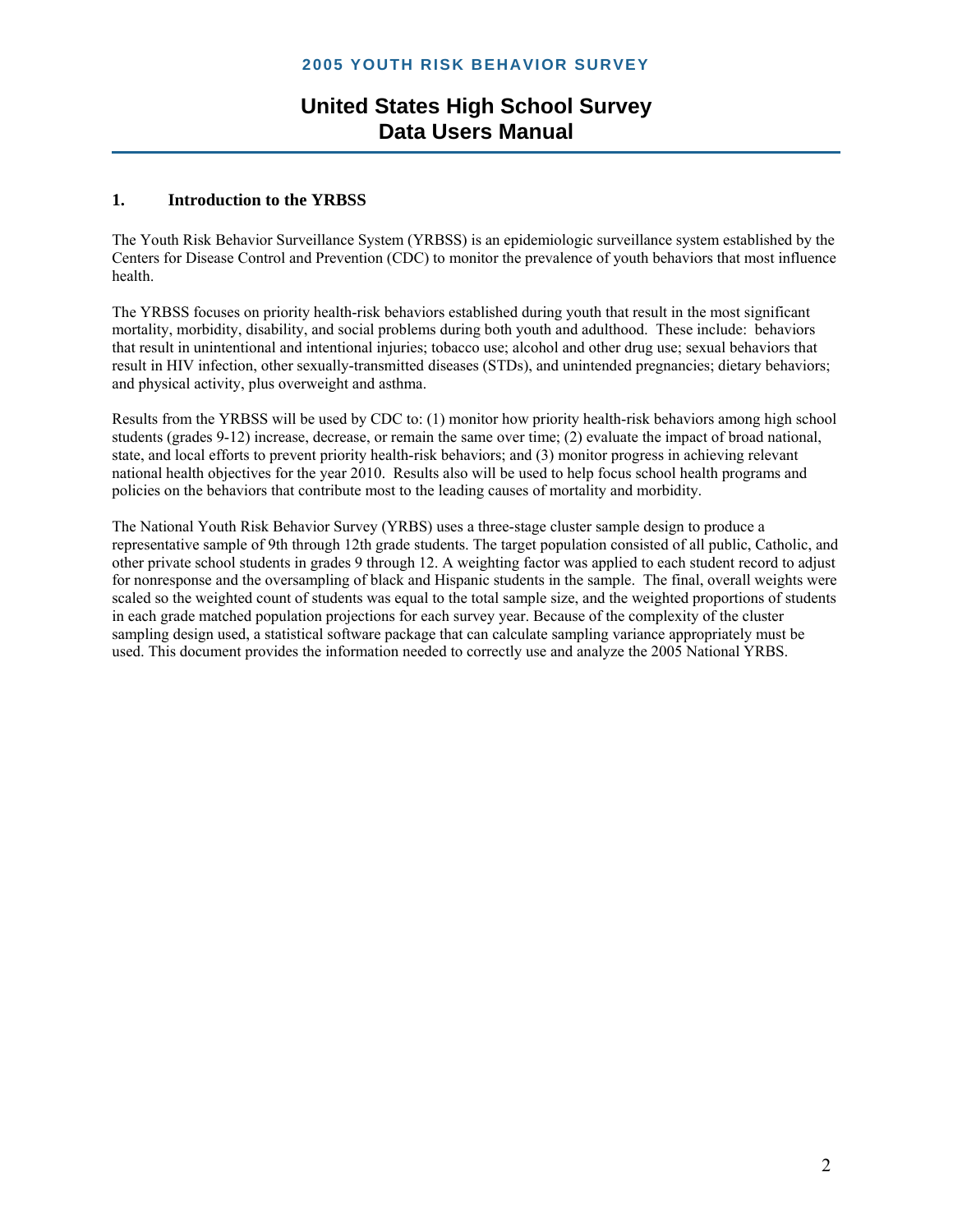## 2005 YOUTH RISK BEHAVIOR SURVEY

# United States High School Survey Data Users Manual

## 1. Introduction to the YRBSS

The Youth Risk Behavior Surveillance System (YRBSS) is an epidemiologic surveillance system established by the Centers for Disease Control and Prevention (CDC) to monitor the prevalence of youth behaviors that most influence health.

The YRBSS focuses on priority health-risk behaviors established during youth that result in the most significant mortality, morbidity, disability, and social problems during both youth and adulthood. These include: behaviors that result in unintentional and intentional injuries; tobacco use; alcohol and other drug use; sexual behaviors that result in HIV infection, other sexually-transmitted diseases (STDs), and unintended pregnancies; dietary behaviors; and physical activity, plus overweight and asthma.

Results from the YRBSS will be used by CDC to: (1) monitor how priority health-risk behaviors among high school students (grades 9-12) increase, decrease, or remain the same over time; (2) evaluate the impact of broad national, state, and local efforts to prevent priority health-risk behaviors; and (3) monitor progress in achieving relevant national health objectives for the year 2010. Results also will be used to help focus school health programs and policies on the behaviors that contribute most to the leading causes of mortality and morbidity.

The National Youth Risk Behavior Survey (YRBS) uses a three-stage cluster sample design to produce a representative sample of 9th through 12th grade students. The target population consisted of all public, Catholic, and other private school students in grades 9 through 12. A weighting factor was applied to each student record to adjust for nonresponse and the oversampling of black and Hispanic students in the sample. The final, overall weights were scaled so the weighted count of students was equal to the total sample size, and the weighted proportions of students in each grade matched population projections for each survey year. Because of the complexity of the cluster sampling design used, a statistical software package that can calculate sampling variance appropriately must be used. This document provides the information needed to correctly use and analyze the 2005 National YRBS.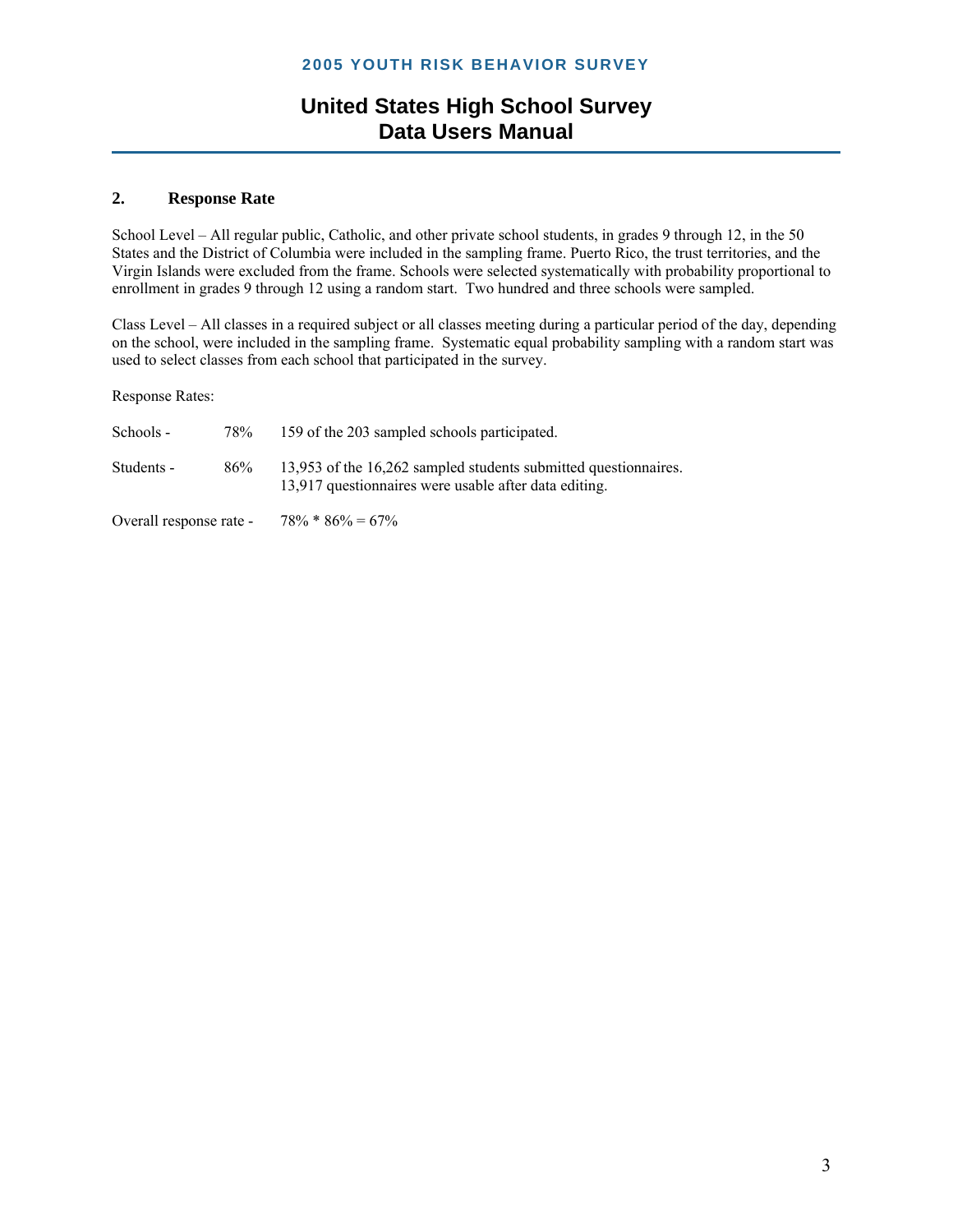## 2. Response Rate

School Level – All regular public, Catholic, and other private school students, in grades 9 through 12, in the 50 States and the District of Columbia were included in the sampling frame. Puerto Rico, the trust territories, and the Virgin Islands were excluded from the frame. Schools were selected systematically with probability proportional to enrollment in grades 9 through 12 using a random start. Two hundred and three schools were sampled.

Class Level – All classes in a required subject or all classes meeting during a particular period of the day, depending on the school, were included in the sampling frame. Systematic equal probability sampling with a random start was used to select classes from each school that participated in the survey.

Response Rates:

| | | |
|---|---|---|
| Schools - | 78% | 159 of the 203 sampled schools participated. |
| Students - | 86% | 13,953 of the 16,262 sampled students submitted questionnaires. 13,917 questionnaires were usable after data editing. |

Overall response rate - 78% * 86% = 67%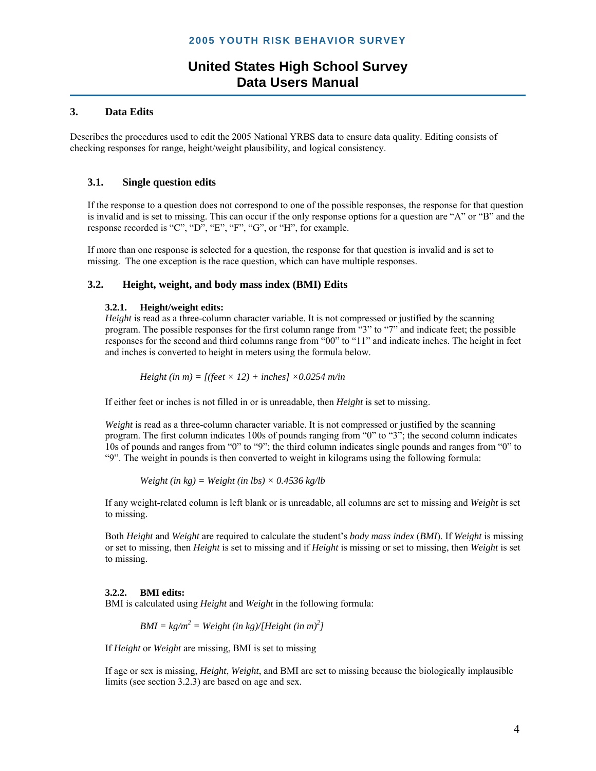## 3. Data Edits

Describes the procedures used to edit the 2005 National YRBS data to ensure data quality. Editing consists of checking responses for range, height/weight plausibility, and logical consistency.

### 3.1. Single question edits

If the response to a question does not correspond to one of the possible responses, the response for that question is invalid and is set to missing. This can occur if the only response options for a question are "A" or "B" and the response recorded is "C", "D", "E", "F", "G", or "H", for example.

If more than one response is selected for a question, the response for that question is invalid and is set to missing. The one exception is the race question, which can have multiple responses.

### 3.2. Height, weight, and body mass index (BMI) Edits

#### 3.2.1. Height/weight edits:

*Height* is read as a three-column character variable. It is not compressed or justified by the scanning program. The possible responses for the first column range from "3" to "7" and indicate feet; the possible responses for the second and third columns range from "00" to "11" and indicate inches. The height in feet and inches is converted to height in meters using the formula below.

$$\text{Height (in m)} = [(\text{feet} \times 12) + \text{inches}] \times 0.0254 \text{ m/in}$$

If either feet or inches is not filled in or is unreadable, then *Height* is set to missing.

*Weight* is read as a three-column character variable. It is not compressed or justified by the scanning program. The first column indicates 100s of pounds ranging from "0" to "3"; the second column indicates 10s of pounds and ranges from "0" to "9"; the third column indicates single pounds and ranges from "0" to "9". The weight in pounds is then converted to weight in kilograms using the following formula:

$$\text{Weight (in kg)} = \text{Weight (in lbs)} \times 0.4536 \text{ kg/lb}$$

If any weight-related column is left blank or is unreadable, all columns are set to missing and *Weight* is set to missing.

Both *Height* and *Weight* are required to calculate the student's *body mass index* (*BMI*). If *Weight* is missing or set to missing, then *Height* is set to missing and if *Height* is missing or set to missing, then *Weight* is set to missing.

#### 3.2.2. BMI edits:

BMI is calculated using *Height* and *Weight* in the following formula:

$$BMI = kg/m^2 = \text{Weight (in kg)}/[\text{Height (in m)}^2]$$

If *Height* or *Weight* are missing, BMI is set to missing

If age or sex is missing, *Height*, *Weight*, and BMI are set to missing because the biologically implausible limits (see section 3.2.3) are based on age and sex.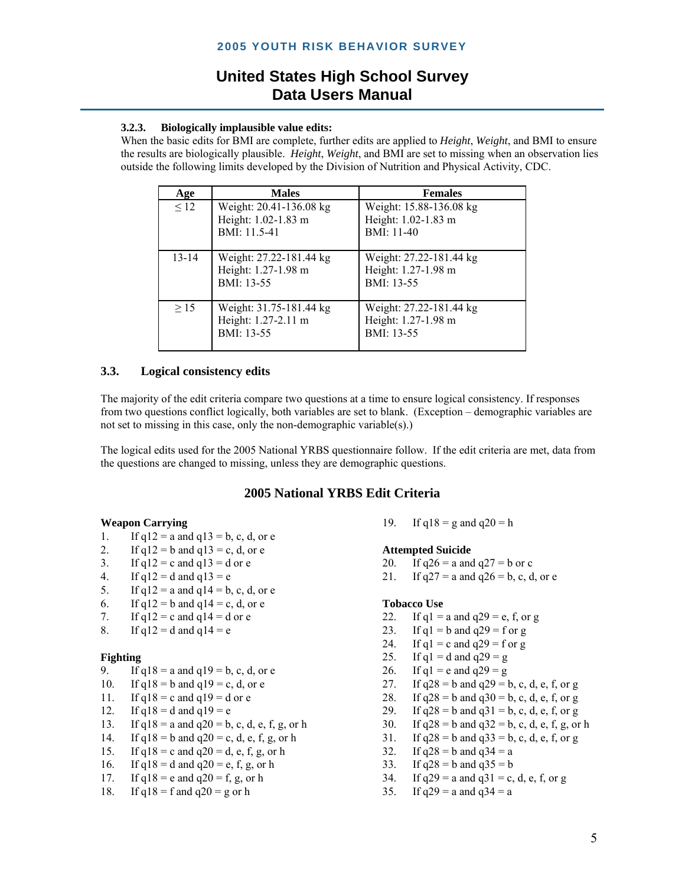#### 3.2.3. Biologically implausible value edits:

When the basic edits for BMI are complete, further edits are applied to *Height*, *Weight*, and BMI to ensure the results are biologically plausible. *Height*, *Weight*, and BMI are set to missing when an observation lies outside the following limits developed by the Division of Nutrition and Physical Activity, CDC.

| Age | Males | Females |
|---|---|---|
| ≤ 12 | Weight: 20.41-136.08 kg<br>Height: 1.02-1.83 m<br>BMI: 11.5-41 | Weight: 15.88-136.08 kg<br>Height: 1.02-1.83 m<br>BMI: 11-40 |
| 13-14 | Weight: 27.22-181.44 kg<br>Height: 1.27-1.98 m<br>BMI: 13-55 | Weight: 27.22-181.44 kg<br>Height: 1.27-1.98 m<br>BMI: 13-55 |
| ≥ 15 | Weight: 31.75-181.44 kg<br>Height: 1.27-2.11 m<br>BMI: 13-55 | Weight: 27.22-181.44 kg<br>Height: 1.27-1.98 m<br>BMI: 13-55 |

### 3.3. Logical consistency edits

The majority of the edit criteria compare two questions at a time to ensure logical consistency. If responses from two questions conflict logically, both variables are set to blank. (Exception – demographic variables are not set to missing in this case, only the non-demographic variable(s).)

The logical edits used for the 2005 National YRBS questionnaire follow. If the edit criteria are met, data from the questions are changed to missing, unless they are demographic questions.

## 2005 National YRBS Edit Criteria

**Weapon Carrying**

1. If q12 = a and q13 = b, c, d, or e
2. If q12 = b and q13 = c, d, or e
3. If q12 = c and q13 = d or e
4. If q12 = d and q13 = e
5. If q12 = a and q14 = b, c, d, or e
6. If q12 = b and q14 = c, d, or e
7. If q12 = c and q14 = d or e
8. If q12 = d and q14 = e

**Fighting**

9. If q18 = a and q19 = b, c, d, or e
10. If q18 = b and q19 = c, d, or e
11. If q18 = c and q19 = d or e
12. If q18 = d and q19 = e
13. If q18 = a and q20 = b, c, d, e, f, g, or h
14. If q18 = b and q20 = c, d, e, f, g, or h
15. If q18 = c and q20 = d, e, f, g, or h
16. If q18 = d and q20 = e, f, g, or h
17. If q18 = e and q20 = f, g, or h
18. If q18 = f and q20 = g or h
19. If q18 = g and q20 = h

**Attempted Suicide**

20. If q26 = a and q27 = b or c
21. If q27 = a and q26 = b, c, d, or e

**Tobacco Use**

22. If q1 = a and q29 = e, f, or g
23. If q1 = b and q29 = f or g
24. If q1 = c and q29 = f or g
25. If q1 = d and q29 = g
26. If q1 = e and q29 = g
27. If q28 = b and q29 = b, c, d, e, f, or g
28. If q28 = b and q30 = b, c, d, e, f, or g
29. If q28 = b and q31 = b, c, d, e, f, or g
30. If q28 = b and q32 = b, c, d, e, f, g, or h
31. If q28 = b and q33 = b, c, d, e, f, or g
32. If q28 = b and q34 = a
33. If q28 = b and q35 = b
34. If q29 = a and q31 = c, d, e, f, or g
35. If q29 = a and q34 = a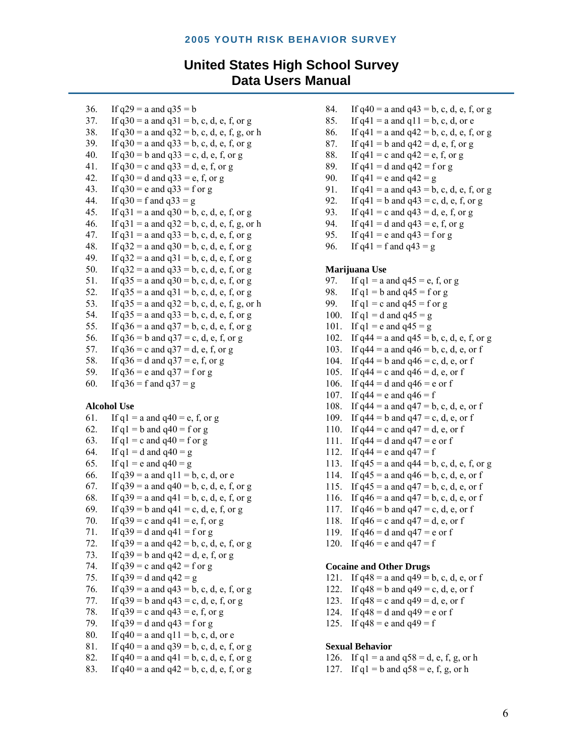36. If q29 = a and q35 = b
37. If q30 = a and q31 = b, c, d, e, f, or g
38. If q30 = a and q32 = b, c, d, e, f, g, or h
39. If q30 = a and q33 = b, c, d, e, f, or g
40. If q30 = b and q33 = c, d, e, f, or g
41. If q30 = c and q33 = d, e, f, or g
42. If q30 = d and q33 = e, f, or g
43. If q30 = e and q33 = f or g
44. If q30 = f and q33 = g
45. If q31 = a and q30 = b, c, d, e, f, or g
46. If q31 = a and q32 = b, c, d, e, f, g, or h
47. If q31 = a and q33 = b, c, d, e, f, or g
48. If q32 = a and q30 = b, c, d, e, f, or g
49. If q32 = a and q31 = b, c, d, e, f, or g
50. If q32 = a and q33 = b, c, d, e, f, or g
51. If q35 = a and q30 = b, c, d, e, f, or g
52. If q35 = a and q31 = b, c, d, e, f, or g
53. If q35 = a and q32 = b, c, d, e, f, g, or h
54. If q35 = a and q33 = b, c, d, e, f, or g
55. If q36 = a and q37 = b, c, d, e, f, or g
56. If q36 = b and q37 = c, d, e, f, or g
57. If q36 = c and q37 = d, e, f, or g
58. If q36 = d and q37 = e, f, or g
59. If q36 = e and q37 = f or g
60. If q36 = f and q37 = g

**Alcohol Use**

61. If q1 = a and q40 = e, f, or g
62. If q1 = b and q40 = f or g
63. If q1 = c and q40 = f or g
64. If q1 = d and q40 = g
65. If q1 = e and q40 = g
66. If q39 = a and q11 = b, c, d, or e
67. If q39 = a and q40 = b, c, d, e, f, or g
68. If q39 = a and q41 = b, c, d, e, f, or g
69. If q39 = b and q41 = c, d, e, f, or g
70. If q39 = c and q41 = e, f, or g
71. If q39 = d and q41 = f or g
72. If q39 = a and q42 = b, c, d, e, f, or g
73. If q39 = b and q42 = d, e, f, or g
74. If q39 = c and q42 = f or g
75. If q39 = d and q42 = g
76. If q39 = a and q43 = b, c, d, e, f, or g
77. If q39 = b and q43 = c, d, e, f, or g
78. If q39 = c and q43 = e, f, or g
79. If q39 = d and q43 = f or g
80. If q40 = a and q11 = b, c, d, or e
81. If q40 = a and q39 = b, c, d, e, f, or g
82. If q40 = a and q41 = b, c, d, e, f, or g
83. If q40 = a and q42 = b, c, d, e, f, or g
84. If q40 = a and q43 = b, c, d, e, f, or g
85. If q41 = a and q11 = b, c, d, or e
86. If q41 = a and q42 = b, c, d, e, f, or g
87. If q41 = b and q42 = d, e, f, or g
88. If q41 = c and q42 = e, f, or g
89. If q41 = d and q42 = f or g
90. If q41 = e and q42 = g
91. If q41 = a and q43 = b, c, d, e, f, or g
92. If q41 = b and q43 = c, d, e, f, or g
93. If q41 = c and q43 = d, e, f, or g
94. If q41 = d and q43 = e, f, or g
95. If q41 = e and q43 = f or g
96. If q41 = f and q43 = g

**Marijuana Use**

97. If q1 = a and q45 = e, f, or g
98. If q1 = b and q45 = f or g
99. If q1 = c and q45 = f or g
100. If q1 = d and q45 = g
101. If q1 = e and q45 = g
102. If q44 = a and q45 = b, c, d, e, f, or g
103. If q44 = a and q46 = b, c, d, e, or f
104. If q44 = b and q46 = c, d, e, or f
105. If q44 = c and q46 = d, e, or f
106. If q44 = d and q46 = e or f
107. If q44 = e and q46 = f
108. If q44 = a and q47 = b, c, d, e, or f
109. If q44 = b and q47 = c, d, e, or f
110. If q44 = c and q47 = d, e, or f
111. If q44 = d and q47 = e or f
112. If q44 = e and q47 = f
113. If q45 = a and q44 = b, c, d, e, f, or g
114. If q45 = a and q46 = b, c, d, e, or f
115. If q45 = a and q47 = b, c, d, e, or f
116. If q46 = a and q47 = b, c, d, e, or f
117. If q46 = b and q47 = c, d, e, or f
118. If q46 = c and q47 = d, e, or f
119. If q46 = d and q47 = e or f
120. If q46 = e and q47 = f

**Cocaine and Other Drugs**

121. If q48 = a and q49 = b, c, d, e, or f
122. If q48 = b and q49 = c, d, e, or f
123. If q48 = c and q49 = d, e, or f
124. If q48 = d and q49 = e or f
125. If q48 = e and q49 = f

**Sexual Behavior**

126. If q1 = a and q58 = d, e, f, g, or h
127. If q1 = b and q58 = e, f, g, or h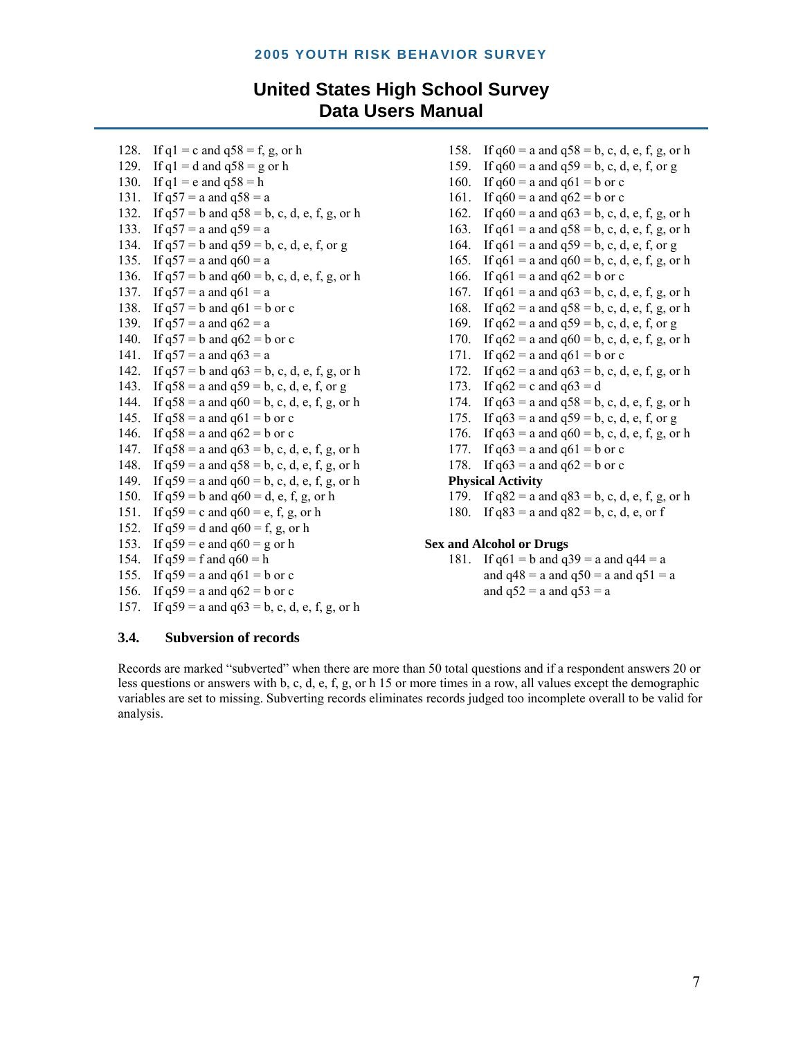128. If q1 = c and q58 = f, g, or h
129. If q1 = d and q58 = g or h
130. If q1 = e and q58 = h
131. If q57 = a and q58 = a
132. If q57 = b and q58 = b, c, d, e, f, g, or h
133. If q57 = a and q59 = a
134. If q57 = b and q59 = b, c, d, e, f, or g
135. If q57 = a and q60 = a
136. If q57 = b and q60 = b, c, d, e, f, g, or h
137. If q57 = a and q61 = a
138. If q57 = b and q61 = b or c
139. If q57 = a and q62 = a
140. If q57 = b and q62 = b or c
141. If q57 = a and q63 = a
142. If q57 = b and q63 = b, c, d, e, f, g, or h
143. If q58 = a and q59 = b, c, d, e, f, or g
144. If q58 = a and q60 = b, c, d, e, f, g, or h
145. If q58 = a and q61 = b or c
146. If q58 = a and q62 = b or c
147. If q58 = a and q63 = b, c, d, e, f, g, or h
148. If q59 = a and q58 = b, c, d, e, f, g, or h
149. If q59 = a and q60 = b, c, d, e, f, g, or h
150. If q59 = b and q60 = d, e, f, g, or h
151. If q59 = c and q60 = e, f, g, or h
152. If q59 = d and q60 = f, g, or h
153. If q59 = e and q60 = g or h
154. If q59 = f and q60 = h
155. If q59 = a and q61 = b or c
156. If q59 = a and q62 = b or c
157. If q59 = a and q63 = b, c, d, e, f, g, or h
158. If q60 = a and q58 = b, c, d, e, f, g, or h
159. If q60 = a and q59 = b, c, d, e, f, or g
160. If q60 = a and q61 = b or c
161. If q60 = a and q62 = b or c
162. If q60 = a and q63 = b, c, d, e, f, g, or h
163. If q61 = a and q58 = b, c, d, e, f, g, or h
164. If q61 = a and q59 = b, c, d, e, f, or g
165. If q61 = a and q60 = b, c, d, e, f, g, or h
166. If q61 = a and q62 = b or c
167. If q61 = a and q63 = b, c, d, e, f, g, or h
168. If q62 = a and q58 = b, c, d, e, f, g, or h
169. If q62 = a and q59 = b, c, d, e, f, or g
170. If q62 = a and q60 = b, c, d, e, f, g, or h
171. If q62 = a and q61 = b or c
172. If q62 = a and q63 = b, c, d, e, f, g, or h
173. If q62 = c and q63 = d
174. If q63 = a and q58 = b, c, d, e, f, g, or h
175. If q63 = a and q59 = b, c, d, e, f, or g
176. If q63 = a and q60 = b, c, d, e, f, g, or h
177. If q63 = a and q61 = b or c
178. If q63 = a and q62 = b or c

**Physical Activity**

179. If q82 = a and q83 = b, c, d, e, f, g, or h
180. If q83 = a and q82 = b, c, d, e, or f

**Sex and Alcohol or Drugs**

181. If q61 = b and q39 = a and q44 = a and q48 = a and q50 = a and q51 = a and q52 = a and q53 = a

### 3.4. Subversion of records

Records are marked "subverted" when there are more than 50 total questions and if a respondent answers 20 or less questions or answers with b, c, d, e, f, g, or h 15 or more times in a row, all values except the demographic variables are set to missing. Subverting records eliminates records judged too incomplete overall to be valid for analysis.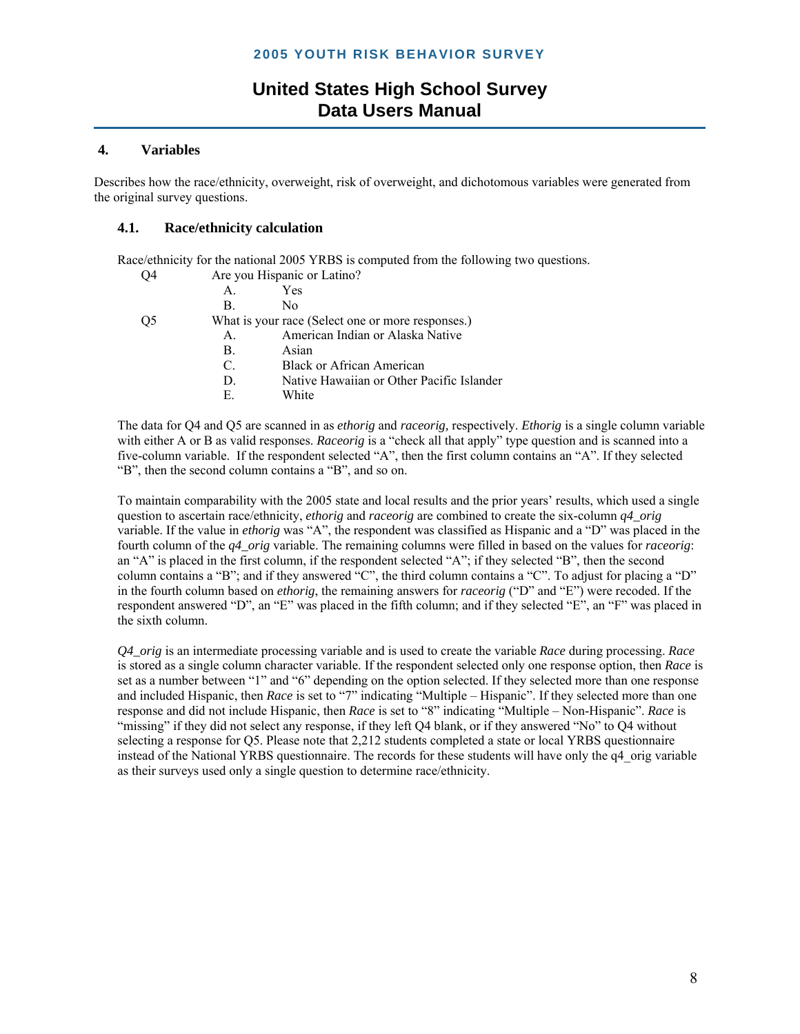## 4. Variables

Describes how the race/ethnicity, overweight, risk of overweight, and dichotomous variables were generated from the original survey questions.

### 4.1. Race/ethnicity calculation

Race/ethnicity for the national 2005 YRBS is computed from the following two questions.

Q4 Are you Hispanic or Latino?

- A. Yes
- B. No

Q5 What is your race (Select one or more responses.)

- A. American Indian or Alaska Native
- B. Asian
- C. Black or African American
- D. Native Hawaiian or Other Pacific Islander
- E. White

The data for Q4 and Q5 are scanned in as *ethorig* and *raceorig,* respectively. *Ethorig* is a single column variable with either A or B as valid responses. *Raceorig* is a "check all that apply" type question and is scanned into a five-column variable. If the respondent selected "A", then the first column contains an "A". If they selected "B", then the second column contains a "B", and so on.

To maintain comparability with the 2005 state and local results and the prior years' results, which used a single question to ascertain race/ethnicity, *ethorig* and *raceorig* are combined to create the six-column *q4_orig* variable. If the value in *ethorig* was "A", the respondent was classified as Hispanic and a "D" was placed in the fourth column of the *q4_orig* variable. The remaining columns were filled in based on the values for *raceorig*: an "A" is placed in the first column, if the respondent selected "A"; if they selected "B", then the second column contains a "B"; and if they answered "C", the third column contains a "C". To adjust for placing a "D" in the fourth column based on *ethorig*, the remaining answers for *raceorig* ("D" and "E") were recoded. If the respondent answered "D", an "E" was placed in the fifth column; and if they selected "E", an "F" was placed in the sixth column.

*Q4_orig* is an intermediate processing variable and is used to create the variable *Race* during processing. *Race* is stored as a single column character variable. If the respondent selected only one response option, then *Race* is set as a number between "1" and "6" depending on the option selected. If they selected more than one response and included Hispanic, then *Race* is set to "7" indicating "Multiple – Hispanic". If they selected more than one response and did not include Hispanic, then *Race* is set to "8" indicating "Multiple – Non-Hispanic". *Race* is "missing" if they did not select any response, if they left Q4 blank, or if they answered "No" to Q4 without selecting a response for Q5. Please note that 2,212 students completed a state or local YRBS questionnaire instead of the National YRBS questionnaire. The records for these students will have only the q4_orig variable as their surveys used only a single question to determine race/ethnicity.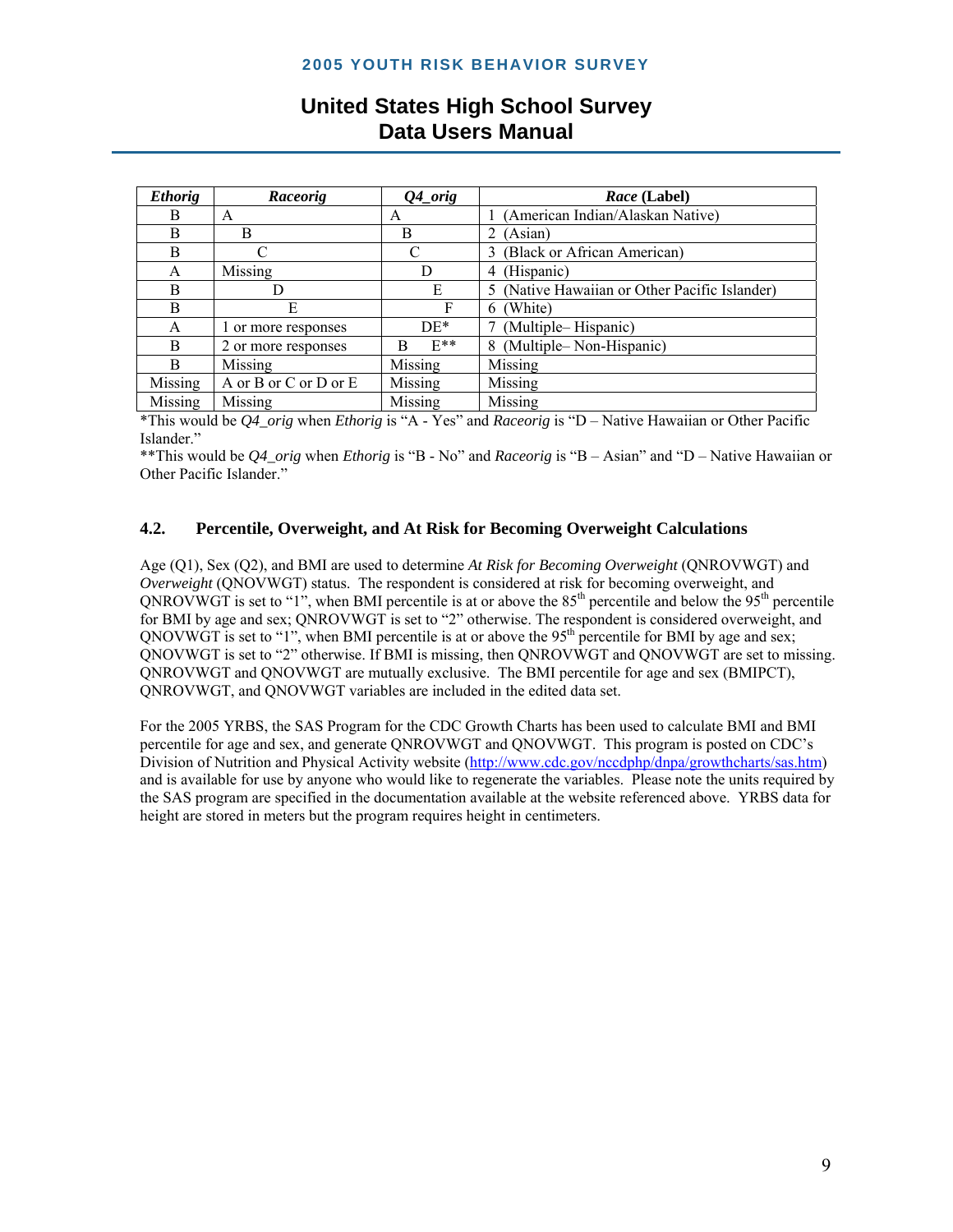| *Ethorig* | *Raceorig* | *Q4_orig* | *Race* (Label) |
|---|---|---|---|
| B | A | A | 1 (American Indian/Alaskan Native) |
| B | B | B | 2 (Asian) |
| B | C | C | 3 (Black or African American) |
| A | Missing | D | 4 (Hispanic) |
| B | D | E | 5 (Native Hawaiian or Other Pacific Islander) |
| B | E | F | 6 (White) |
| A | 1 or more responses | DE* | 7 (Multiple– Hispanic) |
| B | 2 or more responses | B E** | 8 (Multiple– Non-Hispanic) |
| B | Missing | Missing | Missing |
| Missing | A or B or C or D or E | Missing | Missing |
| Missing | Missing | Missing | Missing |

*This would be *Q4_orig* when *Ethorig* is "A - Yes" and *Raceorig* is "D – Native Hawaiian or Other Pacific Islander."

**This would be *Q4_orig* when *Ethorig* is "B - No" and *Raceorig* is "B – Asian" and "D – Native Hawaiian or Other Pacific Islander."

### 4.2. Percentile, Overweight, and At Risk for Becoming Overweight Calculations

Age (Q1), Sex (Q2), and BMI are used to determine *At Risk for Becoming Overweight* (QNROVWGT) and *Overweight* (QNOVWGT) status. The respondent is considered at risk for becoming overweight, and QNROVWGT is set to "1", when BMI percentile is at or above the 85th percentile and below the 95th percentile for BMI by age and sex; QNROVWGT is set to "2" otherwise. The respondent is considered overweight, and QNOVWGT is set to "1", when BMI percentile is at or above the 95th percentile for BMI by age and sex; QNOVWGT is set to "2" otherwise. If BMI is missing, then QNROVWGT and QNOVWGT are set to missing. QNROVWGT and QNOVWGT are mutually exclusive. The BMI percentile for age and sex (BMIPCT), QNROVWGT, and QNOVWGT variables are included in the edited data set.

For the 2005 YRBS, the SAS Program for the CDC Growth Charts has been used to calculate BMI and BMI percentile for age and sex, and generate QNROVWGT and QNOVWGT. This program is posted on CDC's Division of Nutrition and Physical Activity website (http://www.cdc.gov/nccdphp/dnpa/growthcharts/sas.htm) and is available for use by anyone who would like to regenerate the variables. Please note the units required by the SAS program are specified in the documentation available at the website referenced above. YRBS data for height are stored in meters but the program requires height in centimeters.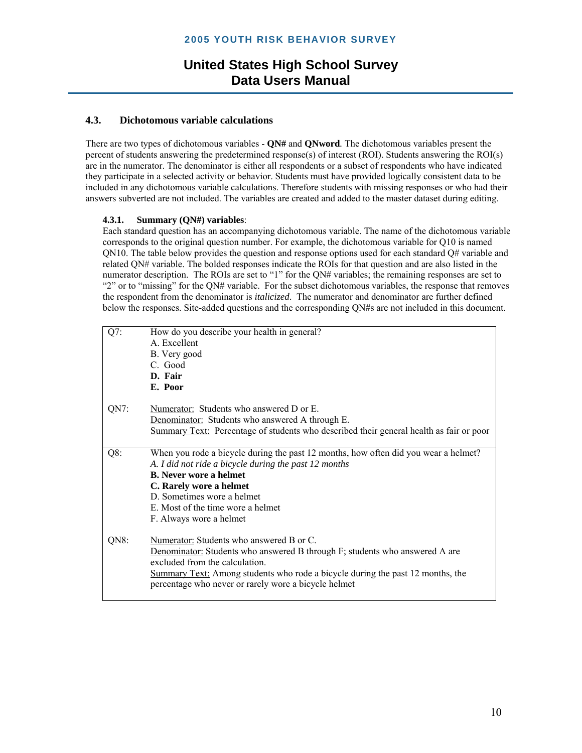### 4.3. Dichotomous variable calculations

There are two types of dichotomous variables - **QN#** and **QNword**. The dichotomous variables present the percent of students answering the predetermined response(s) of interest (ROI). Students answering the ROI(s) are in the numerator. The denominator is either all respondents or a subset of respondents who have indicated they participate in a selected activity or behavior. Students must have provided logically consistent data to be included in any dichotomous variable calculations. Therefore students with missing responses or who had their answers subverted are not included. The variables are created and added to the master dataset during editing.

#### 4.3.1. Summary (QN#) variables:

Each standard question has an accompanying dichotomous variable. The name of the dichotomous variable corresponds to the original question number. For example, the dichotomous variable for Q10 is named QN10. The table below provides the question and response options used for each standard Q# variable and related QN# variable. The bolded responses indicate the ROIs for that question and are also listed in the numerator description. The ROIs are set to "1" for the QN# variables; the remaining responses are set to "2" or to "missing" for the QN# variable. For the subset dichotomous variables, the response that removes the respondent from the denominator is *italicized*. The numerator and denominator are further defined below the responses. Site-added questions and the corresponding QN#s are not included in this document.

| | |
|---|---|
| Q7: | How do you describe your health in general?<br>A. Excellent<br>B. Very good<br>C. Good<br>**D. Fair**<br>**E. Poor** |
| QN7: | Numerator: Students who answered D or E.<br>Denominator: Students who answered A through E.<br>Summary Text: Percentage of students who described their general health as fair or poor |
| Q8: | When you rode a bicycle during the past 12 months, how often did you wear a helmet?<br>*A. I did not ride a bicycle during the past 12 months*<br>**B. Never wore a helmet**<br>**C. Rarely wore a helmet**<br>D. Sometimes wore a helmet<br>E. Most of the time wore a helmet<br>F. Always wore a helmet |
| QN8: | Numerator: Students who answered B or C.<br>Denominator: Students who answered B through F; students who answered A are excluded from the calculation.<br>Summary Text: Among students who rode a bicycle during the past 12 months, the percentage who never or rarely wore a bicycle helmet |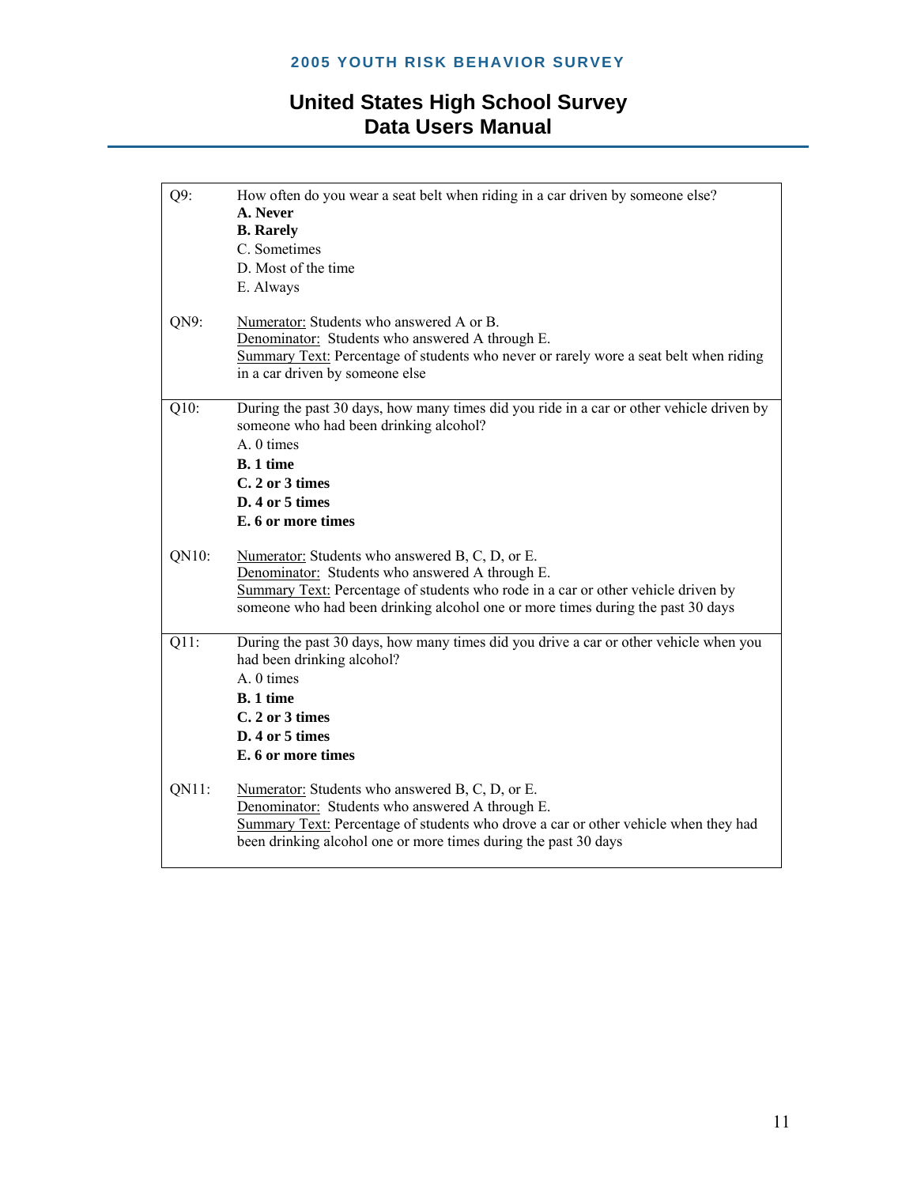| | |
|---|---|
| Q9: | How often do you wear a seat belt when riding in a car driven by someone else?<br>**A. Never**<br>**B. Rarely**<br>C. Sometimes<br>D. Most of the time<br>E. Always |
| QN9: | <u>Numerator:</u> Students who answered A or B.<br><u>Denominator:</u> Students who answered A through E.<br><u>Summary Text:</u> Percentage of students who never or rarely wore a seat belt when riding in a car driven by someone else |
| Q10: | During the past 30 days, how many times did you ride in a car or other vehicle driven by someone who had been drinking alcohol?<br>A. 0 times<br>**B. 1 time**<br>**C. 2 or 3 times**<br>**D. 4 or 5 times**<br>**E. 6 or more times** |
| QN10: | <u>Numerator:</u> Students who answered B, C, D, or E.<br><u>Denominator:</u> Students who answered A through E.<br><u>Summary Text:</u> Percentage of students who rode in a car or other vehicle driven by someone who had been drinking alcohol one or more times during the past 30 days |
| Q11: | During the past 30 days, how many times did you drive a car or other vehicle when you had been drinking alcohol?<br>A. 0 times<br>**B. 1 time**<br>**C. 2 or 3 times**<br>**D. 4 or 5 times**<br>**E. 6 or more times** |
| QN11: | <u>Numerator:</u> Students who answered B, C, D, or E.<br><u>Denominator:</u> Students who answered A through E.<br><u>Summary Text:</u> Percentage of students who drove a car or other vehicle when they had been drinking alcohol one or more times during the past 30 days |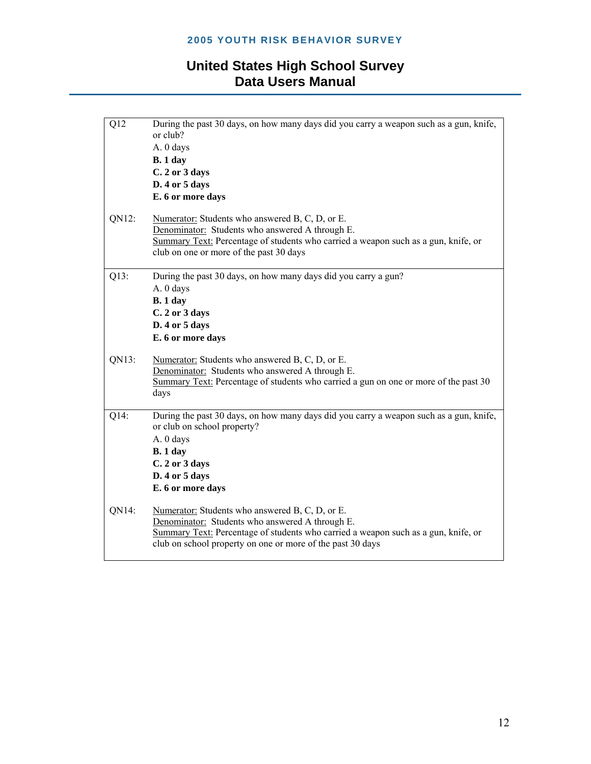| | |
|---|---|
| Q12 | During the past 30 days, on how many days did you carry a weapon such as a gun, knife, or club?<br>A. 0 days<br>**B. 1 day**<br>**C. 2 or 3 days**<br>**D. 4 or 5 days**<br>**E. 6 or more days** |
| QN12: | Numerator: Students who answered B, C, D, or E.<br>Denominator: Students who answered A through E.<br>Summary Text: Percentage of students who carried a weapon such as a gun, knife, or club on one or more of the past 30 days |
| Q13: | During the past 30 days, on how many days did you carry a gun?<br>A. 0 days<br>**B. 1 day**<br>**C. 2 or 3 days**<br>**D. 4 or 5 days**<br>**E. 6 or more days** |
| QN13: | Numerator: Students who answered B, C, D, or E.<br>Denominator: Students who answered A through E.<br>Summary Text: Percentage of students who carried a gun on one or more of the past 30 days |
| Q14: | During the past 30 days, on how many days did you carry a weapon such as a gun, knife, or club on school property?<br>A. 0 days<br>**B. 1 day**<br>**C. 2 or 3 days**<br>**D. 4 or 5 days**<br>**E. 6 or more days** |
| QN14: | Numerator: Students who answered B, C, D, or E.<br>Denominator: Students who answered A through E.<br>Summary Text: Percentage of students who carried a weapon such as a gun, knife, or club on school property on one or more of the past 30 days |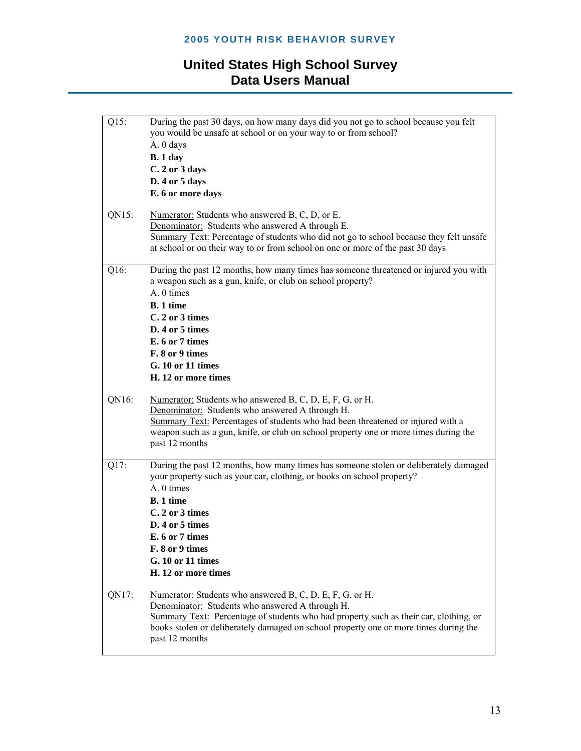| | |
|---|---|
| Q15: | During the past 30 days, on how many days did you not go to school because you felt you would be unsafe at school or on your way to or from school?<br>A. 0 days<br>**B. 1 day**<br>**C. 2 or 3 days**<br>**D. 4 or 5 days**<br>**E. 6 or more days** |
| QN15: | Numerator: Students who answered B, C, D, or E.<br>Denominator: Students who answered A through E.<br>Summary Text: Percentage of students who did not go to school because they felt unsafe at school or on their way to or from school on one or more of the past 30 days |
| Q16: | During the past 12 months, how many times has someone threatened or injured you with a weapon such as a gun, knife, or club on school property?<br>A. 0 times<br>**B. 1 time**<br>**C. 2 or 3 times**<br>**D. 4 or 5 times**<br>**E. 6 or 7 times**<br>**F. 8 or 9 times**<br>**G. 10 or 11 times**<br>**H. 12 or more times** |
| QN16: | Numerator: Students who answered B, C, D, E, F, G, or H.<br>Denominator: Students who answered A through H.<br>Summary Text: Percentages of students who had been threatened or injured with a weapon such as a gun, knife, or club on school property one or more times during the past 12 months |
| Q17: | During the past 12 months, how many times has someone stolen or deliberately damaged your property such as your car, clothing, or books on school property?<br>A. 0 times<br>**B. 1 time**<br>**C. 2 or 3 times**<br>**D. 4 or 5 times**<br>**E. 6 or 7 times**<br>**F. 8 or 9 times**<br>**G. 10 or 11 times**<br>**H. 12 or more times** |
| QN17: | Numerator: Students who answered B, C, D, E, F, G, or H.<br>Denominator: Students who answered A through H.<br>Summary Text: Percentage of students who had property such as their car, clothing, or books stolen or deliberately damaged on school property one or more times during the past 12 months |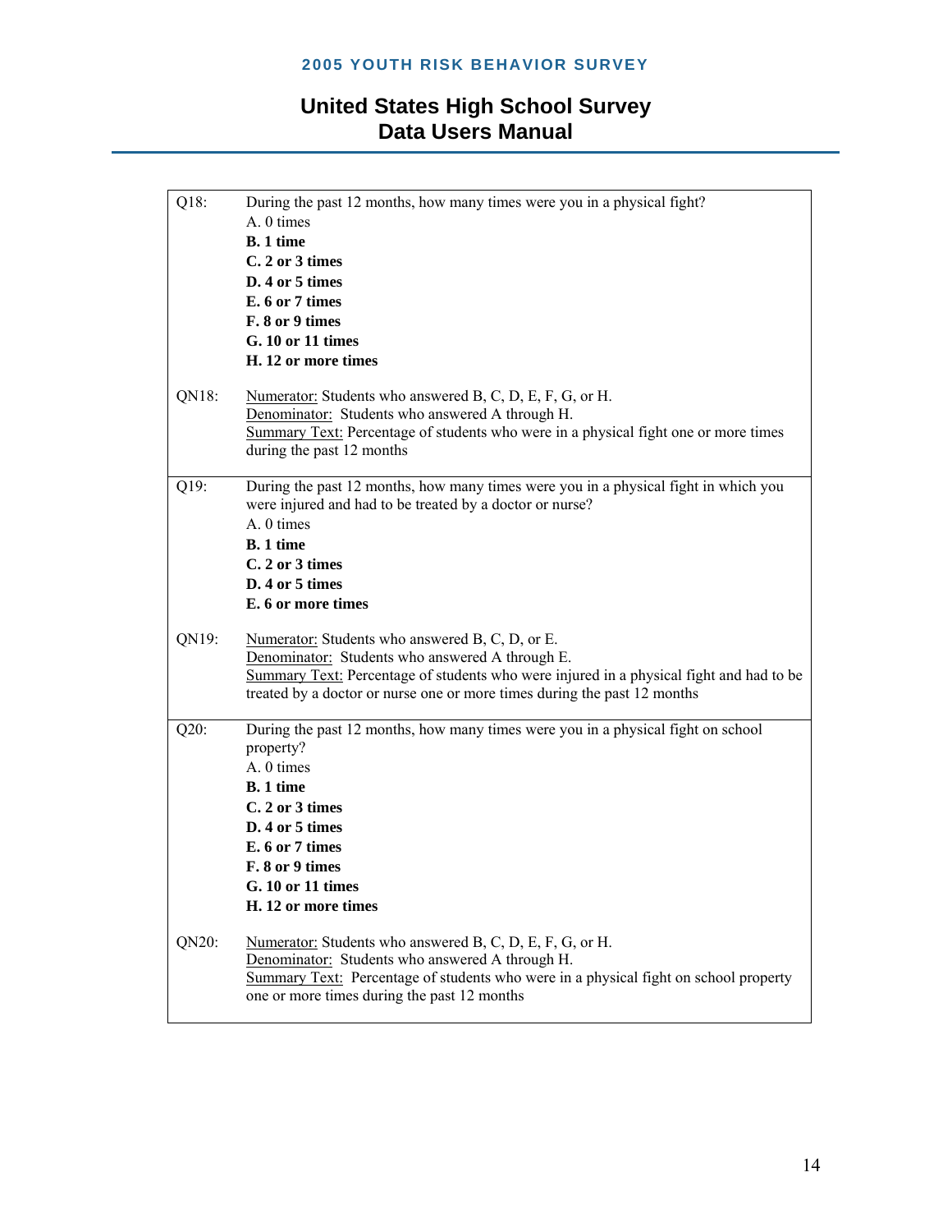| | |
|---|---|
| Q18: | During the past 12 months, how many times were you in a physical fight?<br>A. 0 times<br>**B. 1 time**<br>**C. 2 or 3 times**<br>**D. 4 or 5 times**<br>**E. 6 or 7 times**<br>**F. 8 or 9 times**<br>**G. 10 or 11 times**<br>**H. 12 or more times** |
| QN18: | Numerator: Students who answered B, C, D, E, F, G, or H.<br>Denominator: Students who answered A through H.<br>Summary Text: Percentage of students who were in a physical fight one or more times during the past 12 months |
| Q19: | During the past 12 months, how many times were you in a physical fight in which you were injured and had to be treated by a doctor or nurse?<br>A. 0 times<br>**B. 1 time**<br>**C. 2 or 3 times**<br>**D. 4 or 5 times**<br>**E. 6 or more times** |
| QN19: | Numerator: Students who answered B, C, D, or E.<br>Denominator: Students who answered A through E.<br>Summary Text: Percentage of students who were injured in a physical fight and had to be treated by a doctor or nurse one or more times during the past 12 months |
| Q20: | During the past 12 months, how many times were you in a physical fight on school property?<br>A. 0 times<br>**B. 1 time**<br>**C. 2 or 3 times**<br>**D. 4 or 5 times**<br>**E. 6 or 7 times**<br>**F. 8 or 9 times**<br>**G. 10 or 11 times**<br>**H. 12 or more times** |
| QN20: | Numerator: Students who answered B, C, D, E, F, G, or H.<br>Denominator: Students who answered A through H.<br>Summary Text: Percentage of students who were in a physical fight on school property one or more times during the past 12 months |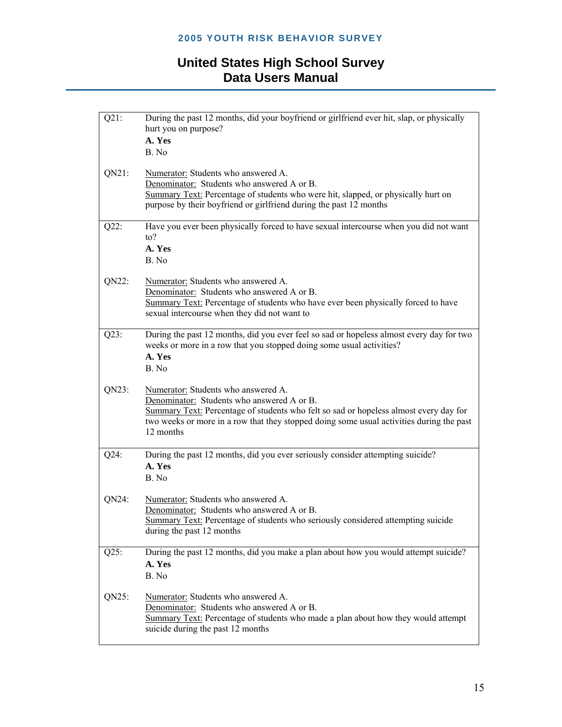| | |
|---|---|
| Q21: | During the past 12 months, did your boyfriend or girlfriend ever hit, slap, or physically hurt you on purpose?<br>**A. Yes**<br>B. No |
| QN21: | Numerator: Students who answered A.<br>Denominator: Students who answered A or B.<br>Summary Text: Percentage of students who were hit, slapped, or physically hurt on purpose by their boyfriend or girlfriend during the past 12 months |
| Q22: | Have you ever been physically forced to have sexual intercourse when you did not want to?<br>**A. Yes**<br>B. No |
| QN22: | Numerator: Students who answered A.<br>Denominator: Students who answered A or B.<br>Summary Text: Percentage of students who have ever been physically forced to have sexual intercourse when they did not want to |
| Q23: | During the past 12 months, did you ever feel so sad or hopeless almost every day for two weeks or more in a row that you stopped doing some usual activities?<br>**A. Yes**<br>B. No |
| QN23: | Numerator: Students who answered A.<br>Denominator: Students who answered A or B.<br>Summary Text: Percentage of students who felt so sad or hopeless almost every day for two weeks or more in a row that they stopped doing some usual activities during the past 12 months |
| Q24: | During the past 12 months, did you ever seriously consider attempting suicide?<br>**A. Yes**<br>B. No |
| QN24: | Numerator: Students who answered A.<br>Denominator: Students who answered A or B.<br>Summary Text: Percentage of students who seriously considered attempting suicide during the past 12 months |
| Q25: | During the past 12 months, did you make a plan about how you would attempt suicide?<br>**A. Yes**<br>B. No |
| QN25: | Numerator: Students who answered A.<br>Denominator: Students who answered A or B.<br>Summary Text: Percentage of students who made a plan about how they would attempt suicide during the past 12 months |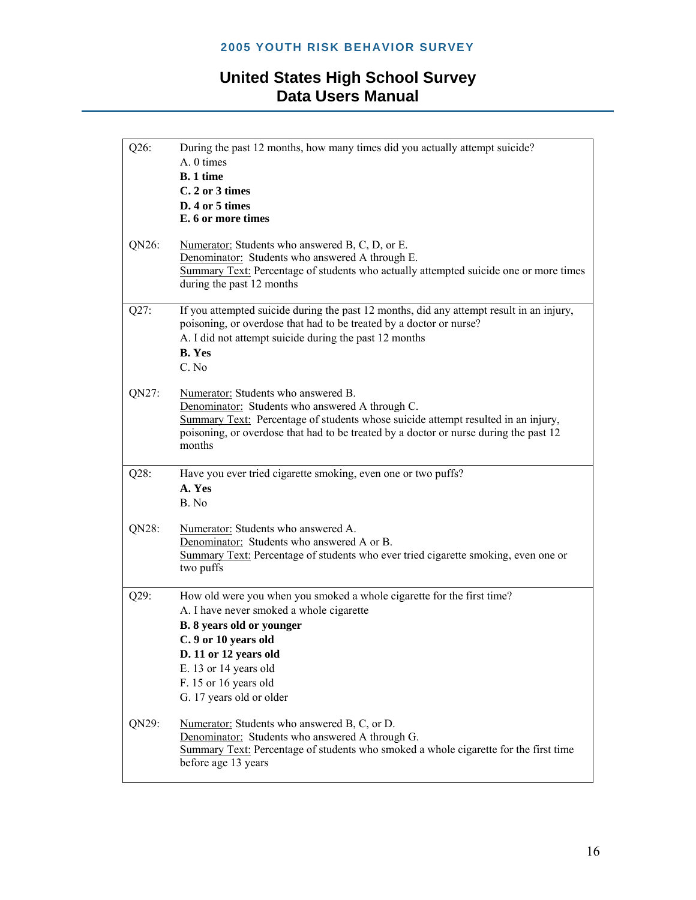| | |
|---|---|
| Q26: | During the past 12 months, how many times did you actually attempt suicide?<br>A. 0 times<br>**B. 1 time**<br>**C. 2 or 3 times**<br>**D. 4 or 5 times**<br>**E. 6 or more times** |
| QN26: | Numerator: Students who answered B, C, D, or E.<br>Denominator: Students who answered A through E.<br>Summary Text: Percentage of students who actually attempted suicide one or more times during the past 12 months |
| Q27: | If you attempted suicide during the past 12 months, did any attempt result in an injury, poisoning, or overdose that had to be treated by a doctor or nurse?<br>A. I did not attempt suicide during the past 12 months<br>**B. Yes**<br>C. No |
| QN27: | Numerator: Students who answered B.<br>Denominator: Students who answered A through C.<br>Summary Text: Percentage of students whose suicide attempt resulted in an injury, poisoning, or overdose that had to be treated by a doctor or nurse during the past 12 months |
| Q28: | Have you ever tried cigarette smoking, even one or two puffs?<br>**A. Yes**<br>B. No |
| QN28: | Numerator: Students who answered A.<br>Denominator: Students who answered A or B.<br>Summary Text: Percentage of students who ever tried cigarette smoking, even one or two puffs |
| Q29: | How old were you when you smoked a whole cigarette for the first time?<br>A. I have never smoked a whole cigarette<br>**B. 8 years old or younger**<br>**C. 9 or 10 years old**<br>**D. 11 or 12 years old**<br>E. 13 or 14 years old<br>F. 15 or 16 years old<br>G. 17 years old or older |
| QN29: | Numerator: Students who answered B, C, or D.<br>Denominator: Students who answered A through G.<br>Summary Text: Percentage of students who smoked a whole cigarette for the first time before age 13 years |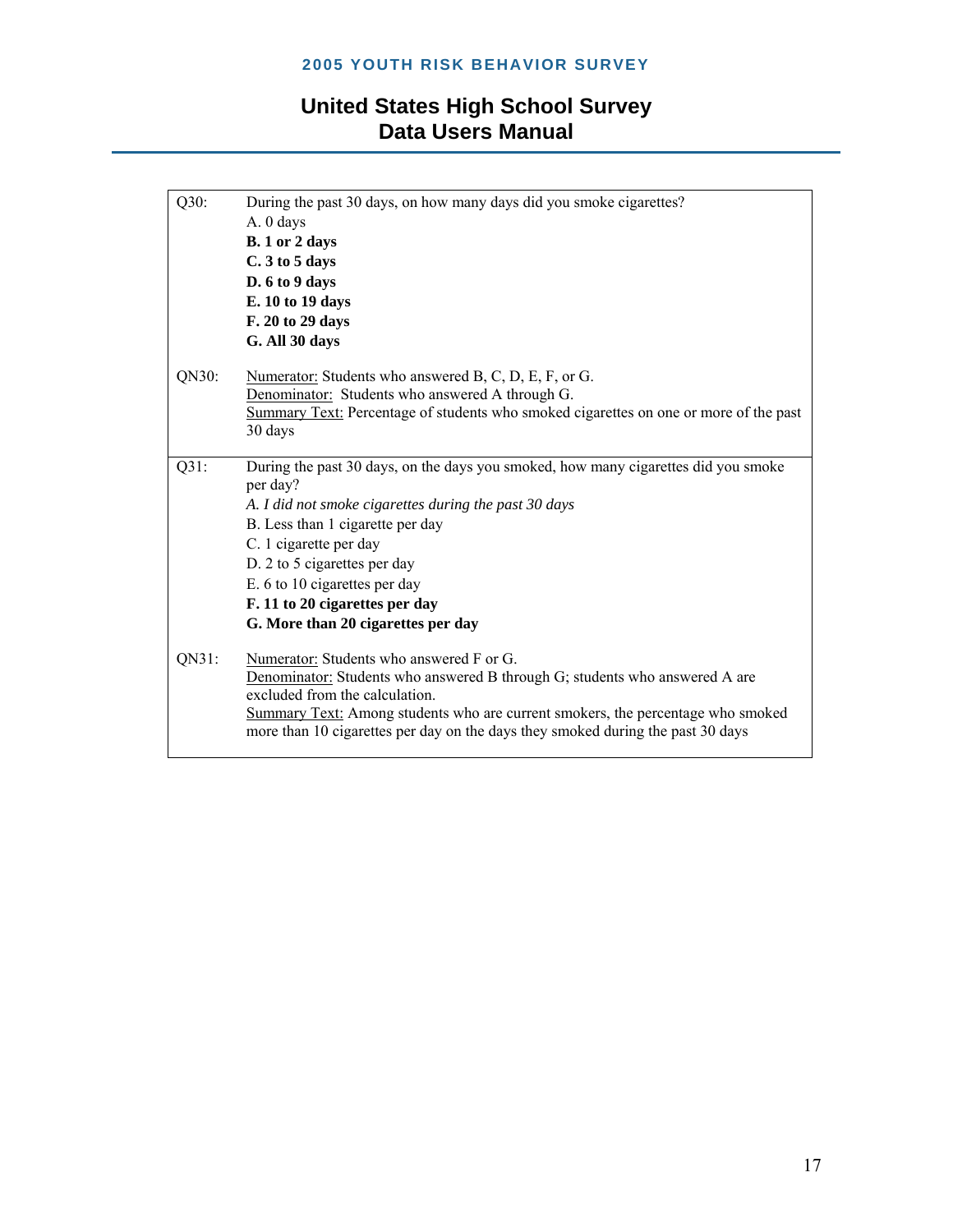| | |
|---|---|
| Q30: | During the past 30 days, on how many days did you smoke cigarettes?<br>A. 0 days<br>**B. 1 or 2 days**<br>**C. 3 to 5 days**<br>**D. 6 to 9 days**<br>**E. 10 to 19 days**<br>**F. 20 to 29 days**<br>**G. All 30 days** |
| QN30: | Numerator: Students who answered B, C, D, E, F, or G.<br>Denominator: Students who answered A through G.<br>Summary Text: Percentage of students who smoked cigarettes on one or more of the past 30 days |
| Q31: | During the past 30 days, on the days you smoked, how many cigarettes did you smoke per day?<br>*A. I did not smoke cigarettes during the past 30 days*<br>B. Less than 1 cigarette per day<br>C. 1 cigarette per day<br>D. 2 to 5 cigarettes per day<br>E. 6 to 10 cigarettes per day<br>**F. 11 to 20 cigarettes per day**<br>**G. More than 20 cigarettes per day** |
| QN31: | Numerator: Students who answered F or G.<br>Denominator: Students who answered B through G; students who answered A are excluded from the calculation.<br>Summary Text: Among students who are current smokers, the percentage who smoked more than 10 cigarettes per day on the days they smoked during the past 30 days |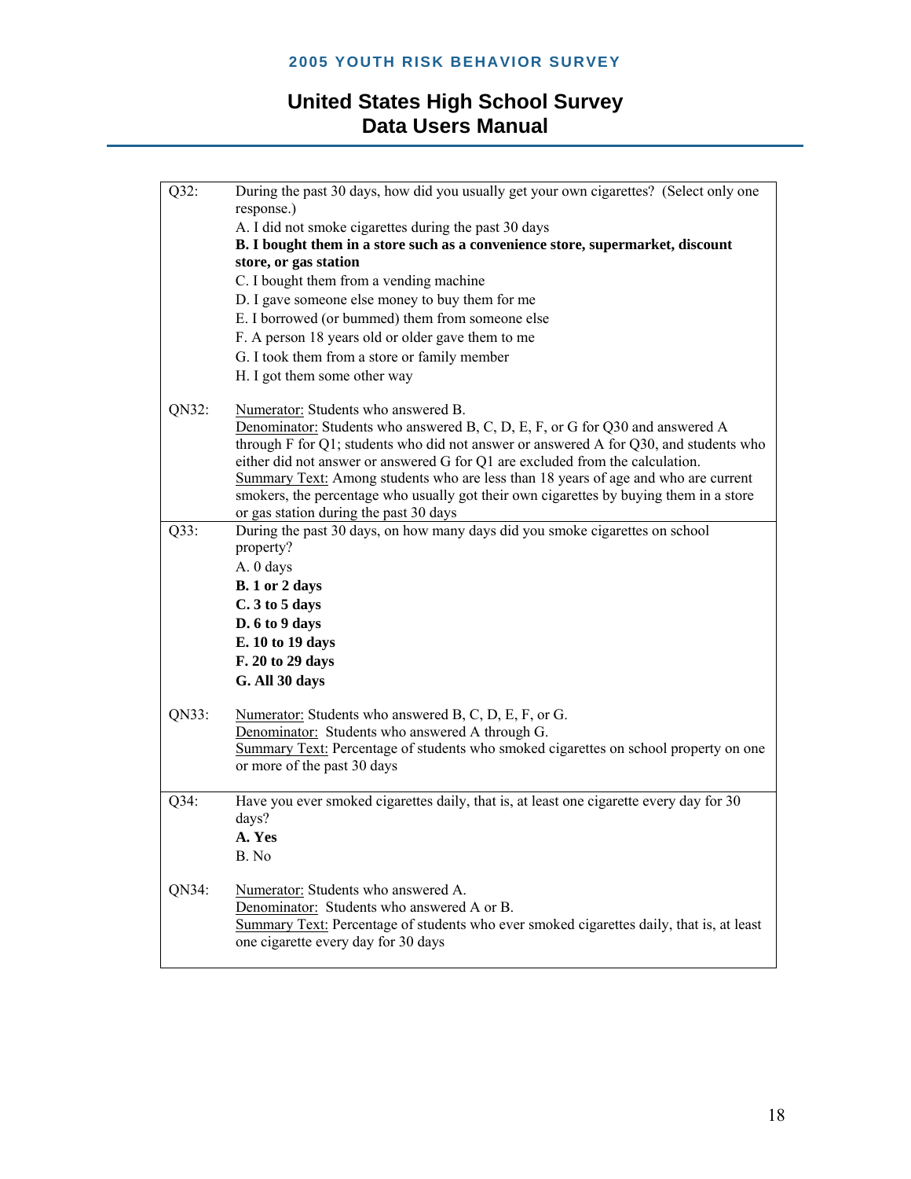| | |
|---|---|
| Q32: | During the past 30 days, how did you usually get your own cigarettes? (Select only one response.)<br>A. I did not smoke cigarettes during the past 30 days<br>**B. I bought them in a store such as a convenience store, supermarket, discount store, or gas station**<br>C. I bought them from a vending machine<br>D. I gave someone else money to buy them for me<br>E. I borrowed (or bummed) them from someone else<br>F. A person 18 years old or older gave them to me<br>G. I took them from a store or family member<br>H. I got them some other way |
| QN32: | Numerator: Students who answered B.<br>Denominator: Students who answered B, C, D, E, F, or G for Q30 and answered A through F for Q1; students who did not answer or answered A for Q30, and students who either did not answer or answered G for Q1 are excluded from the calculation.<br>Summary Text: Among students who are less than 18 years of age and who are current smokers, the percentage who usually got their own cigarettes by buying them in a store or gas station during the past 30 days |
| Q33: | During the past 30 days, on how many days did you smoke cigarettes on school property?<br>A. 0 days<br>**B. 1 or 2 days**<br>**C. 3 to 5 days**<br>**D. 6 to 9 days**<br>**E. 10 to 19 days**<br>**F. 20 to 29 days**<br>**G. All 30 days** |
| QN33: | Numerator: Students who answered B, C, D, E, F, or G.<br>Denominator: Students who answered A through G.<br>Summary Text: Percentage of students who smoked cigarettes on school property on one or more of the past 30 days |
| Q34: | Have you ever smoked cigarettes daily, that is, at least one cigarette every day for 30 days?<br>**A. Yes**<br>B. No |
| QN34: | Numerator: Students who answered A.<br>Denominator: Students who answered A or B.<br>Summary Text: Percentage of students who ever smoked cigarettes daily, that is, at least one cigarette every day for 30 days |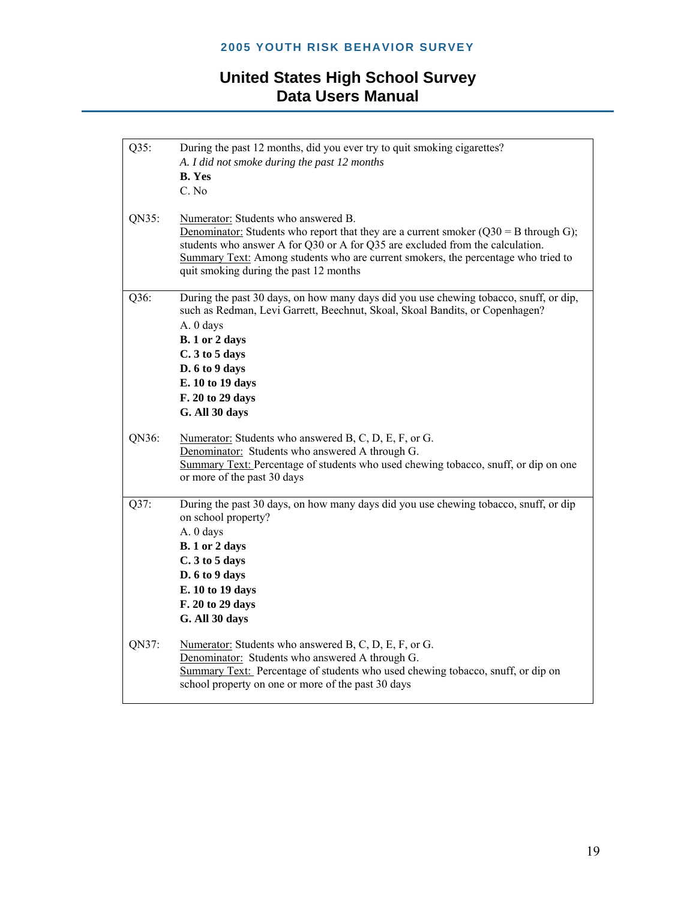| | |
|---|---|
| Q35: | During the past 12 months, did you ever try to quit smoking cigarettes?<br>*A. I did not smoke during the past 12 months*<br>**B. Yes**<br>C. No |
| QN35: | Numerator: Students who answered B.<br>Denominator: Students who report that they are a current smoker (Q30 = B through G); students who answer A for Q30 or A for Q35 are excluded from the calculation.<br>Summary Text: Among students who are current smokers, the percentage who tried to quit smoking during the past 12 months |
| Q36: | During the past 30 days, on how many days did you use chewing tobacco, snuff, or dip, such as Redman, Levi Garrett, Beechnut, Skoal, Skoal Bandits, or Copenhagen?<br>A. 0 days<br>**B. 1 or 2 days**<br>**C. 3 to 5 days**<br>**D. 6 to 9 days**<br>**E. 10 to 19 days**<br>**F. 20 to 29 days**<br>**G. All 30 days** |
| QN36: | Numerator: Students who answered B, C, D, E, F, or G.<br>Denominator: Students who answered A through G.<br>Summary Text: Percentage of students who used chewing tobacco, snuff, or dip on one or more of the past 30 days |
| Q37: | During the past 30 days, on how many days did you use chewing tobacco, snuff, or dip on school property?<br>A. 0 days<br>**B. 1 or 2 days**<br>**C. 3 to 5 days**<br>**D. 6 to 9 days**<br>**E. 10 to 19 days**<br>**F. 20 to 29 days**<br>**G. All 30 days** |
| QN37: | Numerator: Students who answered B, C, D, E, F, or G.<br>Denominator: Students who answered A through G.<br>Summary Text: Percentage of students who used chewing tobacco, snuff, or dip on school property on one or more of the past 30 days |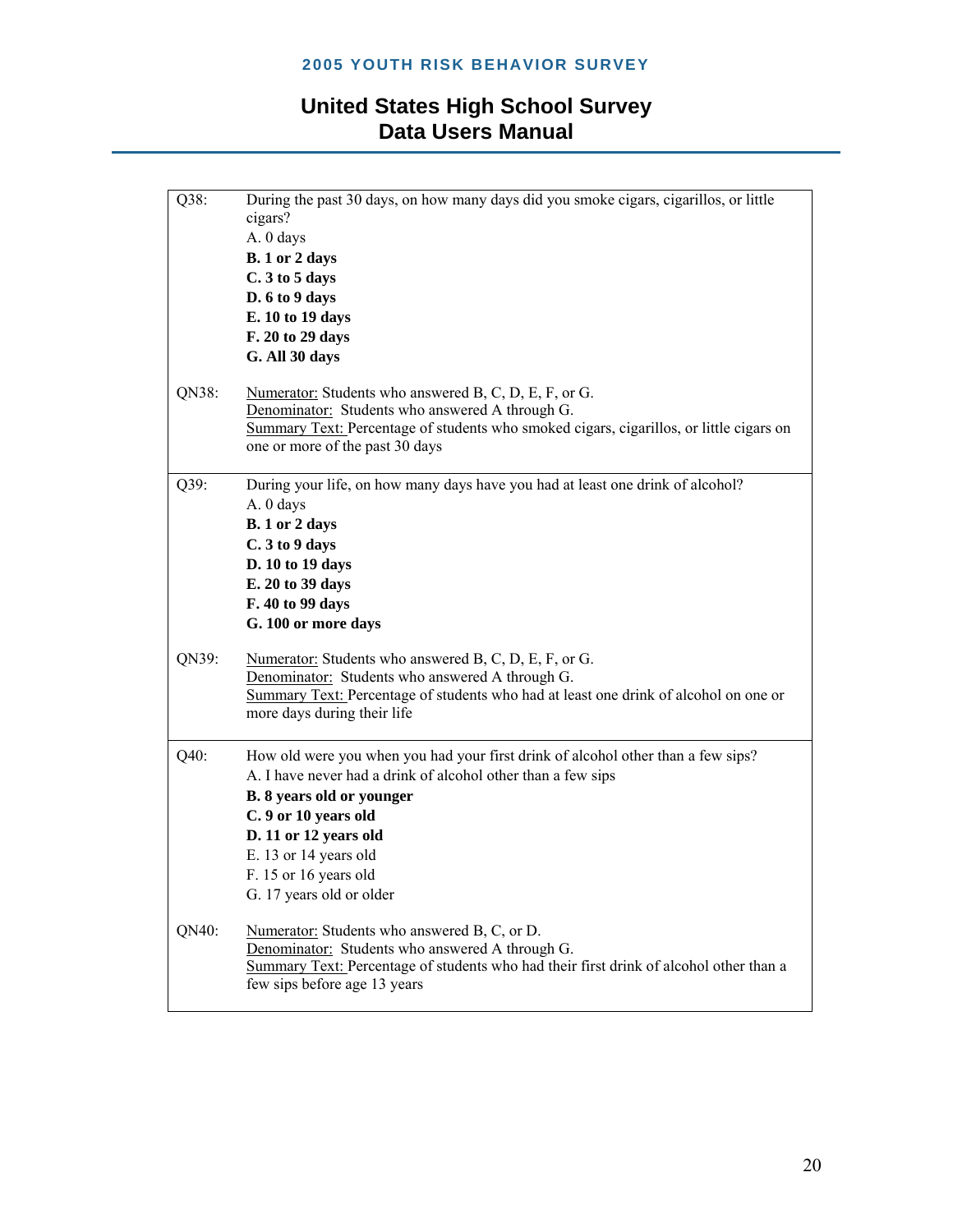| | |
|---|---|
| Q38: | During the past 30 days, on how many days did you smoke cigars, cigarillos, or little cigars?<br>A. 0 days<br>**B. 1 or 2 days**<br>**C. 3 to 5 days**<br>**D. 6 to 9 days**<br>**E. 10 to 19 days**<br>**F. 20 to 29 days**<br>**G. All 30 days** |
| QN38: | Numerator: Students who answered B, C, D, E, F, or G.<br>Denominator: Students who answered A through G.<br>Summary Text: Percentage of students who smoked cigars, cigarillos, or little cigars on one or more of the past 30 days |
| Q39: | During your life, on how many days have you had at least one drink of alcohol?<br>A. 0 days<br>**B. 1 or 2 days**<br>**C. 3 to 9 days**<br>**D. 10 to 19 days**<br>**E. 20 to 39 days**<br>**F. 40 to 99 days**<br>**G. 100 or more days** |
| QN39: | Numerator: Students who answered B, C, D, E, F, or G.<br>Denominator: Students who answered A through G.<br>Summary Text: Percentage of students who had at least one drink of alcohol on one or more days during their life |
| Q40: | How old were you when you had your first drink of alcohol other than a few sips?<br>A. I have never had a drink of alcohol other than a few sips<br>**B. 8 years old or younger**<br>**C. 9 or 10 years old**<br>**D. 11 or 12 years old**<br>E. 13 or 14 years old<br>F. 15 or 16 years old<br>G. 17 years old or older |
| QN40: | Numerator: Students who answered B, C, or D.<br>Denominator: Students who answered A through G.<br>Summary Text: Percentage of students who had their first drink of alcohol other than a few sips before age 13 years |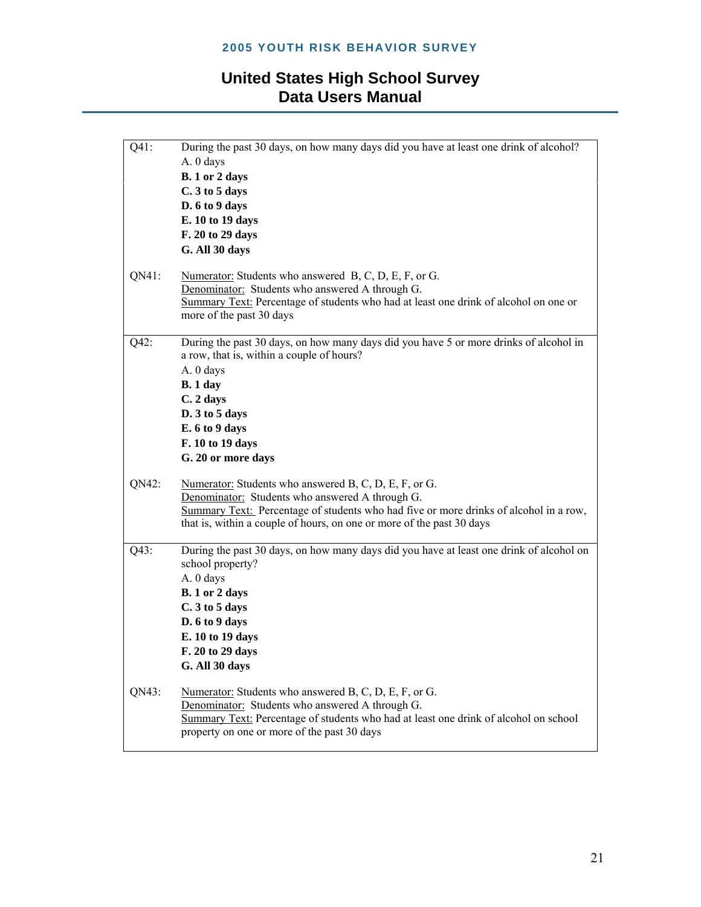| | |
|---|---|
| Q41: | During the past 30 days, on how many days did you have at least one drink of alcohol?<br>A. 0 days<br>**B. 1 or 2 days**<br>**C. 3 to 5 days**<br>**D. 6 to 9 days**<br>**E. 10 to 19 days**<br>**F. 20 to 29 days**<br>**G. All 30 days** |
| QN41: | Numerator: Students who answered B, C, D, E, F, or G.<br>Denominator: Students who answered A through G.<br>Summary Text: Percentage of students who had at least one drink of alcohol on one or more of the past 30 days |
| Q42: | During the past 30 days, on how many days did you have 5 or more drinks of alcohol in a row, that is, within a couple of hours?<br>A. 0 days<br>**B. 1 day**<br>**C. 2 days**<br>**D. 3 to 5 days**<br>**E. 6 to 9 days**<br>**F. 10 to 19 days**<br>**G. 20 or more days** |
| QN42: | Numerator: Students who answered B, C, D, E, F, or G.<br>Denominator: Students who answered A through G.<br>Summary Text: Percentage of students who had five or more drinks of alcohol in a row, that is, within a couple of hours, on one or more of the past 30 days |
| Q43: | During the past 30 days, on how many days did you have at least one drink of alcohol on school property?<br>A. 0 days<br>**B. 1 or 2 days**<br>**C. 3 to 5 days**<br>**D. 6 to 9 days**<br>**E. 10 to 19 days**<br>**F. 20 to 29 days**<br>**G. All 30 days** |
| QN43: | Numerator: Students who answered B, C, D, E, F, or G.<br>Denominator: Students who answered A through G.<br>Summary Text: Percentage of students who had at least one drink of alcohol on school property on one or more of the past 30 days |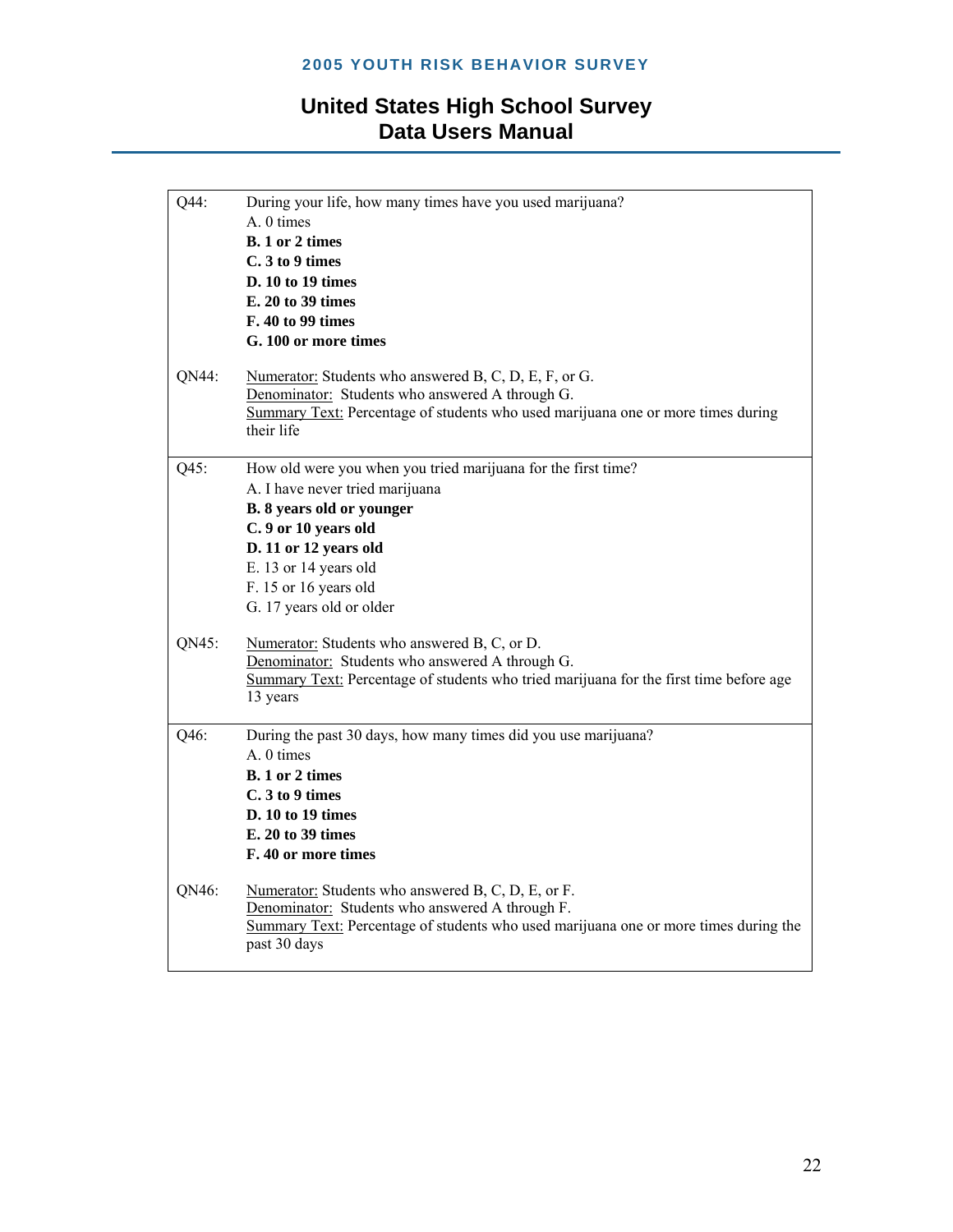| | |
|---|---|
| Q44: | During your life, how many times have you used marijuana?<br>A. 0 times<br>**B. 1 or 2 times**<br>**C. 3 to 9 times**<br>**D. 10 to 19 times**<br>**E. 20 to 39 times**<br>**F. 40 to 99 times**<br>**G. 100 or more times** |
| QN44: | Numerator: Students who answered B, C, D, E, F, or G.<br>Denominator: Students who answered A through G.<br>Summary Text: Percentage of students who used marijuana one or more times during their life |
| Q45: | How old were you when you tried marijuana for the first time?<br>A. I have never tried marijuana<br>**B. 8 years old or younger**<br>**C. 9 or 10 years old**<br>**D. 11 or 12 years old**<br>E. 13 or 14 years old<br>F. 15 or 16 years old<br>G. 17 years old or older |
| QN45: | Numerator: Students who answered B, C, or D.<br>Denominator: Students who answered A through G.<br>Summary Text: Percentage of students who tried marijuana for the first time before age 13 years |
| Q46: | During the past 30 days, how many times did you use marijuana?<br>A. 0 times<br>**B. 1 or 2 times**<br>**C. 3 to 9 times**<br>**D. 10 to 19 times**<br>**E. 20 to 39 times**<br>**F. 40 or more times** |
| QN46: | Numerator: Students who answered B, C, D, E, or F.<br>Denominator: Students who answered A through F.<br>Summary Text: Percentage of students who used marijuana one or more times during the past 30 days |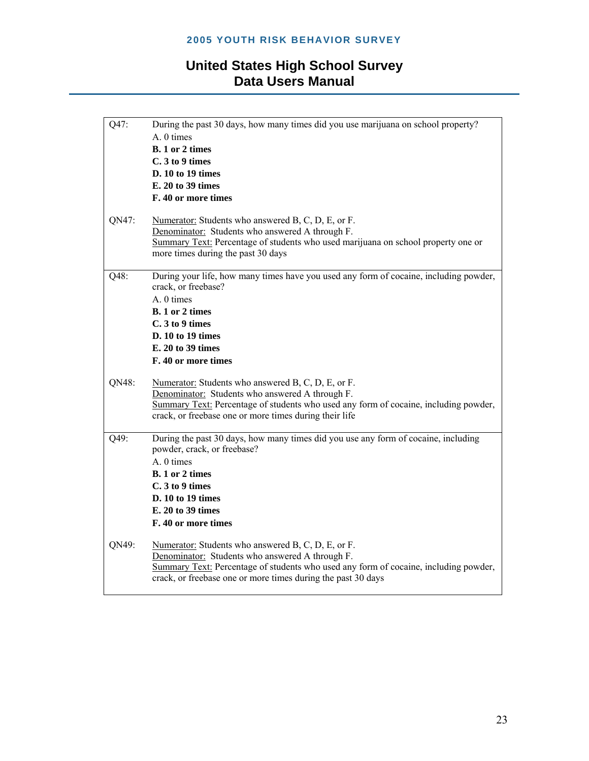| | |
|---|---|
| Q47: | During the past 30 days, how many times did you use marijuana on school property?<br>A. 0 times<br>**B. 1 or 2 times**<br>**C. 3 to 9 times**<br>**D. 10 to 19 times**<br>**E. 20 to 39 times**<br>**F. 40 or more times** |
| QN47: | Numerator: Students who answered B, C, D, E, or F.<br>Denominator: Students who answered A through F.<br>Summary Text: Percentage of students who used marijuana on school property one or more times during the past 30 days |
| Q48: | During your life, how many times have you used any form of cocaine, including powder, crack, or freebase?<br>A. 0 times<br>**B. 1 or 2 times**<br>**C. 3 to 9 times**<br>**D. 10 to 19 times**<br>**E. 20 to 39 times**<br>**F. 40 or more times** |
| QN48: | Numerator: Students who answered B, C, D, E, or F.<br>Denominator: Students who answered A through F.<br>Summary Text: Percentage of students who used any form of cocaine, including powder, crack, or freebase one or more times during their life |
| Q49: | During the past 30 days, how many times did you use any form of cocaine, including powder, crack, or freebase?<br>A. 0 times<br>**B. 1 or 2 times**<br>**C. 3 to 9 times**<br>**D. 10 to 19 times**<br>**E. 20 to 39 times**<br>**F. 40 or more times** |
| QN49: | Numerator: Students who answered B, C, D, E, or F.<br>Denominator: Students who answered A through F.<br>Summary Text: Percentage of students who used any form of cocaine, including powder, crack, or freebase one or more times during the past 30 days |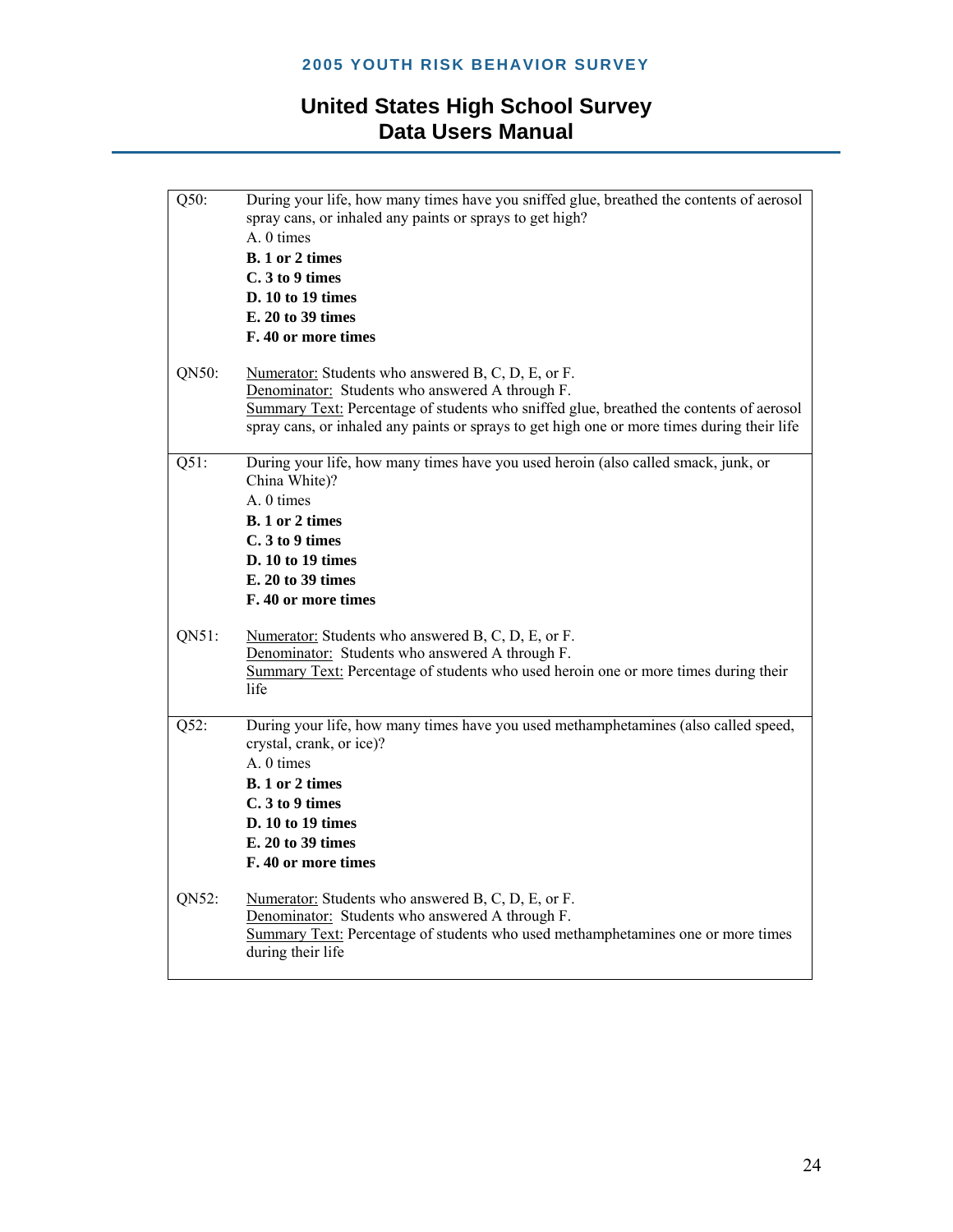| | |
|---|---|
| Q50: | During your life, how many times have you sniffed glue, breathed the contents of aerosol spray cans, or inhaled any paints or sprays to get high?<br>A. 0 times<br>**B. 1 or 2 times**<br>**C. 3 to 9 times**<br>**D. 10 to 19 times**<br>**E. 20 to 39 times**<br>**F. 40 or more times** |
| QN50: | <u>Numerator:</u> Students who answered B, C, D, E, or F.<br><u>Denominator:</u> Students who answered A through F.<br><u>Summary Text:</u> Percentage of students who sniffed glue, breathed the contents of aerosol spray cans, or inhaled any paints or sprays to get high one or more times during their life |
| Q51: | During your life, how many times have you used heroin (also called smack, junk, or China White)?<br>A. 0 times<br>**B. 1 or 2 times**<br>**C. 3 to 9 times**<br>**D. 10 to 19 times**<br>**E. 20 to 39 times**<br>**F. 40 or more times** |
| QN51: | <u>Numerator:</u> Students who answered B, C, D, E, or F.<br><u>Denominator:</u> Students who answered A through F.<br><u>Summary Text:</u> Percentage of students who used heroin one or more times during their life |
| Q52: | During your life, how many times have you used methamphetamines (also called speed, crystal, crank, or ice)?<br>A. 0 times<br>**B. 1 or 2 times**<br>**C. 3 to 9 times**<br>**D. 10 to 19 times**<br>**E. 20 to 39 times**<br>**F. 40 or more times** |
| QN52: | <u>Numerator:</u> Students who answered B, C, D, E, or F.<br><u>Denominator:</u> Students who answered A through F.<br><u>Summary Text:</u> Percentage of students who used methamphetamines one or more times during their life |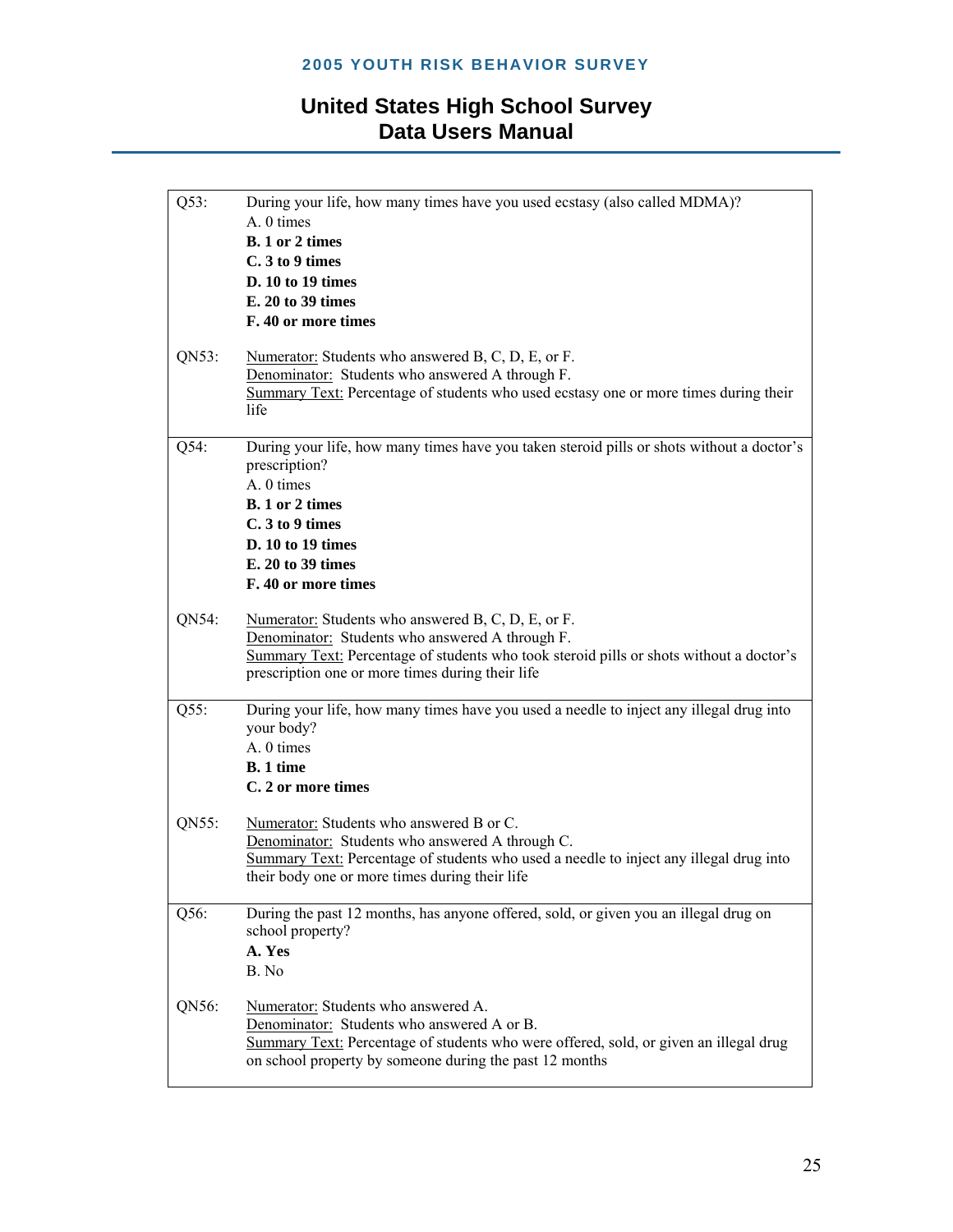| | |
|---|---|
| Q53: | During your life, how many times have you used ecstasy (also called MDMA)?<br>A. 0 times<br>**B. 1 or 2 times**<br>**C. 3 to 9 times**<br>**D. 10 to 19 times**<br>**E. 20 to 39 times**<br>**F. 40 or more times** |
| QN53: | Numerator: Students who answered B, C, D, E, or F.<br>Denominator: Students who answered A through F.<br>Summary Text: Percentage of students who used ecstasy one or more times during their life |
| Q54: | During your life, how many times have you taken steroid pills or shots without a doctor's prescription?<br>A. 0 times<br>**B. 1 or 2 times**<br>**C. 3 to 9 times**<br>**D. 10 to 19 times**<br>**E. 20 to 39 times**<br>**F. 40 or more times** |
| QN54: | Numerator: Students who answered B, C, D, E, or F.<br>Denominator: Students who answered A through F.<br>Summary Text: Percentage of students who took steroid pills or shots without a doctor's prescription one or more times during their life |
| Q55: | During your life, how many times have you used a needle to inject any illegal drug into your body?<br>A. 0 times<br>**B. 1 time**<br>**C. 2 or more times** |
| QN55: | Numerator: Students who answered B or C.<br>Denominator: Students who answered A through C.<br>Summary Text: Percentage of students who used a needle to inject any illegal drug into their body one or more times during their life |
| Q56: | During the past 12 months, has anyone offered, sold, or given you an illegal drug on school property?<br>**A. Yes**<br>B. No |
| QN56: | Numerator: Students who answered A.<br>Denominator: Students who answered A or B.<br>Summary Text: Percentage of students who were offered, sold, or given an illegal drug on school property by someone during the past 12 months |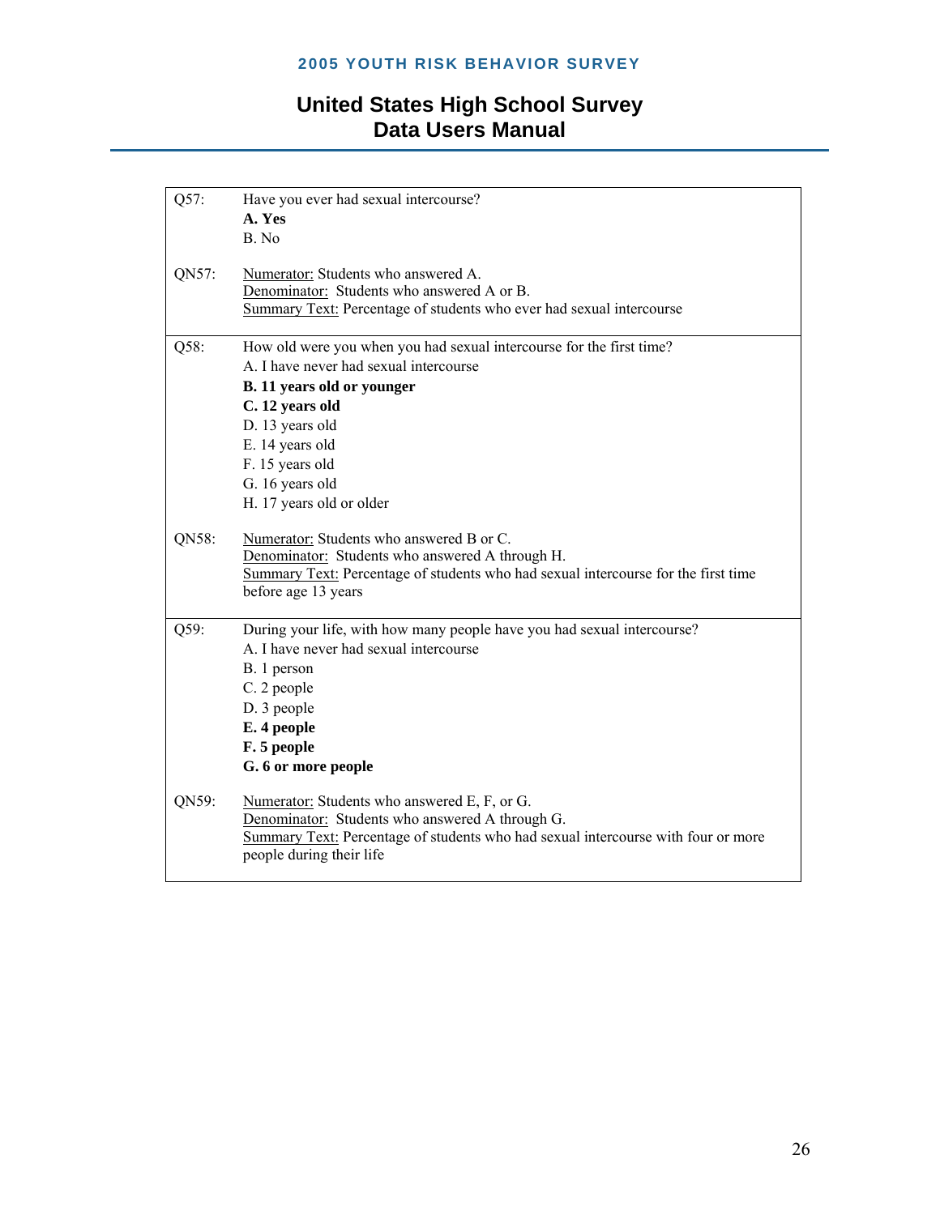| | |
|---|---|
| Q57: | Have you ever had sexual intercourse?<br>**A. Yes**<br>B. No |
| QN57: | Numerator: Students who answered A.<br>Denominator: Students who answered A or B.<br>Summary Text: Percentage of students who ever had sexual intercourse |
| Q58: | How old were you when you had sexual intercourse for the first time?<br>A. I have never had sexual intercourse<br>**B. 11 years old or younger**<br>**C. 12 years old**<br>D. 13 years old<br>E. 14 years old<br>F. 15 years old<br>G. 16 years old<br>H. 17 years old or older |
| QN58: | Numerator: Students who answered B or C.<br>Denominator: Students who answered A through H.<br>Summary Text: Percentage of students who had sexual intercourse for the first time before age 13 years |
| Q59: | During your life, with how many people have you had sexual intercourse?<br>A. I have never had sexual intercourse<br>B. 1 person<br>C. 2 people<br>D. 3 people<br>**E. 4 people**<br>**F. 5 people**<br>**G. 6 or more people** |
| QN59: | Numerator: Students who answered E, F, or G.<br>Denominator: Students who answered A through G.<br>Summary Text: Percentage of students who had sexual intercourse with four or more people during their life |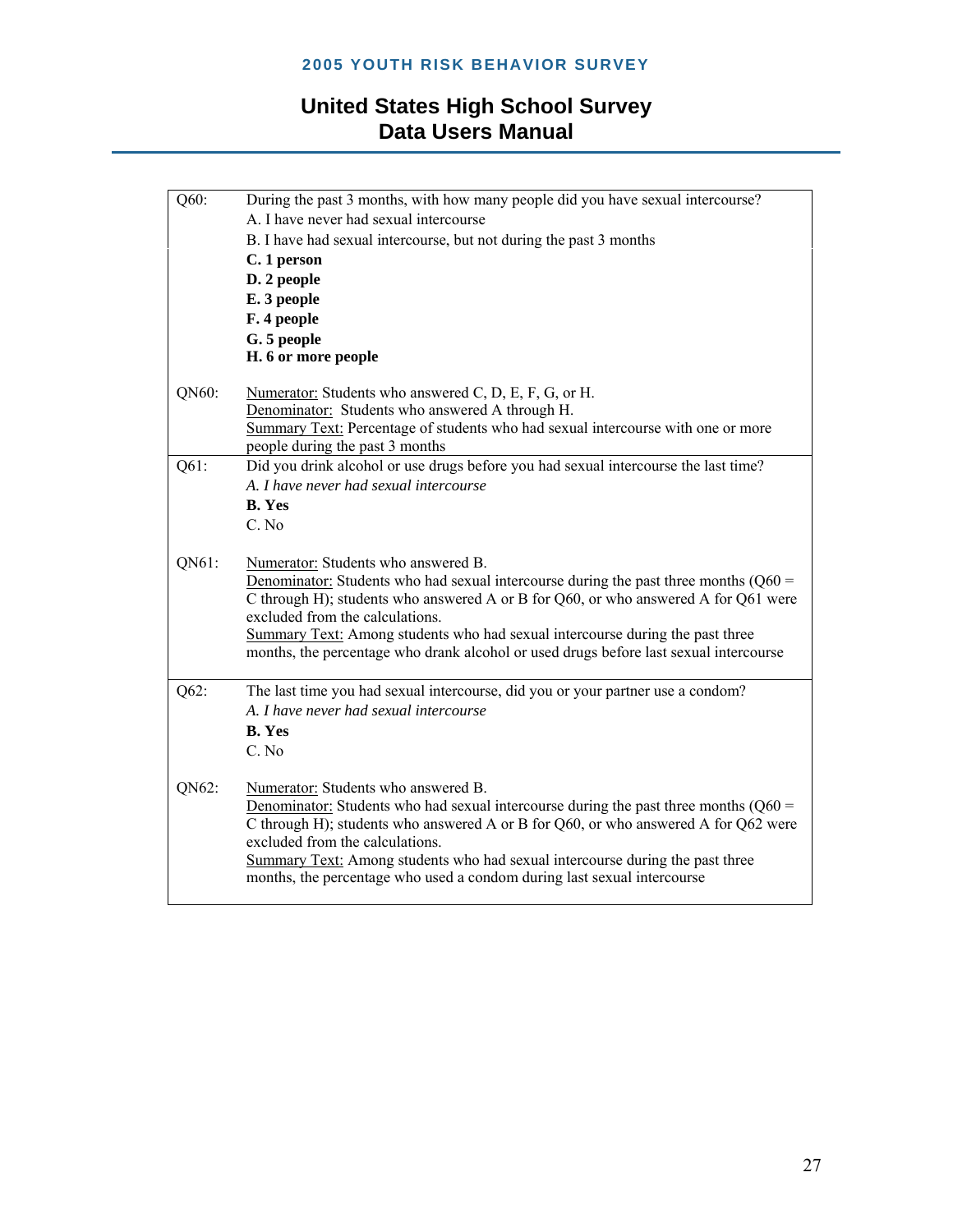| | |
|---|---|
| Q60: | During the past 3 months, with how many people did you have sexual intercourse?<br>A. I have never had sexual intercourse<br>B. I have had sexual intercourse, but not during the past 3 months<br>**C. 1 person**<br>**D. 2 people**<br>**E. 3 people**<br>**F. 4 people**<br>**G. 5 people**<br>**H. 6 or more people** |
| QN60: | Numerator: Students who answered C, D, E, F, G, or H.<br>Denominator: Students who answered A through H.<br>Summary Text: Percentage of students who had sexual intercourse with one or more people during the past 3 months |
| Q61: | Did you drink alcohol or use drugs before you had sexual intercourse the last time?<br>*A. I have never had sexual intercourse*<br>**B. Yes**<br>C. No |
| QN61: | Numerator: Students who answered B.<br>Denominator: Students who had sexual intercourse during the past three months (Q60 = C through H); students who answered A or B for Q60, or who answered A for Q61 were excluded from the calculations.<br>Summary Text: Among students who had sexual intercourse during the past three months, the percentage who drank alcohol or used drugs before last sexual intercourse |
| Q62: | The last time you had sexual intercourse, did you or your partner use a condom?<br>*A. I have never had sexual intercourse*<br>**B. Yes**<br>C. No |
| QN62: | Numerator: Students who answered B.<br>Denominator: Students who had sexual intercourse during the past three months (Q60 = C through H); students who answered A or B for Q60, or who answered A for Q62 were excluded from the calculations.<br>Summary Text: Among students who had sexual intercourse during the past three months, the percentage who used a condom during last sexual intercourse |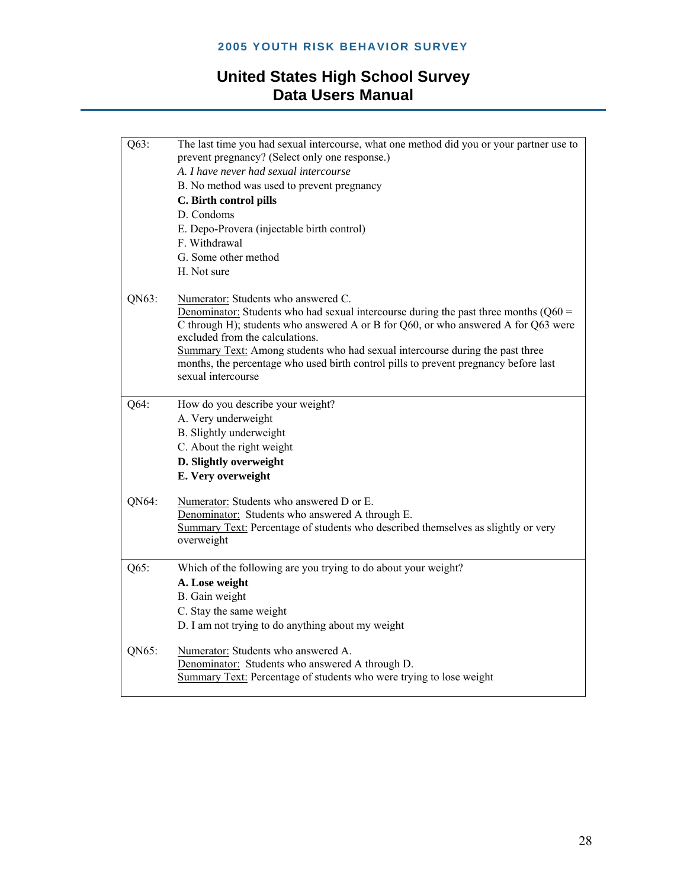| | |
|---|---|
| Q63: | The last time you had sexual intercourse, what one method did you or your partner use to prevent pregnancy? (Select only one response.)<br>*A. I have never had sexual intercourse*<br>B. No method was used to prevent pregnancy<br>**C. Birth control pills**<br>D. Condoms<br>E. Depo-Provera (injectable birth control)<br>F. Withdrawal<br>G. Some other method<br>H. Not sure |
| QN63: | Numerator: Students who answered C.<br>Denominator: Students who had sexual intercourse during the past three months (Q60 = C through H); students who answered A or B for Q60, or who answered A for Q63 were excluded from the calculations.<br>Summary Text: Among students who had sexual intercourse during the past three months, the percentage who used birth control pills to prevent pregnancy before last sexual intercourse |
| Q64: | How do you describe your weight?<br>A. Very underweight<br>B. Slightly underweight<br>C. About the right weight<br>**D. Slightly overweight**<br>**E. Very overweight** |
| QN64: | Numerator: Students who answered D or E.<br>Denominator: Students who answered A through E.<br>Summary Text: Percentage of students who described themselves as slightly or very overweight |
| Q65: | Which of the following are you trying to do about your weight?<br>**A. Lose weight**<br>B. Gain weight<br>C. Stay the same weight<br>D. I am not trying to do anything about my weight |
| QN65: | Numerator: Students who answered A.<br>Denominator: Students who answered A through D.<br>Summary Text: Percentage of students who were trying to lose weight |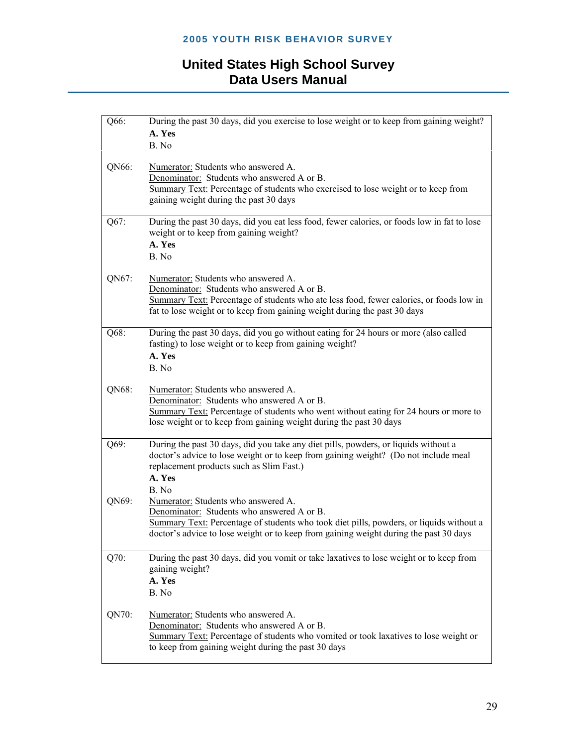| | |
|---|---|
| Q66: | During the past 30 days, did you exercise to lose weight or to keep from gaining weight?<br>**A. Yes**<br>B. No |
| QN66: | Numerator: Students who answered A.<br>Denominator: Students who answered A or B.<br>Summary Text: Percentage of students who exercised to lose weight or to keep from gaining weight during the past 30 days |
| Q67: | During the past 30 days, did you eat less food, fewer calories, or foods low in fat to lose weight or to keep from gaining weight?<br>**A. Yes**<br>B. No |
| QN67: | Numerator: Students who answered A.<br>Denominator: Students who answered A or B.<br>Summary Text: Percentage of students who ate less food, fewer calories, or foods low in fat to lose weight or to keep from gaining weight during the past 30 days |
| Q68: | During the past 30 days, did you go without eating for 24 hours or more (also called fasting) to lose weight or to keep from gaining weight?<br>**A. Yes**<br>B. No |
| QN68: | Numerator: Students who answered A.<br>Denominator: Students who answered A or B.<br>Summary Text: Percentage of students who went without eating for 24 hours or more to lose weight or to keep from gaining weight during the past 30 days |
| Q69: | During the past 30 days, did you take any diet pills, powders, or liquids without a doctor's advice to lose weight or to keep from gaining weight? (Do not include meal replacement products such as Slim Fast.)<br>**A. Yes**<br>B. No |
| QN69: | Numerator: Students who answered A.<br>Denominator: Students who answered A or B.<br>Summary Text: Percentage of students who took diet pills, powders, or liquids without a doctor's advice to lose weight or to keep from gaining weight during the past 30 days |
| Q70: | During the past 30 days, did you vomit or take laxatives to lose weight or to keep from gaining weight?<br>**A. Yes**<br>B. No |
| QN70: | Numerator: Students who answered A.<br>Denominator: Students who answered A or B.<br>Summary Text: Percentage of students who vomited or took laxatives to lose weight or to keep from gaining weight during the past 30 days |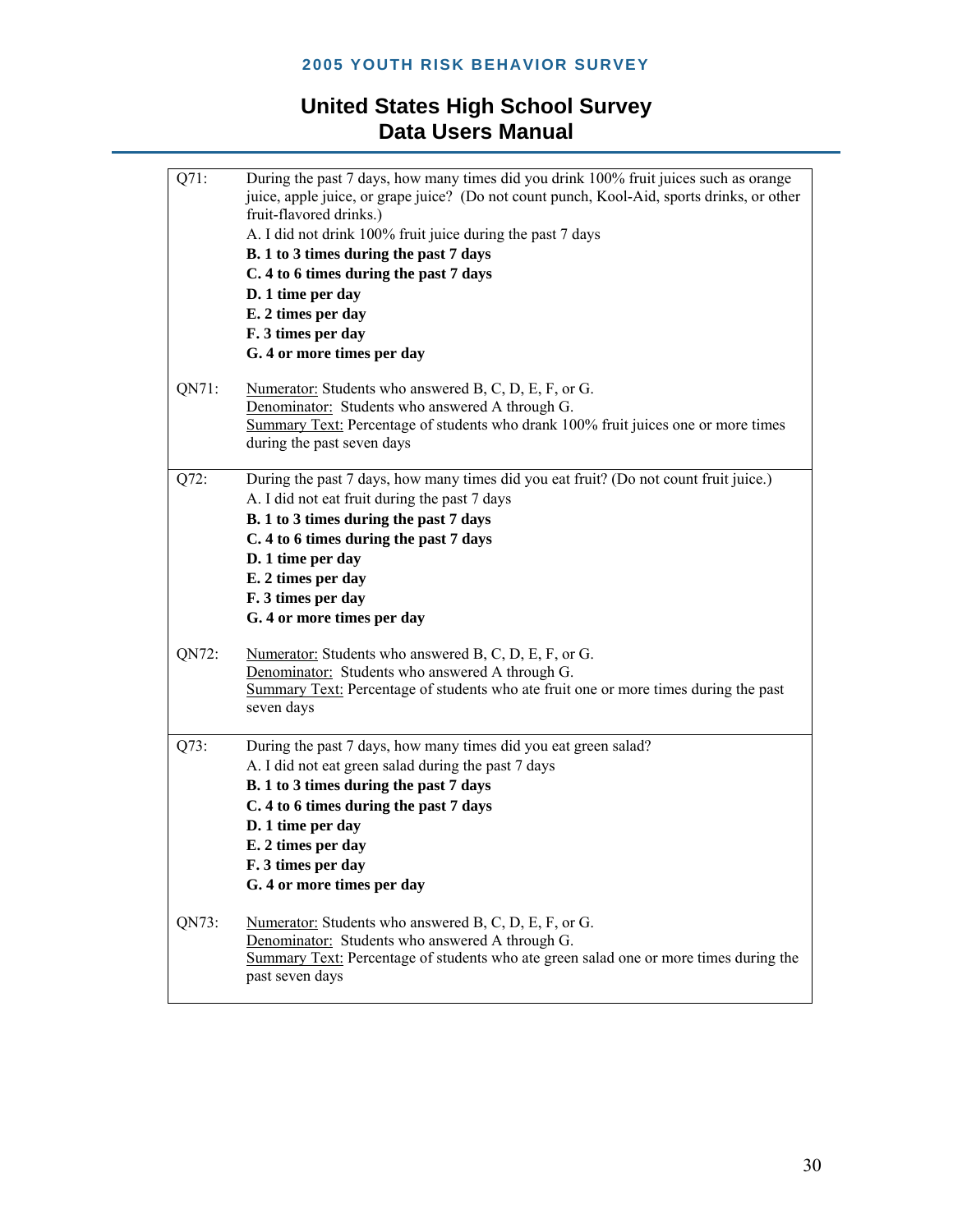| | |
|---|---|
| Q71: | During the past 7 days, how many times did you drink 100% fruit juices such as orange juice, apple juice, or grape juice? (Do not count punch, Kool-Aid, sports drinks, or other fruit-flavored drinks.)<br>A. I did not drink 100% fruit juice during the past 7 days<br>**B. 1 to 3 times during the past 7 days**<br>**C. 4 to 6 times during the past 7 days**<br>**D. 1 time per day**<br>**E. 2 times per day**<br>**F. 3 times per day**<br>**G. 4 or more times per day** |
| QN71: | Numerator: Students who answered B, C, D, E, F, or G.<br>Denominator: Students who answered A through G.<br>Summary Text: Percentage of students who drank 100% fruit juices one or more times during the past seven days |
| Q72: | During the past 7 days, how many times did you eat fruit? (Do not count fruit juice.)<br>A. I did not eat fruit during the past 7 days<br>**B. 1 to 3 times during the past 7 days**<br>**C. 4 to 6 times during the past 7 days**<br>**D. 1 time per day**<br>**E. 2 times per day**<br>**F. 3 times per day**<br>**G. 4 or more times per day** |
| QN72: | Numerator: Students who answered B, C, D, E, F, or G.<br>Denominator: Students who answered A through G.<br>Summary Text: Percentage of students who ate fruit one or more times during the past seven days |
| Q73: | During the past 7 days, how many times did you eat green salad?<br>A. I did not eat green salad during the past 7 days<br>**B. 1 to 3 times during the past 7 days**<br>**C. 4 to 6 times during the past 7 days**<br>**D. 1 time per day**<br>**E. 2 times per day**<br>**F. 3 times per day**<br>**G. 4 or more times per day** |
| QN73: | Numerator: Students who answered B, C, D, E, F, or G.<br>Denominator: Students who answered A through G.<br>Summary Text: Percentage of students who ate green salad one or more times during the past seven days |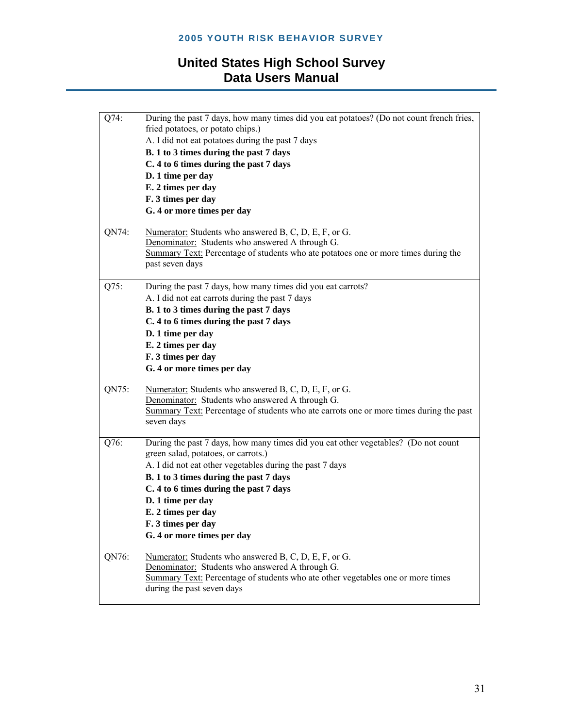| | |
|---|---|
| Q74: | During the past 7 days, how many times did you eat potatoes? (Do not count french fries, fried potatoes, or potato chips.)<br>A. I did not eat potatoes during the past 7 days<br>**B. 1 to 3 times during the past 7 days**<br>**C. 4 to 6 times during the past 7 days**<br>**D. 1 time per day**<br>**E. 2 times per day**<br>**F. 3 times per day**<br>**G. 4 or more times per day** |
| QN74: | Numerator: Students who answered B, C, D, E, F, or G.<br>Denominator: Students who answered A through G.<br>Summary Text: Percentage of students who ate potatoes one or more times during the past seven days |
| Q75: | During the past 7 days, how many times did you eat carrots?<br>A. I did not eat carrots during the past 7 days<br>**B. 1 to 3 times during the past 7 days**<br>**C. 4 to 6 times during the past 7 days**<br>**D. 1 time per day**<br>**E. 2 times per day**<br>**F. 3 times per day**<br>**G. 4 or more times per day** |
| QN75: | Numerator: Students who answered B, C, D, E, F, or G.<br>Denominator: Students who answered A through G.<br>Summary Text: Percentage of students who ate carrots one or more times during the past seven days |
| Q76: | During the past 7 days, how many times did you eat other vegetables? (Do not count green salad, potatoes, or carrots.)<br>A. I did not eat other vegetables during the past 7 days<br>**B. 1 to 3 times during the past 7 days**<br>**C. 4 to 6 times during the past 7 days**<br>**D. 1 time per day**<br>**E. 2 times per day**<br>**F. 3 times per day**<br>**G. 4 or more times per day** |
| QN76: | Numerator: Students who answered B, C, D, E, F, or G.<br>Denominator: Students who answered A through G.<br>Summary Text: Percentage of students who ate other vegetables one or more times during the past seven days |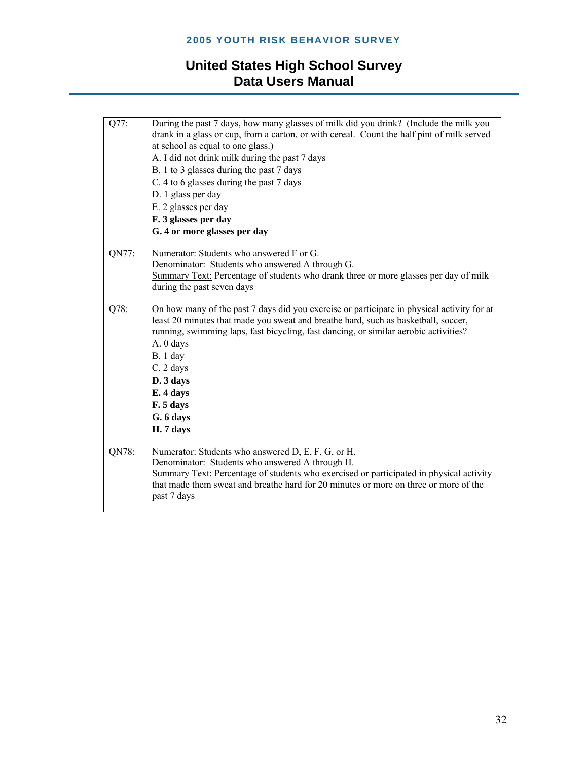| | |
|---|---|
| Q77: | During the past 7 days, how many glasses of milk did you drink? (Include the milk you drank in a glass or cup, from a carton, or with cereal. Count the half pint of milk served at school as equal to one glass.)<br>A. I did not drink milk during the past 7 days<br>B. 1 to 3 glasses during the past 7 days<br>C. 4 to 6 glasses during the past 7 days<br>D. 1 glass per day<br>E. 2 glasses per day<br>**F. 3 glasses per day**<br>**G. 4 or more glasses per day** |
| QN77: | Numerator: Students who answered F or G.<br>Denominator: Students who answered A through G.<br>Summary Text: Percentage of students who drank three or more glasses per day of milk during the past seven days |
| Q78: | On how many of the past 7 days did you exercise or participate in physical activity for at least 20 minutes that made you sweat and breathe hard, such as basketball, soccer, running, swimming laps, fast bicycling, fast dancing, or similar aerobic activities?<br>A. 0 days<br>B. 1 day<br>C. 2 days<br>**D. 3 days**<br>**E. 4 days**<br>**F. 5 days**<br>**G. 6 days**<br>**H. 7 days** |
| QN78: | Numerator: Students who answered D, E, F, G, or H.<br>Denominator: Students who answered A through H.<br>Summary Text: Percentage of students who exercised or participated in physical activity that made them sweat and breathe hard for 20 minutes or more on three or more of the past 7 days |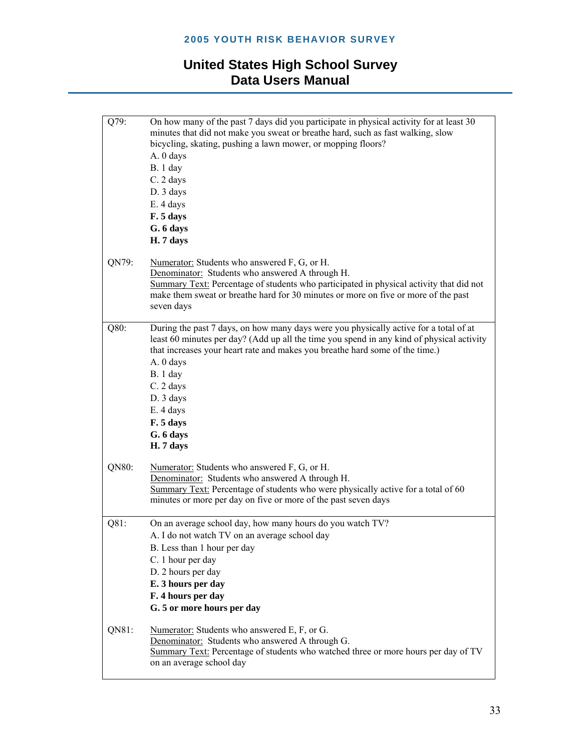| | |
|---|---|
| Q79: | On how many of the past 7 days did you participate in physical activity for at least 30 minutes that did not make you sweat or breathe hard, such as fast walking, slow bicycling, skating, pushing a lawn mower, or mopping floors?<br>A. 0 days<br>B. 1 day<br>C. 2 days<br>D. 3 days<br>E. 4 days<br>**F. 5 days**<br>**G. 6 days**<br>**H. 7 days** |
| QN79: | Numerator: Students who answered F, G, or H.<br>Denominator: Students who answered A through H.<br>Summary Text: Percentage of students who participated in physical activity that did not make them sweat or breathe hard for 30 minutes or more on five or more of the past seven days |
| Q80: | During the past 7 days, on how many days were you physically active for a total of at least 60 minutes per day? (Add up all the time you spend in any kind of physical activity that increases your heart rate and makes you breathe hard some of the time.)<br>A. 0 days<br>B. 1 day<br>C. 2 days<br>D. 3 days<br>E. 4 days<br>**F. 5 days**<br>**G. 6 days**<br>**H. 7 days** |
| QN80: | Numerator: Students who answered F, G, or H.<br>Denominator: Students who answered A through H.<br>Summary Text: Percentage of students who were physically active for a total of 60 minutes or more per day on five or more of the past seven days |
| Q81: | On an average school day, how many hours do you watch TV?<br>A. I do not watch TV on an average school day<br>B. Less than 1 hour per day<br>C. 1 hour per day<br>D. 2 hours per day<br>**E. 3 hours per day**<br>**F. 4 hours per day**<br>**G. 5 or more hours per day** |
| QN81: | Numerator: Students who answered E, F, or G.<br>Denominator: Students who answered A through G.<br>Summary Text: Percentage of students who watched three or more hours per day of TV on an average school day |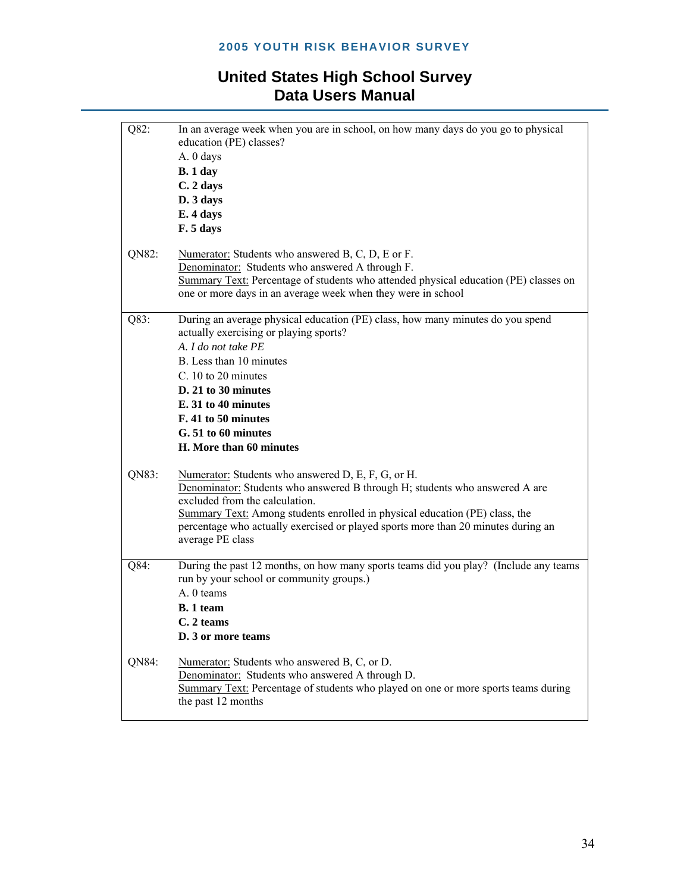| | |
|---|---|
| Q82: | In an average week when you are in school, on how many days do you go to physical education (PE) classes?<br>A. 0 days<br>**B. 1 day**<br>**C. 2 days**<br>**D. 3 days**<br>**E. 4 days**<br>**F. 5 days** |
| QN82: | Numerator: Students who answered B, C, D, E or F.<br>Denominator: Students who answered A through F.<br>Summary Text: Percentage of students who attended physical education (PE) classes on one or more days in an average week when they were in school |
| Q83: | During an average physical education (PE) class, how many minutes do you spend actually exercising or playing sports?<br>*A. I do not take PE*<br>B. Less than 10 minutes<br>C. 10 to 20 minutes<br>**D. 21 to 30 minutes**<br>**E. 31 to 40 minutes**<br>**F. 41 to 50 minutes**<br>**G. 51 to 60 minutes**<br>**H. More than 60 minutes** |
| QN83: | Numerator: Students who answered D, E, F, G, or H.<br>Denominator: Students who answered B through H; students who answered A are excluded from the calculation.<br>Summary Text: Among students enrolled in physical education (PE) class, the percentage who actually exercised or played sports more than 20 minutes during an average PE class |
| Q84: | During the past 12 months, on how many sports teams did you play? (Include any teams run by your school or community groups.)<br>A. 0 teams<br>**B. 1 team**<br>**C. 2 teams**<br>**D. 3 or more teams** |
| QN84: | Numerator: Students who answered B, C, or D.<br>Denominator: Students who answered A through D.<br>Summary Text: Percentage of students who played on one or more sports teams during the past 12 months |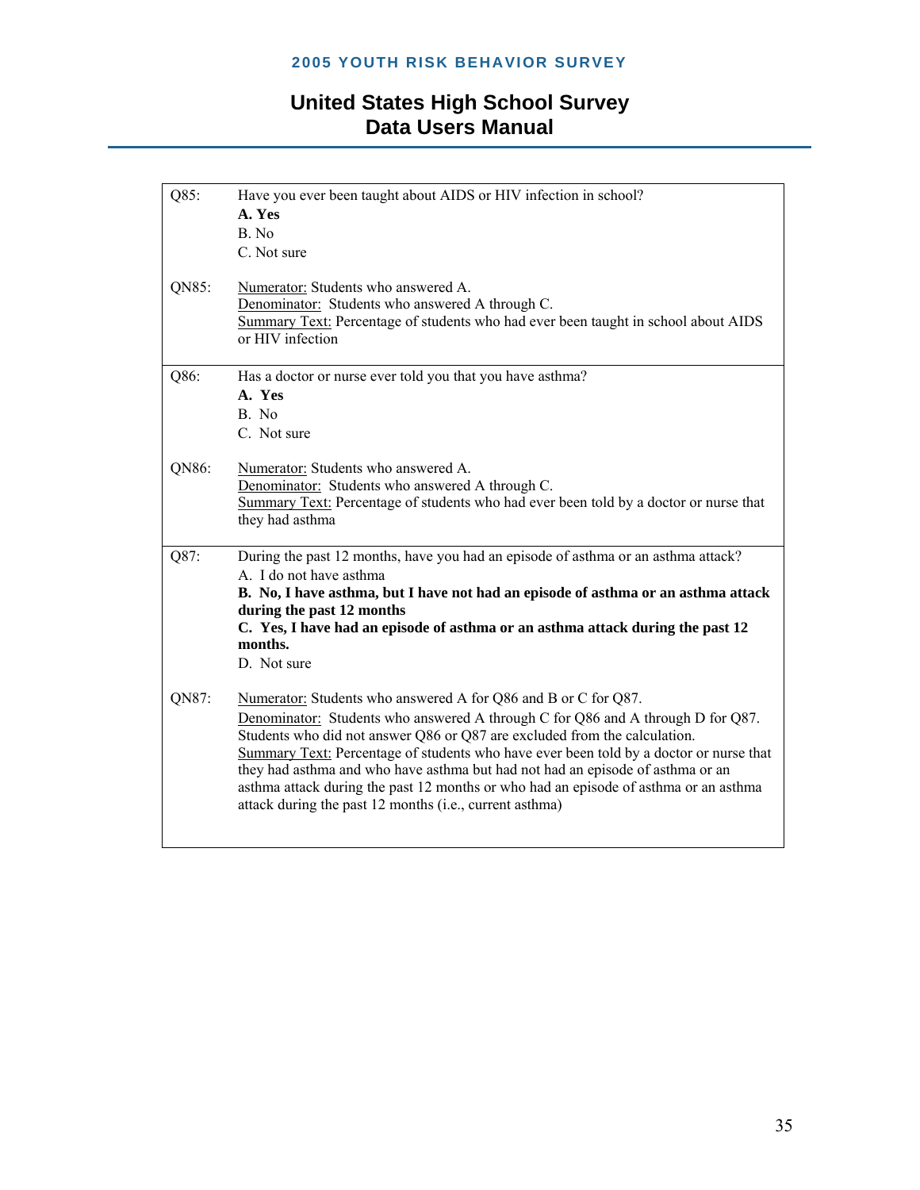| | |
|---|---|
| Q85: | Have you ever been taught about AIDS or HIV infection in school?<br>**A. Yes**<br>B. No<br>C. Not sure |
| QN85: | Numerator: Students who answered A.<br>Denominator: Students who answered A through C.<br>Summary Text: Percentage of students who had ever been taught in school about AIDS or HIV infection |
| Q86: | Has a doctor or nurse ever told you that you have asthma?<br>**A. Yes**<br>B. No<br>C. Not sure |
| QN86: | Numerator: Students who answered A.<br>Denominator: Students who answered A through C.<br>Summary Text: Percentage of students who had ever been told by a doctor or nurse that they had asthma |
| Q87: | During the past 12 months, have you had an episode of asthma or an asthma attack?<br>A. I do not have asthma<br>**B. No, I have asthma, but I have not had an episode of asthma or an asthma attack during the past 12 months**<br>**C. Yes, I have had an episode of asthma or an asthma attack during the past 12 months.**<br>D. Not sure |
| QN87: | Numerator: Students who answered A for Q86 and B or C for Q87.<br>Denominator: Students who answered A through C for Q86 and A through D for Q87. Students who did not answer Q86 or Q87 are excluded from the calculation.<br>Summary Text: Percentage of students who have ever been told by a doctor or nurse that they had asthma and who have asthma but had not had an episode of asthma or an asthma attack during the past 12 months or who had an episode of asthma or an asthma attack during the past 12 months (i.e., current asthma) |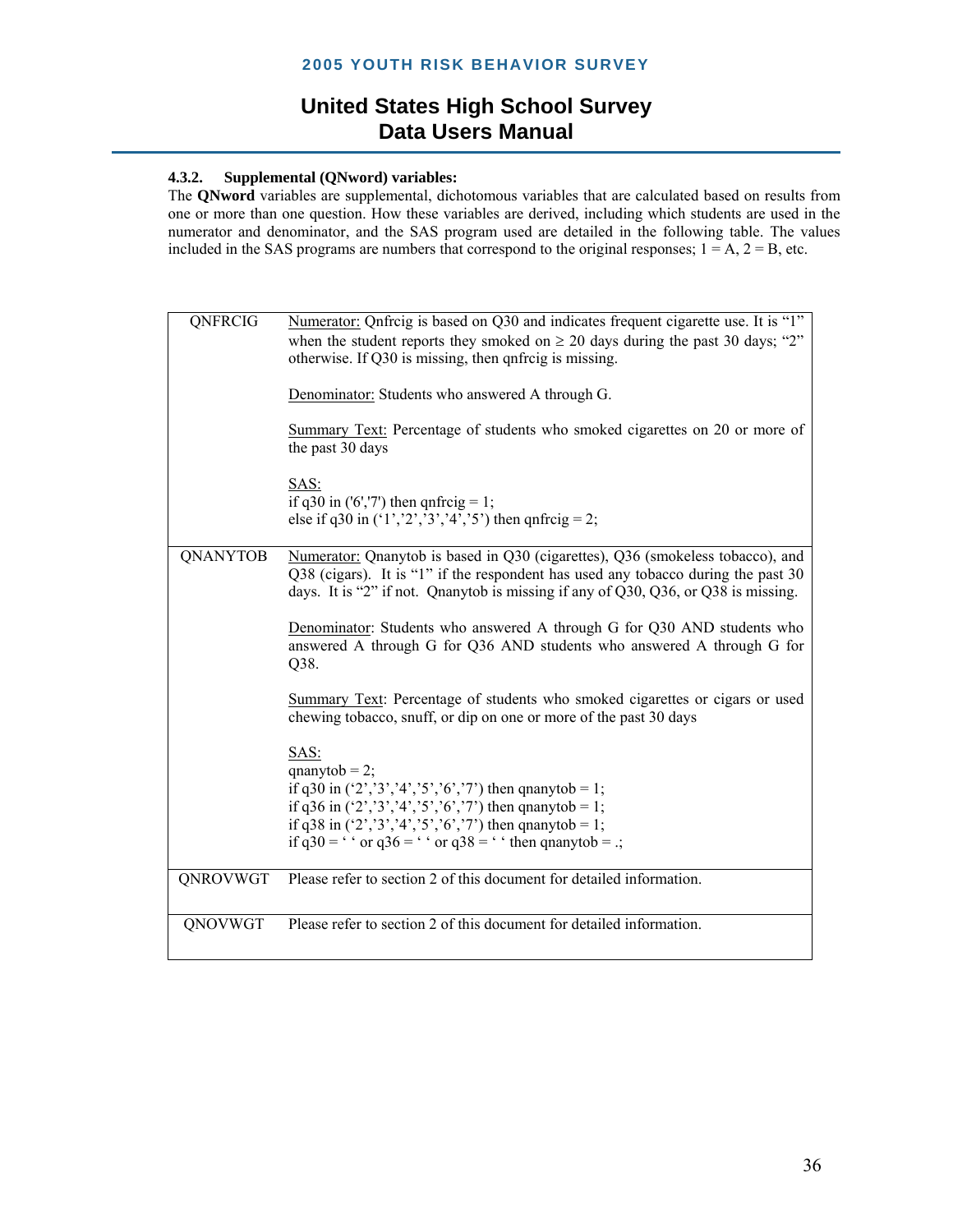#### 4.3.2. Supplemental (QNword) variables:

The **QNword** variables are supplemental, dichotomous variables that are calculated based on results from one or more than one question. How these variables are derived, including which students are used in the numerator and denominator, and the SAS program used are detailed in the following table. The values included in the SAS programs are numbers that correspond to the original responses; 1 = A, 2 = B, etc.

| Variable | Description |
|---|---|
| QNFRCIG | Numerator: Qnfrcig is based on Q30 and indicates frequent cigarette use. It is "1" when the student reports they smoked on ≥ 20 days during the past 30 days; "2" otherwise. If Q30 is missing, then qnfrcig is missing.<br><br>Denominator: Students who answered A through G.<br><br>Summary Text: Percentage of students who smoked cigarettes on 20 or more of the past 30 days<br><br>SAS:<br>if q30 in ('6','7') then qnfrcig = 1;<br>else if q30 in ('1','2','3','4','5') then qnfrcig = 2; |
| QNANYTOB | Numerator: Qnanytob is based in Q30 (cigarettes), Q36 (smokeless tobacco), and Q38 (cigars). It is "1" if the respondent has used any tobacco during the past 30 days. It is "2" if not. Qnanytob is missing if any of Q30, Q36, or Q38 is missing.<br><br>Denominator: Students who answered A through G for Q30 AND students who answered A through G for Q36 AND students who answered A through G for Q38.<br><br>Summary Text: Percentage of students who smoked cigarettes or cigars or used chewing tobacco, snuff, or dip on one or more of the past 30 days<br><br>SAS:<br>qnanytob = 2;<br>if q30 in ('2','3','4','5','6','7') then qnanytob = 1;<br>if q36 in ('2','3','4','5','6','7') then qnanytob = 1;<br>if q38 in ('2','3','4','5','6','7') then qnanytob = 1;<br>if q30 = ' ' or q36 = ' ' or q38 = ' ' then qnanytob = .; |
| QNROVWGT | Please refer to section 2 of this document for detailed information. |
| QNOVWGT | Please refer to section 2 of this document for detailed information. |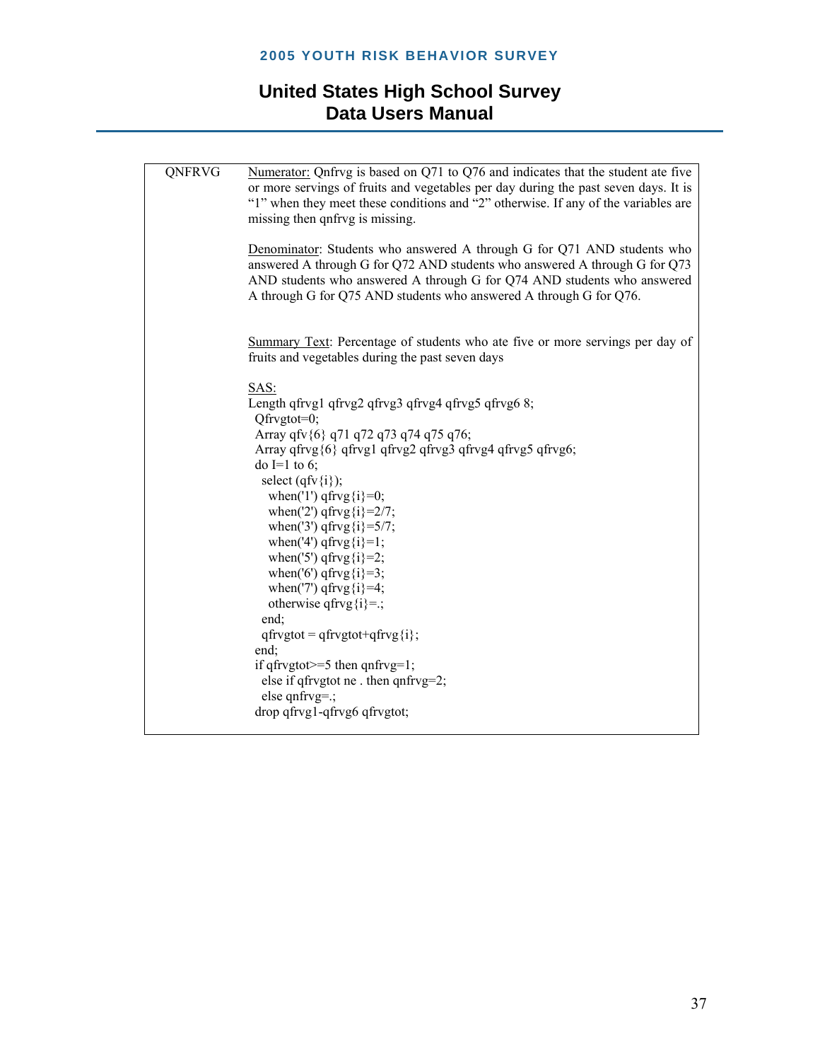| | |
|---|---|
| QNFRVG | Numerator: Qnfrvg is based on Q71 to Q76 and indicates that the student ate five or more servings of fruits and vegetables per day during the past seven days. It is "1" when they meet these conditions and "2" otherwise. If any of the variables are missing then qnfrvg is missing. |

Denominator: Students who answered A through G for Q71 AND students who answered A through G for Q72 AND students who answered A through G for Q73 AND students who answered A through G for Q74 AND students who answered A through G for Q75 AND students who answered A through G for Q76.

Summary Text: Percentage of students who ate five or more servings per day of fruits and vegetables during the past seven days

SAS:

```
Length qfrvg1 qfrvg2 qfrvg3 qfrvg4 qfrvg5 qfrvg6 8;
 Qfrvgtot=0;
 Array qfv{6} q71 q72 q73 q74 q75 q76;
 Array qfrvg{6} qfrvg1 qfrvg2 qfrvg3 qfrvg4 qfrvg5 qfrvg6;
 do I=1 to 6;
   select (qfv{i});
     when('1') qfrvg{i}=0;
     when('2') qfrvg{i}=2/7;
     when('3') qfrvg{i}=5/7;
     when('4') qfrvg{i}=1;
     when('5') qfrvg{i}=2;
     when('6') qfrvg{i}=3;
     when('7') qfrvg{i}=4;
     otherwise qfrvg{i}=.;
   end;
   qfrvgtot = qfrvgtot+qfrvg{i};
 end;
 if qfrvgtot>=5 then qnfrvg=1;
   else if qfrvgtot ne . then qnfrvg=2;
   else qnfrvg=.;
 drop qfrvg1-qfrvg6 qfrvgtot;
```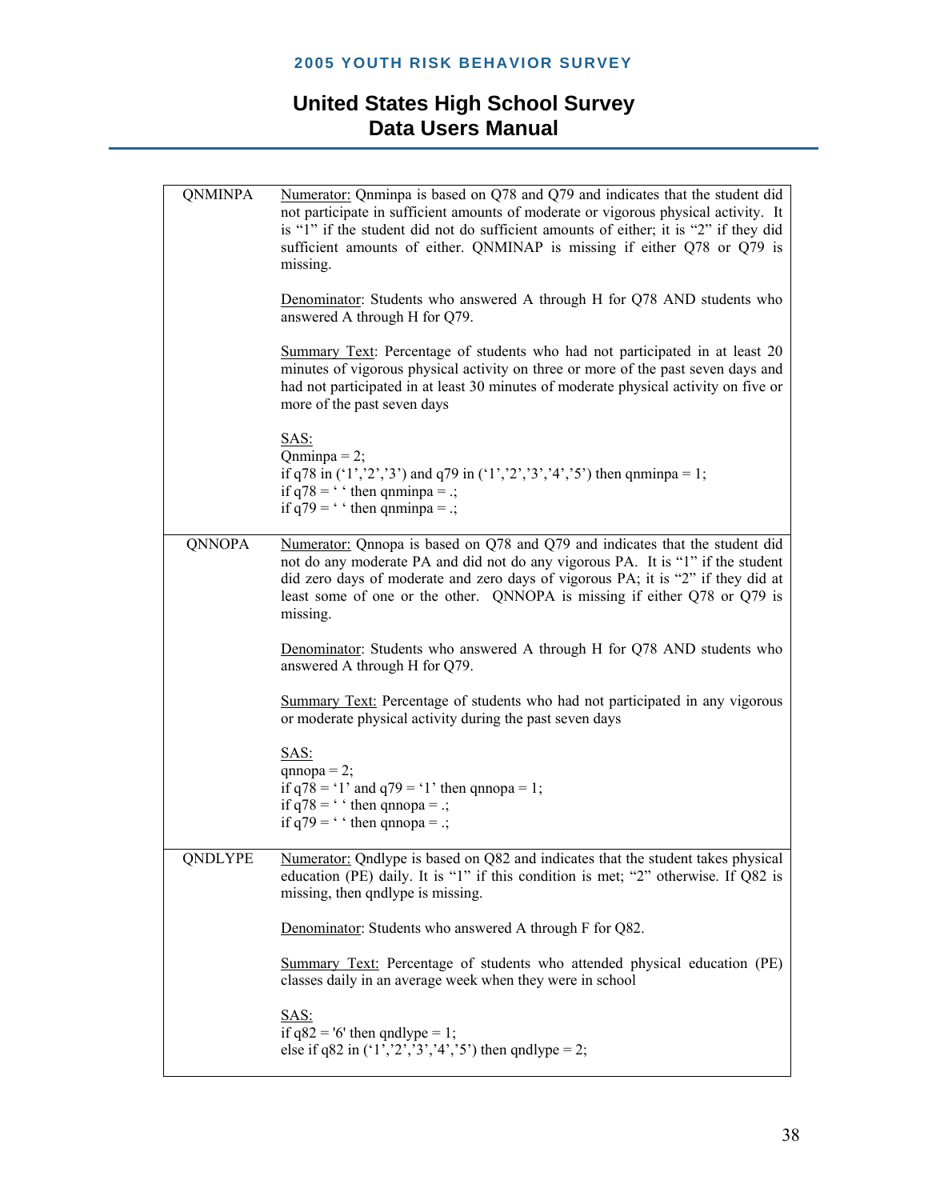| | |
|---|---|
| QNMINPA | Numerator: Qnminpa is based on Q78 and Q79 and indicates that the student did not participate in sufficient amounts of moderate or vigorous physical activity. It is "1" if the student did not do sufficient amounts of either; it is "2" if they did sufficient amounts of either. QNMINAP is missing if either Q78 or Q79 is missing.<br><br>Denominator: Students who answered A through H for Q78 AND students who answered A through H for Q79.<br><br>Summary Text: Percentage of students who had not participated in at least 20 minutes of vigorous physical activity on three or more of the past seven days and had not participated in at least 30 minutes of moderate physical activity on five or more of the past seven days<br><br>SAS:<br>Qnminpa = 2;<br>if q78 in ('1','2','3') and q79 in ('1','2','3','4','5') then qnminpa = 1;<br>if q78 = ' ' then qnminpa = .;<br>if q79 = ' ' then qnminpa = .; |
| QNNOPA | Numerator: Qnnopa is based on Q78 and Q79 and indicates that the student did not do any moderate PA and did not do any vigorous PA. It is "1" if the student did zero days of moderate and zero days of vigorous PA; it is "2" if they did at least some of one or the other. QNNOPA is missing if either Q78 or Q79 is missing.<br><br>Denominator: Students who answered A through H for Q78 AND students who answered A through H for Q79.<br><br>Summary Text: Percentage of students who had not participated in any vigorous or moderate physical activity during the past seven days<br><br>SAS:<br>qnnopa = 2;<br>if q78 = '1' and q79 = '1' then qnnopa = 1;<br>if q78 = ' ' then qnnopa = .;<br>if q79 = ' ' then qnnopa = .; |
| QNDLYPE | Numerator: Qndlype is based on Q82 and indicates that the student takes physical education (PE) daily. It is "1" if this condition is met; "2" otherwise. If Q82 is missing, then qndlype is missing.<br><br>Denominator: Students who answered A through F for Q82.<br><br>Summary Text: Percentage of students who attended physical education (PE) classes daily in an average week when they were in school<br><br>SAS:<br>if q82 = '6' then qndlype = 1;<br>else if q82 in ('1','2','3','4','5') then qndlype = 2; |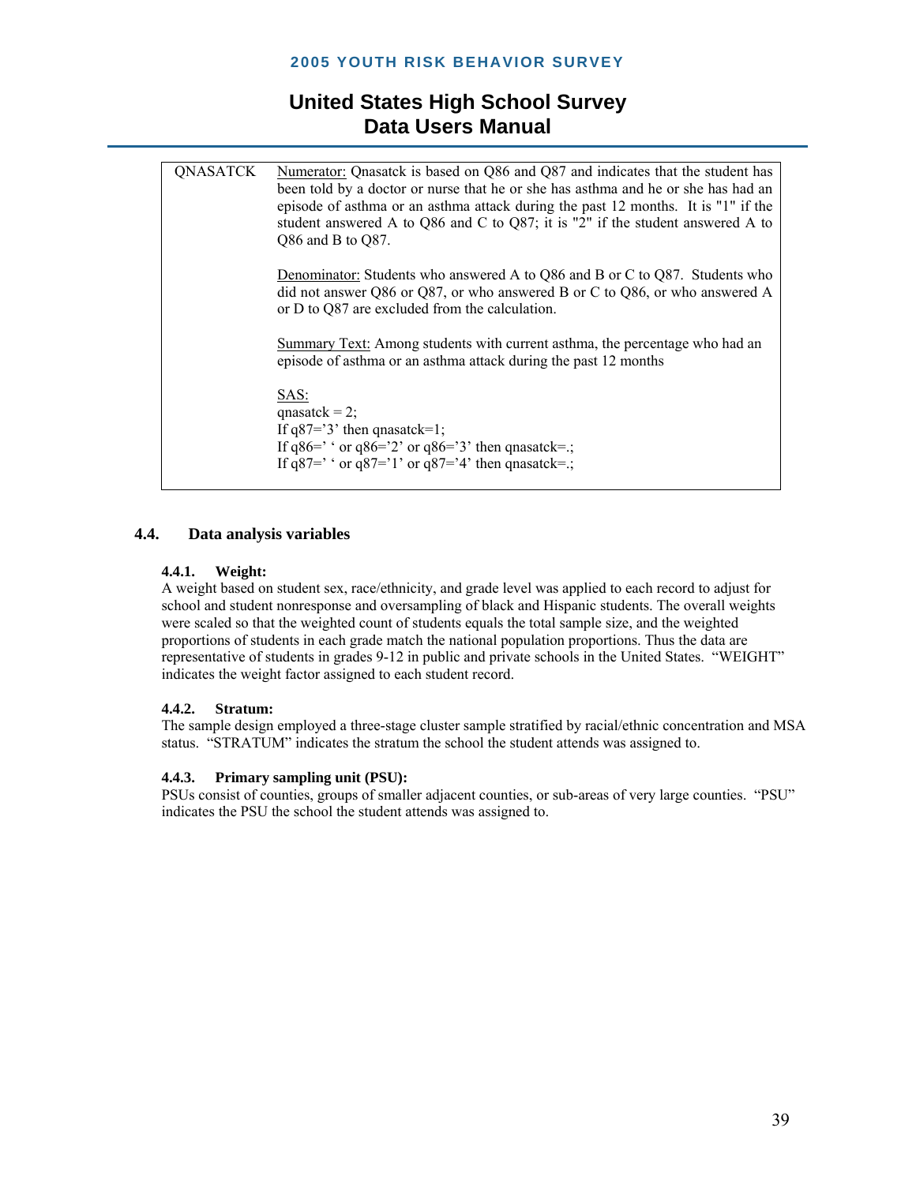| QNASATCK | Numerator: Qnasatck is based on Q86 and Q87 and indicates that the student has been told by a doctor or nurse that he or she has asthma and he or she has had an episode of asthma or an asthma attack during the past 12 months. It is "1" if the student answered A to Q86 and C to Q87; it is "2" if the student answered A to Q86 and B to Q87.<br><br>Denominator: Students who answered A to Q86 and B or C to Q87. Students who did not answer Q86 or Q87, or who answered B or C to Q86, or who answered A or D to Q87 are excluded from the calculation.<br><br>Summary Text: Among students with current asthma, the percentage who had an episode of asthma or an asthma attack during the past 12 months<br><br>SAS:<br>qnasatck = 2;<br>If q87='3' then qnasatck=1;<br>If q86=' ' or q86='2' or q86='3' then qnasatck=.;<br>If q87=' ' or q87='1' or q87='4' then qnasatck=.; |
|---|---|

## 4.4. Data analysis variables

### 4.4.1. Weight:

A weight based on student sex, race/ethnicity, and grade level was applied to each record to adjust for school and student nonresponse and oversampling of black and Hispanic students. The overall weights were scaled so that the weighted count of students equals the total sample size, and the weighted proportions of students in each grade match the national population proportions. Thus the data are representative of students in grades 9-12 in public and private schools in the United States. "WEIGHT" indicates the weight factor assigned to each student record.

### 4.4.2. Stratum:

The sample design employed a three-stage cluster sample stratified by racial/ethnic concentration and MSA status. "STRATUM" indicates the stratum the school the student attends was assigned to.

### 4.4.3. Primary sampling unit (PSU):

PSUs consist of counties, groups of smaller adjacent counties, or sub-areas of very large counties. "PSU" indicates the PSU the school the student attends was assigned to.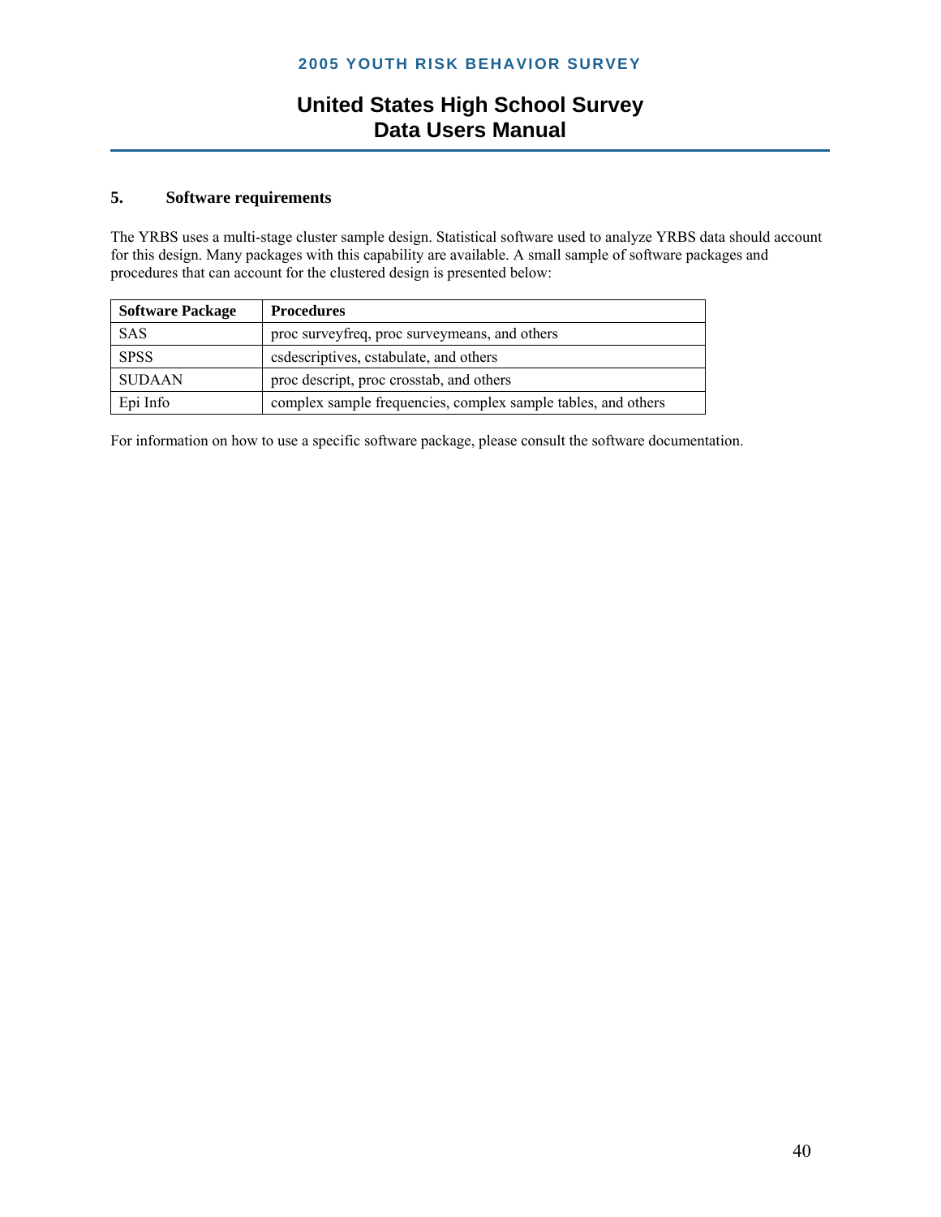## 5. Software requirements

The YRBS uses a multi-stage cluster sample design. Statistical software used to analyze YRBS data should account for this design. Many packages with this capability are available. A small sample of software packages and procedures that can account for the clustered design is presented below:

| Software Package | Procedures |
|---|---|
| SAS | proc surveyfreq, proc surveymeans, and others |
| SPSS | csdescriptives, cstabulate, and others |
| SUDAAN | proc descript, proc crosstab, and others |
| Epi Info | complex sample frequencies, complex sample tables, and others |

For information on how to use a specific software package, please consult the software documentation.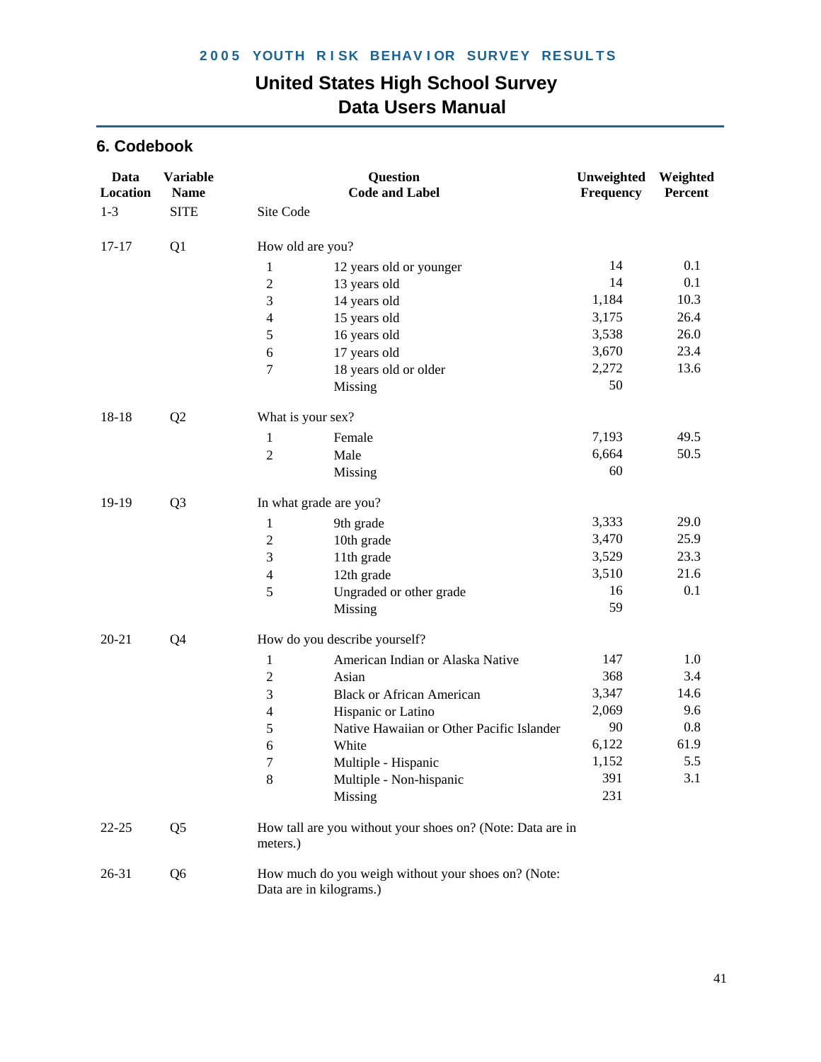# 2005 YOUTH RISK BEHAVIOR SURVEY RESULTS

# United States High School Survey Data Users Manual

## 6. Codebook

| Data Location | Variable Name | Question Code and Label | | Unweighted Frequency | Weighted Percent |
|---|---|---|---|---|---|
| 1-3 | SITE | Site Code | | | |
| 17-17 | Q1 | How old are you? | | | |
| | | 1 | 12 years old or younger | 14 | 0.1 |
| | | 2 | 13 years old | 14 | 0.1 |
| | | 3 | 14 years old | 1,184 | 10.3 |
| | | 4 | 15 years old | 3,175 | 26.4 |
| | | 5 | 16 years old | 3,538 | 26.0 |
| | | 6 | 17 years old | 3,670 | 23.4 |
| | | 7 | 18 years old or older | 2,272 | 13.6 |
| | | | Missing | 50 | |
| 18-18 | Q2 | What is your sex? | | | |
| | | 1 | Female | 7,193 | 49.5 |
| | | 2 | Male | 6,664 | 50.5 |
| | | | Missing | 60 | |
| 19-19 | Q3 | In what grade are you? | | | |
| | | 1 | 9th grade | 3,333 | 29.0 |
| | | 2 | 10th grade | 3,470 | 25.9 |
| | | 3 | 11th grade | 3,529 | 23.3 |
| | | 4 | 12th grade | 3,510 | 21.6 |
| | | 5 | Ungraded or other grade | 16 | 0.1 |
| | | | Missing | 59 | |
| 20-21 | Q4 | How do you describe yourself? | | | |
| | | 1 | American Indian or Alaska Native | 147 | 1.0 |
| | | 2 | Asian | 368 | 3.4 |
| | | 3 | Black or African American | 3,347 | 14.6 |
| | | 4 | Hispanic or Latino | 2,069 | 9.6 |
| | | 5 | Native Hawaiian or Other Pacific Islander | 90 | 0.8 |
| | | 6 | White | 6,122 | 61.9 |
| | | 7 | Multiple - Hispanic | 1,152 | 5.5 |
| | | 8 | Multiple - Non-hispanic | 391 | 3.1 |
| | | | Missing | 231 | |
| 22-25 | Q5 | How tall are you without your shoes on? (Note: Data are in meters.) | | | |
| 26-31 | Q6 | How much do you weigh without your shoes on? (Note: Data are in kilograms.) | | | |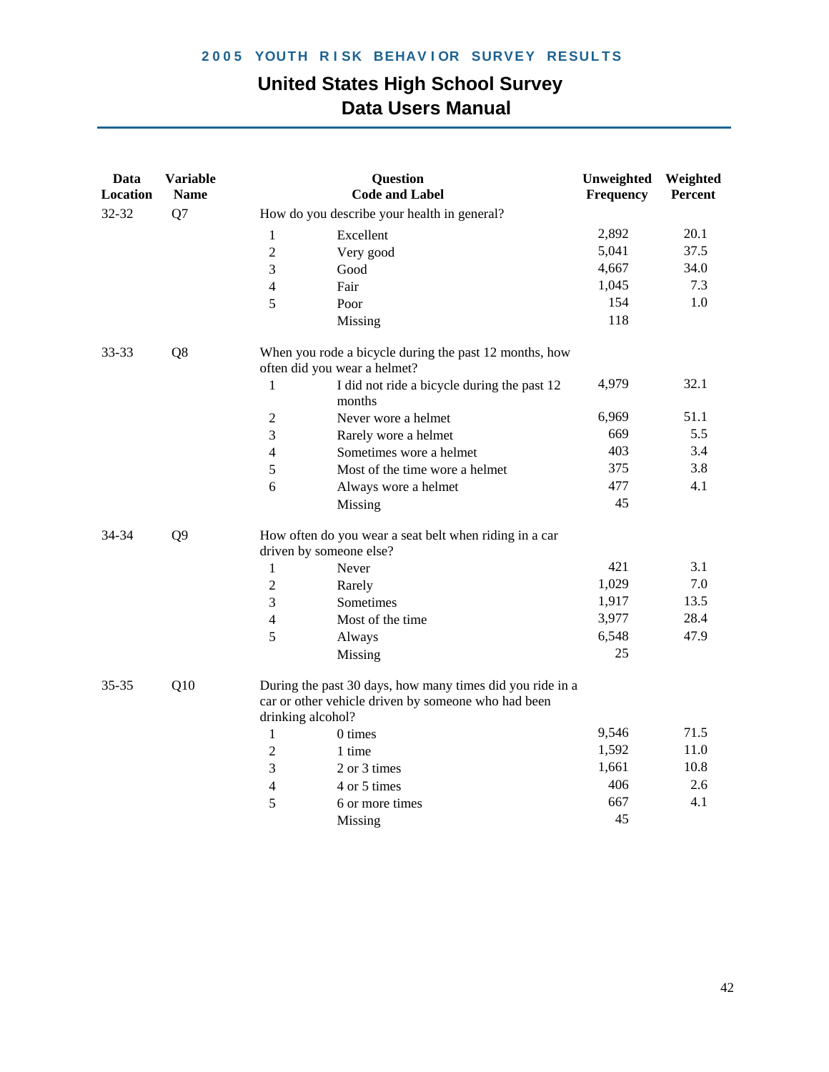| Data Location | Variable Name | Question Code | Label | Unweighted Frequency | Weighted Percent |
|---|---|---|---|---|---|
| 32-32 | Q7 | How do you describe your health in general? | | | |
| | | 1 | Excellent | 2,892 | 20.1 |
| | | 2 | Very good | 5,041 | 37.5 |
| | | 3 | Good | 4,667 | 34.0 |
| | | 4 | Fair | 1,045 | 7.3 |
| | | 5 | Poor | 154 | 1.0 |
| | | | Missing | 118 | |
| 33-33 | Q8 | When you rode a bicycle during the past 12 months, how often did you wear a helmet? | | | |
| | | 1 | I did not ride a bicycle during the past 12 months | 4,979 | 32.1 |
| | | 2 | Never wore a helmet | 6,969 | 51.1 |
| | | 3 | Rarely wore a helmet | 669 | 5.5 |
| | | 4 | Sometimes wore a helmet | 403 | 3.4 |
| | | 5 | Most of the time wore a helmet | 375 | 3.8 |
| | | 6 | Always wore a helmet | 477 | 4.1 |
| | | | Missing | 45 | |
| 34-34 | Q9 | How often do you wear a seat belt when riding in a car driven by someone else? | | | |
| | | 1 | Never | 421 | 3.1 |
| | | 2 | Rarely | 1,029 | 7.0 |
| | | 3 | Sometimes | 1,917 | 13.5 |
| | | 4 | Most of the time | 3,977 | 28.4 |
| | | 5 | Always | 6,548 | 47.9 |
| | | | Missing | 25 | |
| 35-35 | Q10 | During the past 30 days, how many times did you ride in a car or other vehicle driven by someone who had been drinking alcohol? | | | |
| | | 1 | 0 times | 9,546 | 71.5 |
| | | 2 | 1 time | 1,592 | 11.0 |
| | | 3 | 2 or 3 times | 1,661 | 10.8 |
| | | 4 | 4 or 5 times | 406 | 2.6 |
| | | 5 | 6 or more times | 667 | 4.1 |
| | | | Missing | 45 | |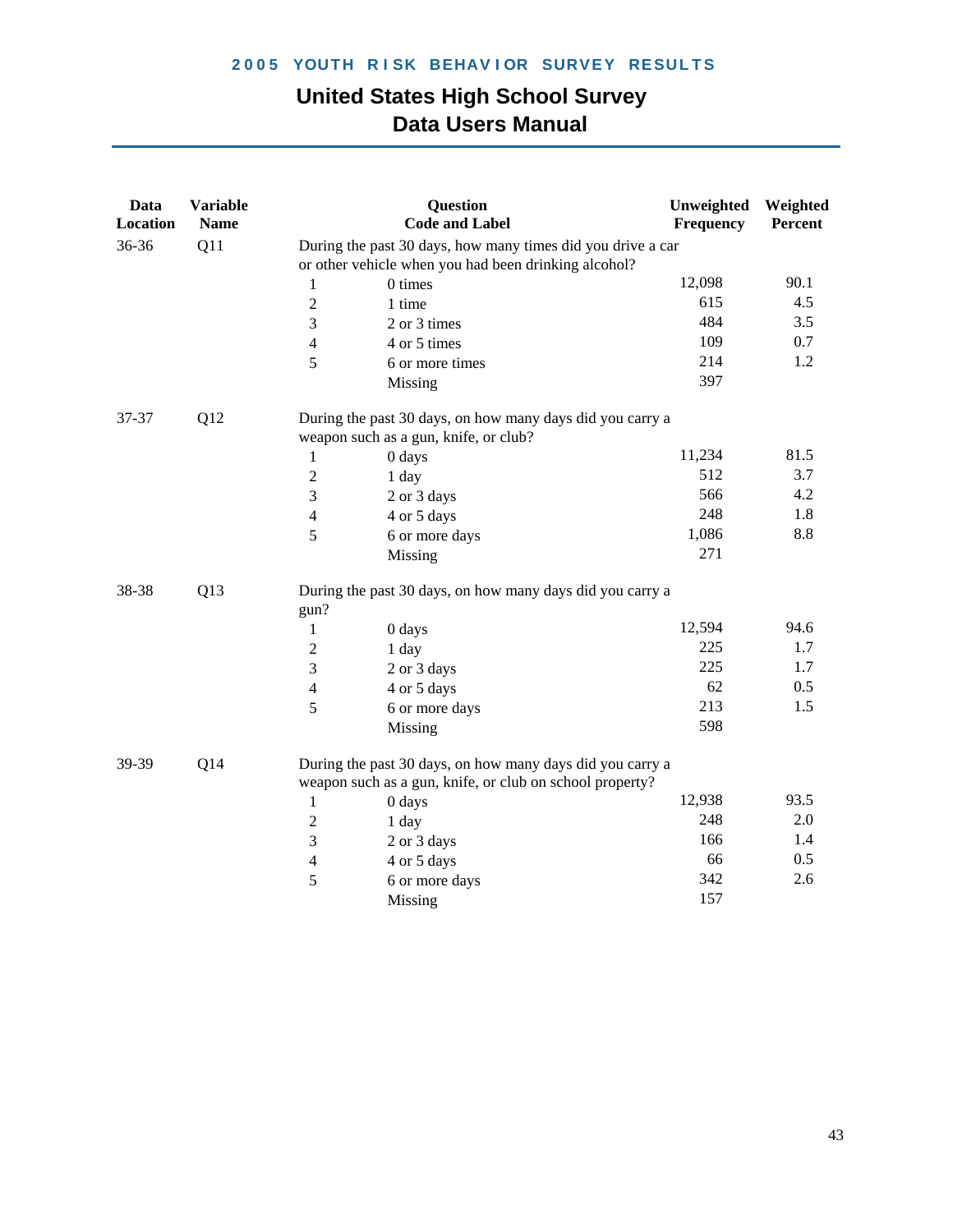| Data Location | Variable Name | Question Code and Label | | Unweighted Frequency | Weighted Percent |
|---|---|---|---|---|---|
| 36-36 | Q11 | During the past 30 days, how many times did you drive a car or other vehicle when you had been drinking alcohol? | | | |
| | | 1 | 0 times | 12,098 | 90.1 |
| | | 2 | 1 time | 615 | 4.5 |
| | | 3 | 2 or 3 times | 484 | 3.5 |
| | | 4 | 4 or 5 times | 109 | 0.7 |
| | | 5 | 6 or more times | 214 | 1.2 |
| | | | Missing | 397 | |
| 37-37 | Q12 | During the past 30 days, on how many days did you carry a weapon such as a gun, knife, or club? | | | |
| | | 1 | 0 days | 11,234 | 81.5 |
| | | 2 | 1 day | 512 | 3.7 |
| | | 3 | 2 or 3 days | 566 | 4.2 |
| | | 4 | 4 or 5 days | 248 | 1.8 |
| | | 5 | 6 or more days | 1,086 | 8.8 |
| | | | Missing | 271 | |
| 38-38 | Q13 | During the past 30 days, on how many days did you carry a gun? | | | |
| | | 1 | 0 days | 12,594 | 94.6 |
| | | 2 | 1 day | 225 | 1.7 |
| | | 3 | 2 or 3 days | 225 | 1.7 |
| | | 4 | 4 or 5 days | 62 | 0.5 |
| | | 5 | 6 or more days | 213 | 1.5 |
| | | | Missing | 598 | |
| 39-39 | Q14 | During the past 30 days, on how many days did you carry a weapon such as a gun, knife, or club on school property? | | | |
| | | 1 | 0 days | 12,938 | 93.5 |
| | | 2 | 1 day | 248 | 2.0 |
| | | 3 | 2 or 3 days | 166 | 1.4 |
| | | 4 | 4 or 5 days | 66 | 0.5 |
| | | 5 | 6 or more days | 342 | 2.6 |
| | | | Missing | 157 | |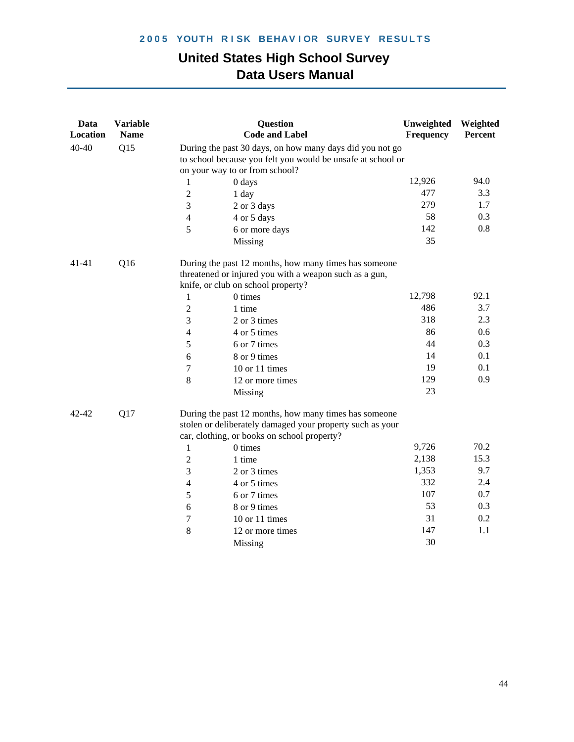| Data Location | Variable Name | Question Code and Label | | Unweighted Frequency | Weighted Percent |
|---|---|---|---|---|---|
| 40-40 | Q15 | During the past 30 days, on how many days did you not go to school because you felt you would be unsafe at school or on your way to or from school? | | | |
| | | 1 | 0 days | 12,926 | 94.0 |
| | | 2 | 1 day | 477 | 3.3 |
| | | 3 | 2 or 3 days | 279 | 1.7 |
| | | 4 | 4 or 5 days | 58 | 0.3 |
| | | 5 | 6 or more days | 142 | 0.8 |
| | | | Missing | 35 | |
| 41-41 | Q16 | During the past 12 months, how many times has someone threatened or injured you with a weapon such as a gun, knife, or club on school property? | | | |
| | | 1 | 0 times | 12,798 | 92.1 |
| | | 2 | 1 time | 486 | 3.7 |
| | | 3 | 2 or 3 times | 318 | 2.3 |
| | | 4 | 4 or 5 times | 86 | 0.6 |
| | | 5 | 6 or 7 times | 44 | 0.3 |
| | | 6 | 8 or 9 times | 14 | 0.1 |
| | | 7 | 10 or 11 times | 19 | 0.1 |
| | | 8 | 12 or more times | 129 | 0.9 |
| | | | Missing | 23 | |
| 42-42 | Q17 | During the past 12 months, how many times has someone stolen or deliberately damaged your property such as your car, clothing, or books on school property? | | | |
| | | 1 | 0 times | 9,726 | 70.2 |
| | | 2 | 1 time | 2,138 | 15.3 |
| | | 3 | 2 or 3 times | 1,353 | 9.7 |
| | | 4 | 4 or 5 times | 332 | 2.4 |
| | | 5 | 6 or 7 times | 107 | 0.7 |
| | | 6 | 8 or 9 times | 53 | 0.3 |
| | | 7 | 10 or 11 times | 31 | 0.2 |
| | | 8 | 12 or more times | 147 | 1.1 |
| | | | Missing | 30 | |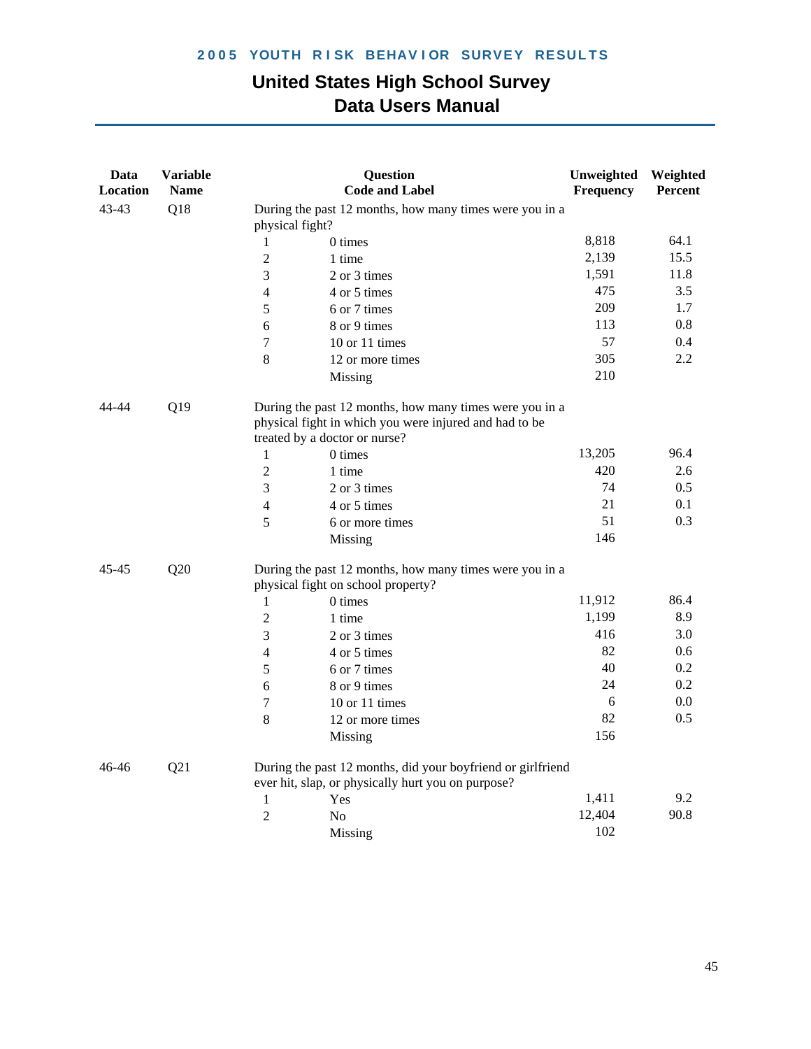| Data Location | Variable Name | Question Code and Label | | Unweighted Frequency | Weighted Percent |
|---|---|---|---|---|---|
| 43-43 | Q18 | During the past 12 months, how many times were you in a physical fight? | | | |
| | | 1 | 0 times | 8,818 | 64.1 |
| | | 2 | 1 time | 2,139 | 15.5 |
| | | 3 | 2 or 3 times | 1,591 | 11.8 |
| | | 4 | 4 or 5 times | 475 | 3.5 |
| | | 5 | 6 or 7 times | 209 | 1.7 |
| | | 6 | 8 or 9 times | 113 | 0.8 |
| | | 7 | 10 or 11 times | 57 | 0.4 |
| | | 8 | 12 or more times | 305 | 2.2 |
| | | | Missing | 210 | |
| 44-44 | Q19 | During the past 12 months, how many times were you in a physical fight in which you were injured and had to be treated by a doctor or nurse? | | | |
| | | 1 | 0 times | 13,205 | 96.4 |
| | | 2 | 1 time | 420 | 2.6 |
| | | 3 | 2 or 3 times | 74 | 0.5 |
| | | 4 | 4 or 5 times | 21 | 0.1 |
| | | 5 | 6 or more times | 51 | 0.3 |
| | | | Missing | 146 | |
| 45-45 | Q20 | During the past 12 months, how many times were you in a physical fight on school property? | | | |
| | | 1 | 0 times | 11,912 | 86.4 |
| | | 2 | 1 time | 1,199 | 8.9 |
| | | 3 | 2 or 3 times | 416 | 3.0 |
| | | 4 | 4 or 5 times | 82 | 0.6 |
| | | 5 | 6 or 7 times | 40 | 0.2 |
| | | 6 | 8 or 9 times | 24 | 0.2 |
| | | 7 | 10 or 11 times | 6 | 0.0 |
| | | 8 | 12 or more times | 82 | 0.5 |
| | | | Missing | 156 | |
| 46-46 | Q21 | During the past 12 months, did your boyfriend or girlfriend ever hit, slap, or physically hurt you on purpose? | | | |
| | | 1 | Yes | 1,411 | 9.2 |
| | | 2 | No | 12,404 | 90.8 |
| | | | Missing | 102 | |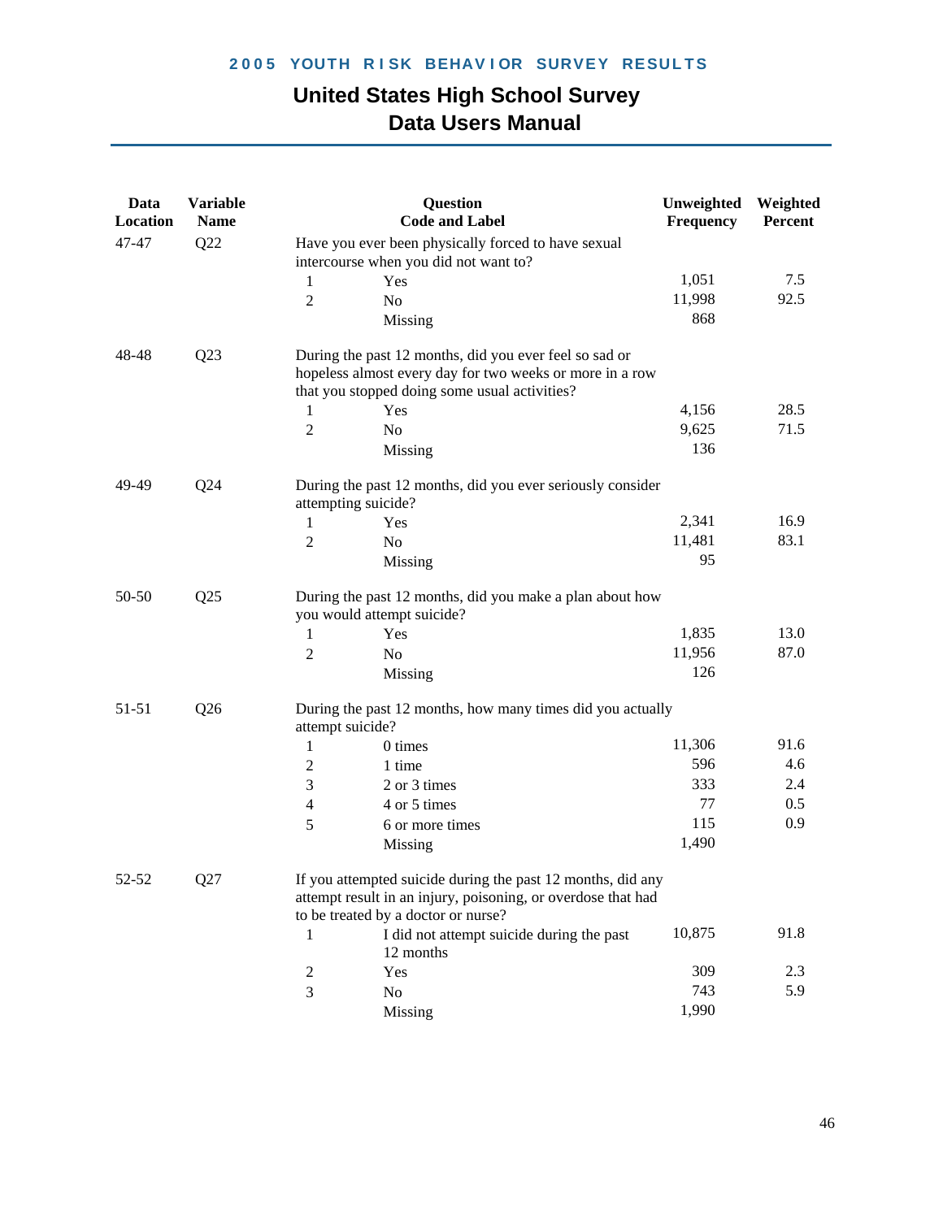| Data Location | Variable Name | Question Code and Label | | Unweighted Frequency | Weighted Percent |
|---|---|---|---|---|---|
| 47-47 | Q22 | Have you ever been physically forced to have sexual intercourse when you did not want to? | | | |
| | | 1 | Yes | 1,051 | 7.5 |
| | | 2 | No | 11,998 | 92.5 |
| | | | Missing | 868 | |
| 48-48 | Q23 | During the past 12 months, did you ever feel so sad or hopeless almost every day for two weeks or more in a row that you stopped doing some usual activities? | | | |
| | | 1 | Yes | 4,156 | 28.5 |
| | | 2 | No | 9,625 | 71.5 |
| | | | Missing | 136 | |
| 49-49 | Q24 | During the past 12 months, did you ever seriously consider attempting suicide? | | | |
| | | 1 | Yes | 2,341 | 16.9 |
| | | 2 | No | 11,481 | 83.1 |
| | | | Missing | 95 | |
| 50-50 | Q25 | During the past 12 months, did you make a plan about how you would attempt suicide? | | | |
| | | 1 | Yes | 1,835 | 13.0 |
| | | 2 | No | 11,956 | 87.0 |
| | | | Missing | 126 | |
| 51-51 | Q26 | During the past 12 months, how many times did you actually attempt suicide? | | | |
| | | 1 | 0 times | 11,306 | 91.6 |
| | | 2 | 1 time | 596 | 4.6 |
| | | 3 | 2 or 3 times | 333 | 2.4 |
| | | 4 | 4 or 5 times | 77 | 0.5 |
| | | 5 | 6 or more times | 115 | 0.9 |
| | | | Missing | 1,490 | |
| 52-52 | Q27 | If you attempted suicide during the past 12 months, did any attempt result in an injury, poisoning, or overdose that had to be treated by a doctor or nurse? | | | |
| | | 1 | I did not attempt suicide during the past 12 months | 10,875 | 91.8 |
| | | 2 | Yes | 309 | 2.3 |
| | | 3 | No | 743 | 5.9 |
| | | | Missing | 1,990 | |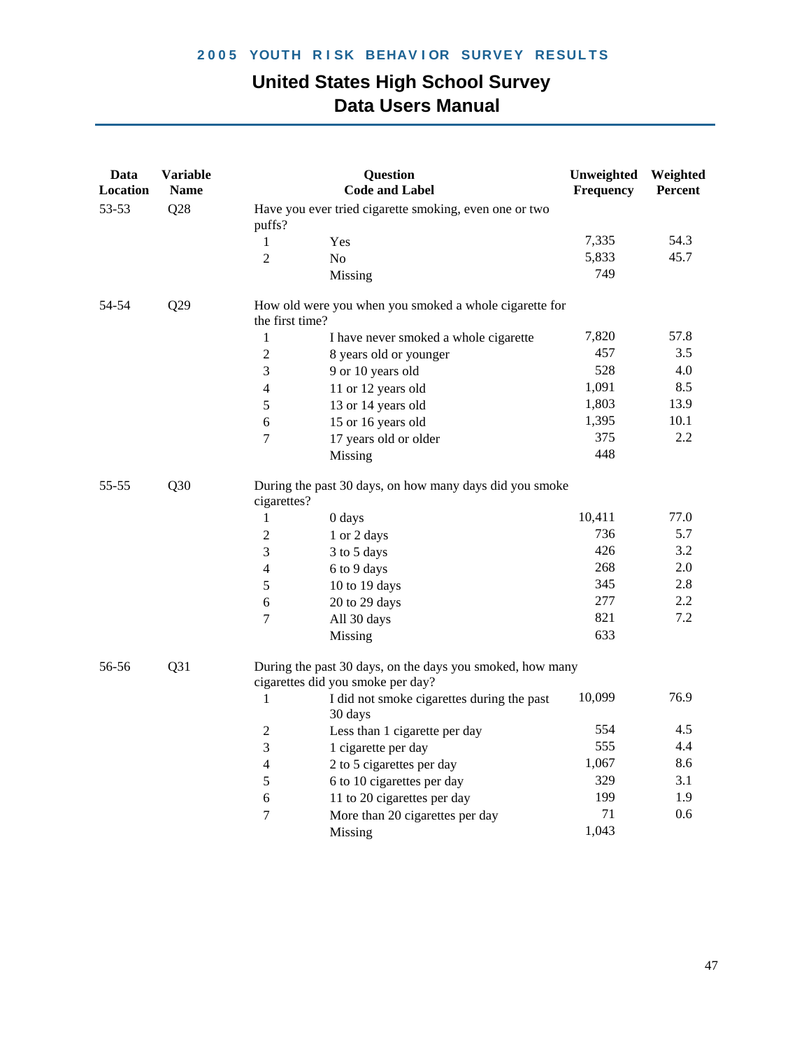# United States High School Survey
## Data Users Manual

| Data Location | Variable Name | Question Code | Label | Unweighted Frequency | Weighted Percent |
|---|---|---|---|---|---|
| 53-53 | Q28 | Have you ever tried cigarette smoking, even one or two puffs? | | | |
| | | 1 | Yes | 7,335 | 54.3 |
| | | 2 | No | 5,833 | 45.7 |
| | | | Missing | 749 | |
| 54-54 | Q29 | How old were you when you smoked a whole cigarette for the first time? | | | |
| | | 1 | I have never smoked a whole cigarette | 7,820 | 57.8 |
| | | 2 | 8 years old or younger | 457 | 3.5 |
| | | 3 | 9 or 10 years old | 528 | 4.0 |
| | | 4 | 11 or 12 years old | 1,091 | 8.5 |
| | | 5 | 13 or 14 years old | 1,803 | 13.9 |
| | | 6 | 15 or 16 years old | 1,395 | 10.1 |
| | | 7 | 17 years old or older | 375 | 2.2 |
| | | | Missing | 448 | |
| 55-55 | Q30 | During the past 30 days, on how many days did you smoke cigarettes? | | | |
| | | 1 | 0 days | 10,411 | 77.0 |
| | | 2 | 1 or 2 days | 736 | 5.7 |
| | | 3 | 3 to 5 days | 426 | 3.2 |
| | | 4 | 6 to 9 days | 268 | 2.0 |
| | | 5 | 10 to 19 days | 345 | 2.8 |
| | | 6 | 20 to 29 days | 277 | 2.2 |
| | | 7 | All 30 days | 821 | 7.2 |
| | | | Missing | 633 | |
| 56-56 | Q31 | During the past 30 days, on the days you smoked, how many cigarettes did you smoke per day? | | | |
| | | 1 | I did not smoke cigarettes during the past 30 days | 10,099 | 76.9 |
| | | 2 | Less than 1 cigarette per day | 554 | 4.5 |
| | | 3 | 1 cigarette per day | 555 | 4.4 |
| | | 4 | 2 to 5 cigarettes per day | 1,067 | 8.6 |
| | | 5 | 6 to 10 cigarettes per day | 329 | 3.1 |
| | | 6 | 11 to 20 cigarettes per day | 199 | 1.9 |
| | | 7 | More than 20 cigarettes per day | 71 | 0.6 |
| | | | Missing | 1,043 | |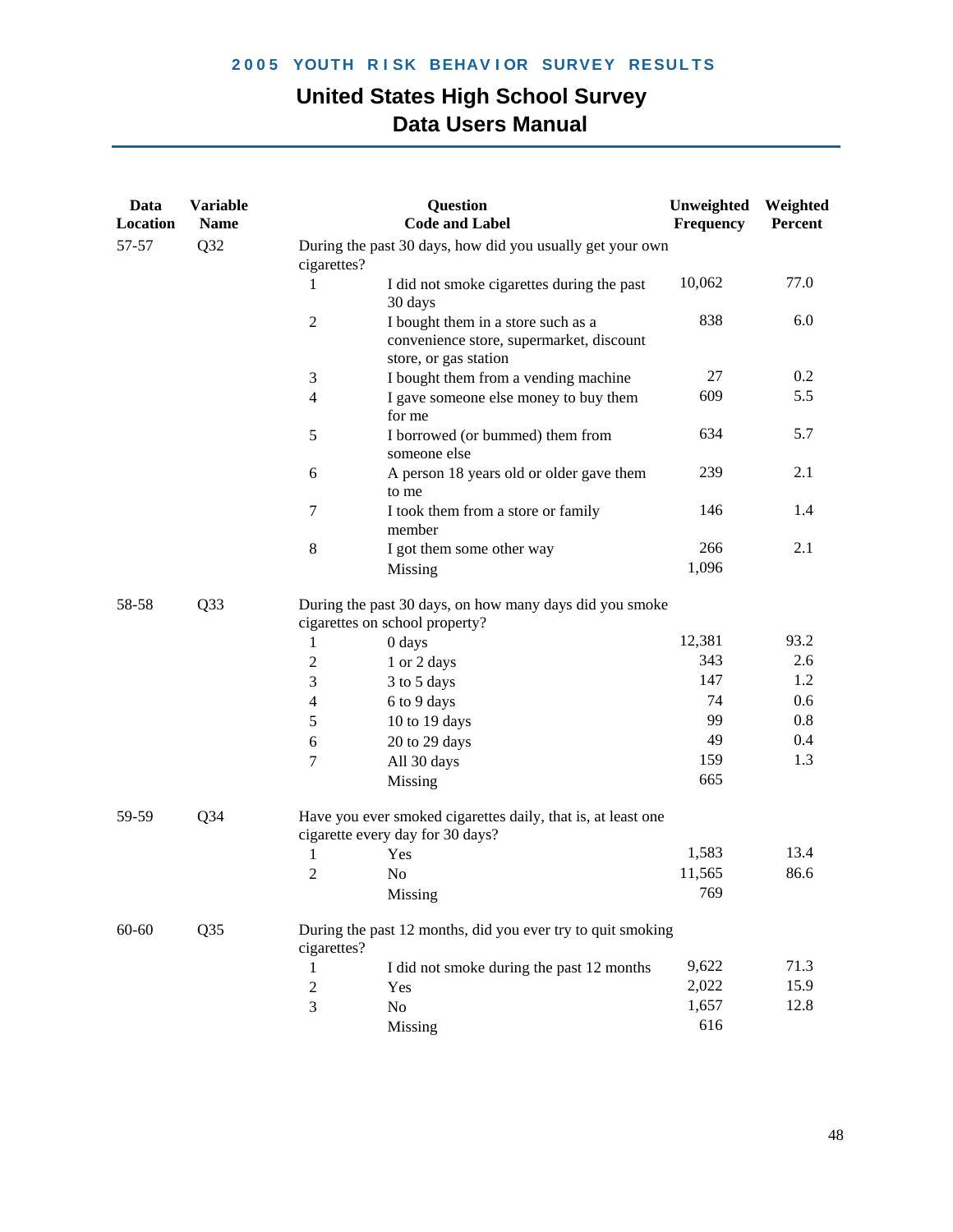| Data Location | Variable Name | Question Code and Label | | Unweighted Frequency | Weighted Percent |
|---|---|---|---|---|---|
| 57-57 | Q32 | During the past 30 days, how did you usually get your own cigarettes? | | | |
| | | 1 | I did not smoke cigarettes during the past 30 days | 10,062 | 77.0 |
| | | 2 | I bought them in a store such as a convenience store, supermarket, discount store, or gas station | 838 | 6.0 |
| | | 3 | I bought them from a vending machine | 27 | 0.2 |
| | | 4 | I gave someone else money to buy them for me | 609 | 5.5 |
| | | 5 | I borrowed (or bummed) them from someone else | 634 | 5.7 |
| | | 6 | A person 18 years old or older gave them to me | 239 | 2.1 |
| | | 7 | I took them from a store or family member | 146 | 1.4 |
| | | 8 | I got them some other way | 266 | 2.1 |
| | | | Missing | 1,096 | |
| 58-58 | Q33 | During the past 30 days, on how many days did you smoke cigarettes on school property? | | | |
| | | 1 | 0 days | 12,381 | 93.2 |
| | | 2 | 1 or 2 days | 343 | 2.6 |
| | | 3 | 3 to 5 days | 147 | 1.2 |
| | | 4 | 6 to 9 days | 74 | 0.6 |
| | | 5 | 10 to 19 days | 99 | 0.8 |
| | | 6 | 20 to 29 days | 49 | 0.4 |
| | | 7 | All 30 days | 159 | 1.3 |
| | | | Missing | 665 | |
| 59-59 | Q34 | Have you ever smoked cigarettes daily, that is, at least one cigarette every day for 30 days? | | | |
| | | 1 | Yes | 1,583 | 13.4 |
| | | 2 | No | 11,565 | 86.6 |
| | | | Missing | 769 | |
| 60-60 | Q35 | During the past 12 months, did you ever try to quit smoking cigarettes? | | | |
| | | 1 | I did not smoke during the past 12 months | 9,622 | 71.3 |
| | | 2 | Yes | 2,022 | 15.9 |
| | | 3 | No | 1,657 | 12.8 |
| | | | Missing | 616 | |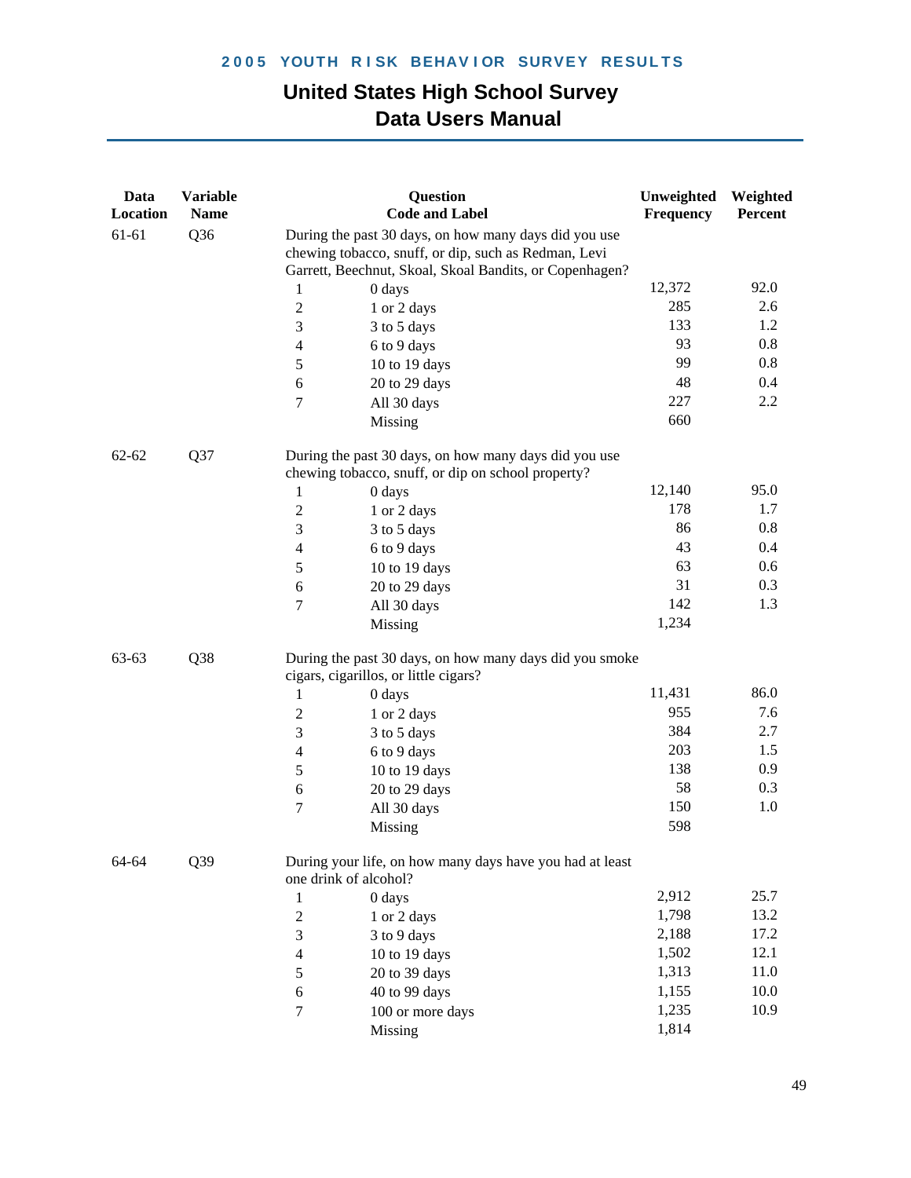| Data Location | Variable Name | Question Code and Label | | Unweighted Frequency | Weighted Percent |
|---|---|---|---|---|---|
| 61-61 | Q36 | During the past 30 days, on how many days did you use chewing tobacco, snuff, or dip, such as Redman, Levi Garrett, Beechnut, Skoal, Skoal Bandits, or Copenhagen? | | | |
| | | 1 | 0 days | 12,372 | 92.0 |
| | | 2 | 1 or 2 days | 285 | 2.6 |
| | | 3 | 3 to 5 days | 133 | 1.2 |
| | | 4 | 6 to 9 days | 93 | 0.8 |
| | | 5 | 10 to 19 days | 99 | 0.8 |
| | | 6 | 20 to 29 days | 48 | 0.4 |
| | | 7 | All 30 days | 227 | 2.2 |
| | | | Missing | 660 | |
| 62-62 | Q37 | During the past 30 days, on how many days did you use chewing tobacco, snuff, or dip on school property? | | | |
| | | 1 | 0 days | 12,140 | 95.0 |
| | | 2 | 1 or 2 days | 178 | 1.7 |
| | | 3 | 3 to 5 days | 86 | 0.8 |
| | | 4 | 6 to 9 days | 43 | 0.4 |
| | | 5 | 10 to 19 days | 63 | 0.6 |
| | | 6 | 20 to 29 days | 31 | 0.3 |
| | | 7 | All 30 days | 142 | 1.3 |
| | | | Missing | 1,234 | |
| 63-63 | Q38 | During the past 30 days, on how many days did you smoke cigars, cigarillos, or little cigars? | | | |
| | | 1 | 0 days | 11,431 | 86.0 |
| | | 2 | 1 or 2 days | 955 | 7.6 |
| | | 3 | 3 to 5 days | 384 | 2.7 |
| | | 4 | 6 to 9 days | 203 | 1.5 |
| | | 5 | 10 to 19 days | 138 | 0.9 |
| | | 6 | 20 to 29 days | 58 | 0.3 |
| | | 7 | All 30 days | 150 | 1.0 |
| | | | Missing | 598 | |
| 64-64 | Q39 | During your life, on how many days have you had at least one drink of alcohol? | | | |
| | | 1 | 0 days | 2,912 | 25.7 |
| | | 2 | 1 or 2 days | 1,798 | 13.2 |
| | | 3 | 3 to 9 days | 2,188 | 17.2 |
| | | 4 | 10 to 19 days | 1,502 | 12.1 |
| | | 5 | 20 to 39 days | 1,313 | 11.0 |
| | | 6 | 40 to 99 days | 1,155 | 10.0 |
| | | 7 | 100 or more days | 1,235 | 10.9 |
| | | | Missing | 1,814 | |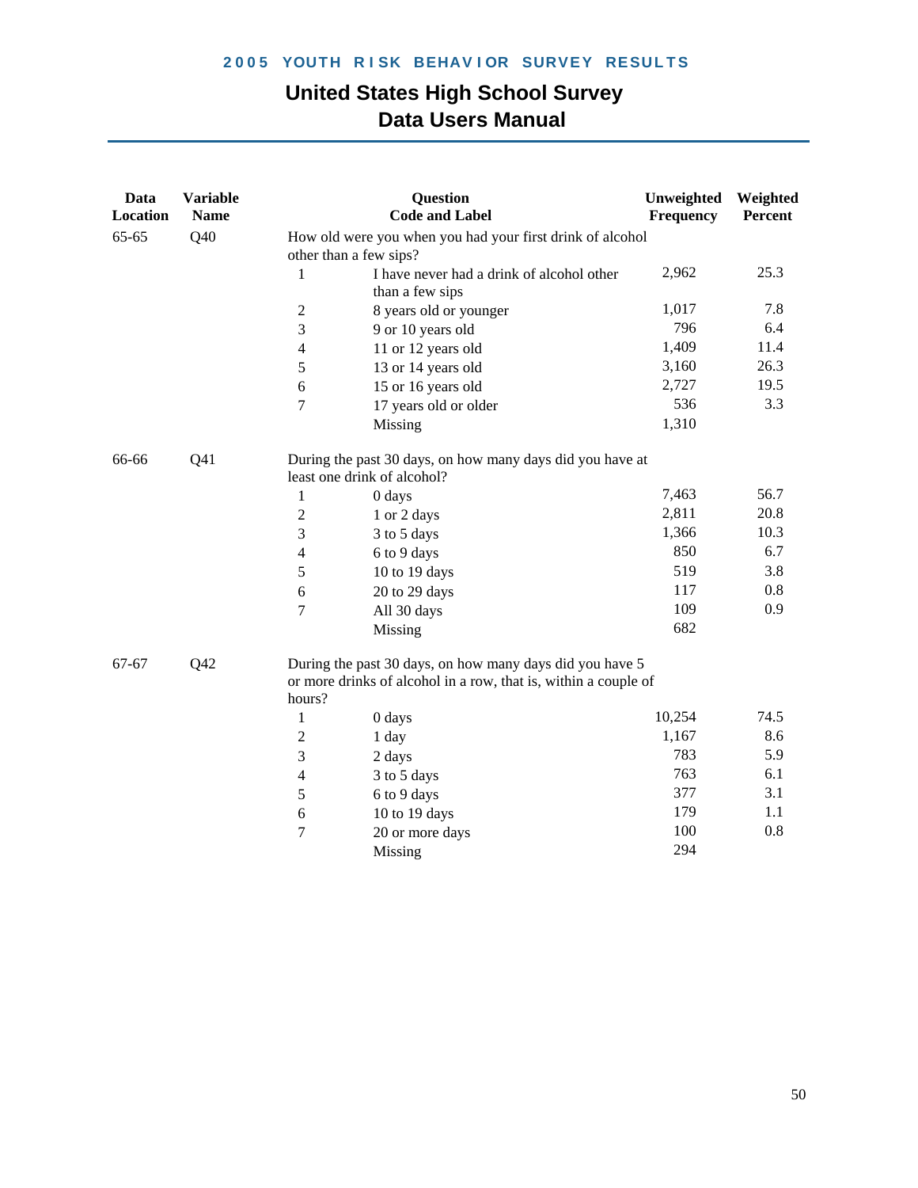| Data Location | Variable Name | Question Code and Label | | Unweighted Frequency | Weighted Percent |
|---|---|---|---|---|---|
| 65-65 | Q40 | How old were you when you had your first drink of alcohol other than a few sips? | | | |
| | | 1 | I have never had a drink of alcohol other than a few sips | 2,962 | 25.3 |
| | | 2 | 8 years old or younger | 1,017 | 7.8 |
| | | 3 | 9 or 10 years old | 796 | 6.4 |
| | | 4 | 11 or 12 years old | 1,409 | 11.4 |
| | | 5 | 13 or 14 years old | 3,160 | 26.3 |
| | | 6 | 15 or 16 years old | 2,727 | 19.5 |
| | | 7 | 17 years old or older | 536 | 3.3 |
| | | | Missing | 1,310 | |
| 66-66 | Q41 | During the past 30 days, on how many days did you have at least one drink of alcohol? | | | |
| | | 1 | 0 days | 7,463 | 56.7 |
| | | 2 | 1 or 2 days | 2,811 | 20.8 |
| | | 3 | 3 to 5 days | 1,366 | 10.3 |
| | | 4 | 6 to 9 days | 850 | 6.7 |
| | | 5 | 10 to 19 days | 519 | 3.8 |
| | | 6 | 20 to 29 days | 117 | 0.8 |
| | | 7 | All 30 days | 109 | 0.9 |
| | | | Missing | 682 | |
| 67-67 | Q42 | During the past 30 days, on how many days did you have 5 or more drinks of alcohol in a row, that is, within a couple of hours? | | | |
| | | 1 | 0 days | 10,254 | 74.5 |
| | | 2 | 1 day | 1,167 | 8.6 |
| | | 3 | 2 days | 783 | 5.9 |
| | | 4 | 3 to 5 days | 763 | 6.1 |
| | | 5 | 6 to 9 days | 377 | 3.1 |
| | | 6 | 10 to 19 days | 179 | 1.1 |
| | | 7 | 20 or more days | 100 | 0.8 |
| | | | Missing | 294 | |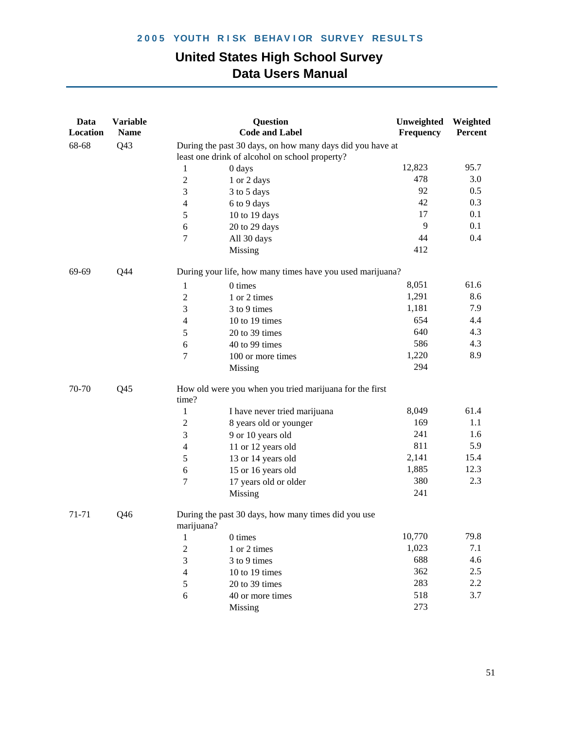| Data Location | Variable Name | Question Code and Label | | Unweighted Frequency | Weighted Percent |
|---|---|---|---|---|---|
| 68-68 | Q43 | During the past 30 days, on how many days did you have at least one drink of alcohol on school property? | | | |
| | | 1 | 0 days | 12,823 | 95.7 |
| | | 2 | 1 or 2 days | 478 | 3.0 |
| | | 3 | 3 to 5 days | 92 | 0.5 |
| | | 4 | 6 to 9 days | 42 | 0.3 |
| | | 5 | 10 to 19 days | 17 | 0.1 |
| | | 6 | 20 to 29 days | 9 | 0.1 |
| | | 7 | All 30 days | 44 | 0.4 |
| | | | Missing | 412 | |
| 69-69 | Q44 | During your life, how many times have you used marijuana? | | | |
| | | 1 | 0 times | 8,051 | 61.6 |
| | | 2 | 1 or 2 times | 1,291 | 8.6 |
| | | 3 | 3 to 9 times | 1,181 | 7.9 |
| | | 4 | 10 to 19 times | 654 | 4.4 |
| | | 5 | 20 to 39 times | 640 | 4.3 |
| | | 6 | 40 to 99 times | 586 | 4.3 |
| | | 7 | 100 or more times | 1,220 | 8.9 |
| | | | Missing | 294 | |
| 70-70 | Q45 | How old were you when you tried marijuana for the first time? | | | |
| | | 1 | I have never tried marijuana | 8,049 | 61.4 |
| | | 2 | 8 years old or younger | 169 | 1.1 |
| | | 3 | 9 or 10 years old | 241 | 1.6 |
| | | 4 | 11 or 12 years old | 811 | 5.9 |
| | | 5 | 13 or 14 years old | 2,141 | 15.4 |
| | | 6 | 15 or 16 years old | 1,885 | 12.3 |
| | | 7 | 17 years old or older | 380 | 2.3 |
| | | | Missing | 241 | |
| 71-71 | Q46 | During the past 30 days, how many times did you use marijuana? | | | |
| | | 1 | 0 times | 10,770 | 79.8 |
| | | 2 | 1 or 2 times | 1,023 | 7.1 |
| | | 3 | 3 to 9 times | 688 | 4.6 |
| | | 4 | 10 to 19 times | 362 | 2.5 |
| | | 5 | 20 to 39 times | 283 | 2.2 |
| | | 6 | 40 or more times | 518 | 3.7 |
| | | | Missing | 273 | |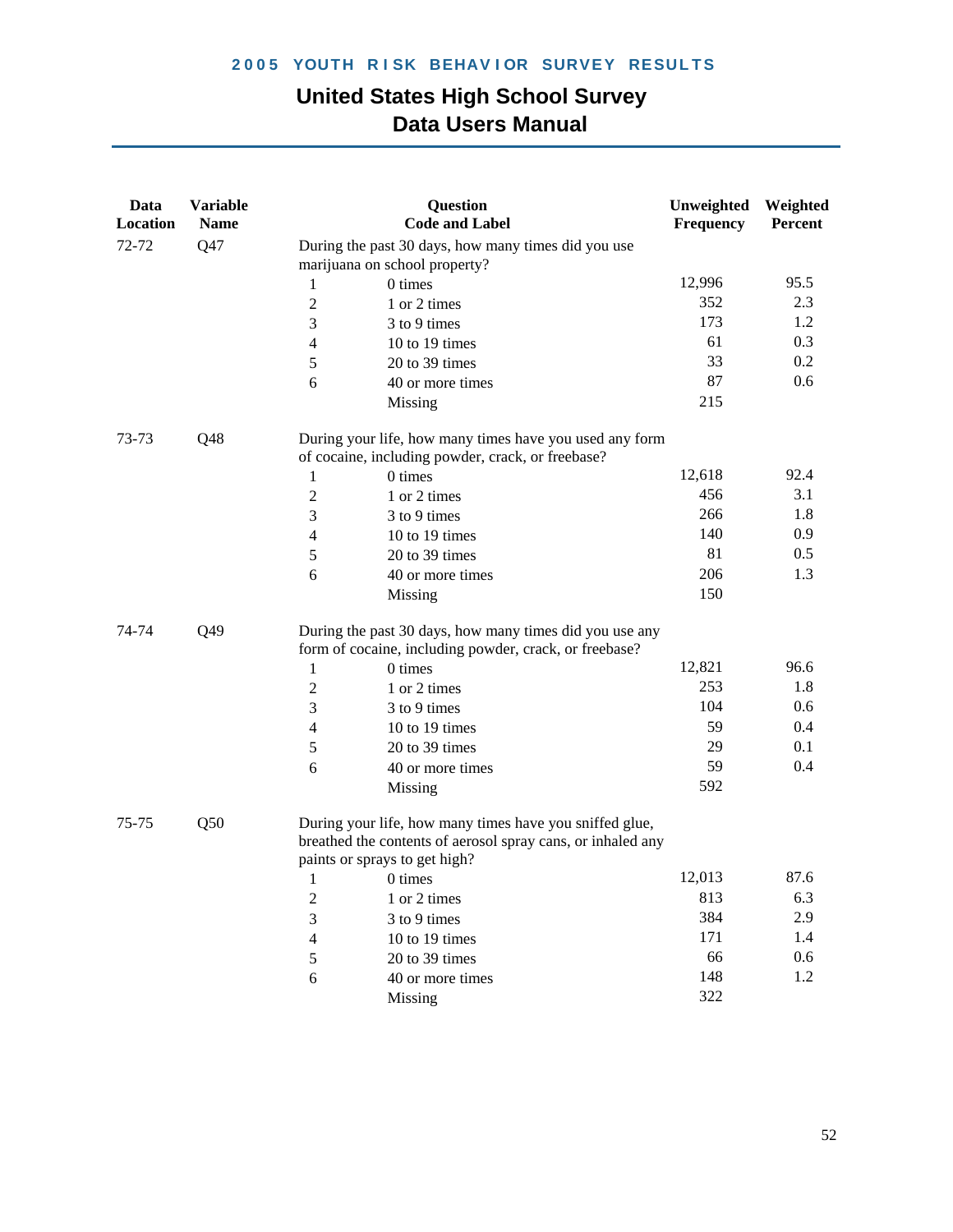| Data Location | Variable Name | Question Code and Label | | Unweighted Frequency | Weighted Percent |
|---|---|---|---|---|---|
| 72-72 | Q47 | During the past 30 days, how many times did you use marijuana on school property? | | | |
| | | 1 | 0 times | 12,996 | 95.5 |
| | | 2 | 1 or 2 times | 352 | 2.3 |
| | | 3 | 3 to 9 times | 173 | 1.2 |
| | | 4 | 10 to 19 times | 61 | 0.3 |
| | | 5 | 20 to 39 times | 33 | 0.2 |
| | | 6 | 40 or more times | 87 | 0.6 |
| | | | Missing | 215 | |
| 73-73 | Q48 | During your life, how many times have you used any form of cocaine, including powder, crack, or freebase? | | | |
| | | 1 | 0 times | 12,618 | 92.4 |
| | | 2 | 1 or 2 times | 456 | 3.1 |
| | | 3 | 3 to 9 times | 266 | 1.8 |
| | | 4 | 10 to 19 times | 140 | 0.9 |
| | | 5 | 20 to 39 times | 81 | 0.5 |
| | | 6 | 40 or more times | 206 | 1.3 |
| | | | Missing | 150 | |
| 74-74 | Q49 | During the past 30 days, how many times did you use any form of cocaine, including powder, crack, or freebase? | | | |
| | | 1 | 0 times | 12,821 | 96.6 |
| | | 2 | 1 or 2 times | 253 | 1.8 |
| | | 3 | 3 to 9 times | 104 | 0.6 |
| | | 4 | 10 to 19 times | 59 | 0.4 |
| | | 5 | 20 to 39 times | 29 | 0.1 |
| | | 6 | 40 or more times | 59 | 0.4 |
| | | | Missing | 592 | |
| 75-75 | Q50 | During your life, how many times have you sniffed glue, breathed the contents of aerosol spray cans, or inhaled any paints or sprays to get high? | | | |
| | | 1 | 0 times | 12,013 | 87.6 |
| | | 2 | 1 or 2 times | 813 | 6.3 |
| | | 3 | 3 to 9 times | 384 | 2.9 |
| | | 4 | 10 to 19 times | 171 | 1.4 |
| | | 5 | 20 to 39 times | 66 | 0.6 |
| | | 6 | 40 or more times | 148 | 1.2 |
| | | | Missing | 322 | |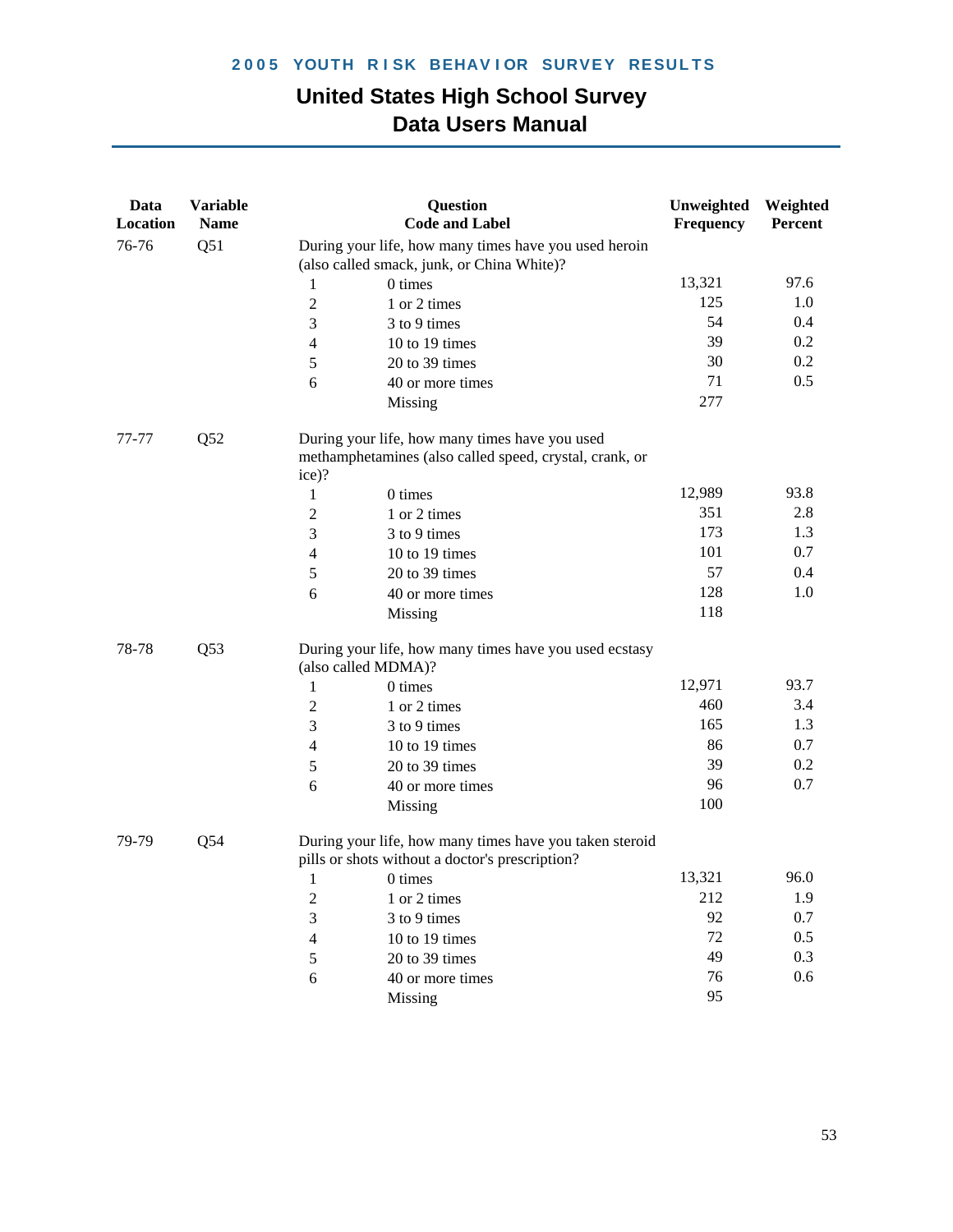| Data Location | Variable Name | Question Code and Label | | Unweighted Frequency | Weighted Percent |
|---|---|---|---|---|---|
| 76-76 | Q51 | During your life, how many times have you used heroin (also called smack, junk, or China White)? | | | |
| | | 1 | 0 times | 13,321 | 97.6 |
| | | 2 | 1 or 2 times | 125 | 1.0 |
| | | 3 | 3 to 9 times | 54 | 0.4 |
| | | 4 | 10 to 19 times | 39 | 0.2 |
| | | 5 | 20 to 39 times | 30 | 0.2 |
| | | 6 | 40 or more times | 71 | 0.5 |
| | | | Missing | 277 | |
| 77-77 | Q52 | During your life, how many times have you used methamphetamines (also called speed, crystal, crank, or ice)? | | | |
| | | 1 | 0 times | 12,989 | 93.8 |
| | | 2 | 1 or 2 times | 351 | 2.8 |
| | | 3 | 3 to 9 times | 173 | 1.3 |
| | | 4 | 10 to 19 times | 101 | 0.7 |
| | | 5 | 20 to 39 times | 57 | 0.4 |
| | | 6 | 40 or more times | 128 | 1.0 |
| | | | Missing | 118 | |
| 78-78 | Q53 | During your life, how many times have you used ecstasy (also called MDMA)? | | | |
| | | 1 | 0 times | 12,971 | 93.7 |
| | | 2 | 1 or 2 times | 460 | 3.4 |
| | | 3 | 3 to 9 times | 165 | 1.3 |
| | | 4 | 10 to 19 times | 86 | 0.7 |
| | | 5 | 20 to 39 times | 39 | 0.2 |
| | | 6 | 40 or more times | 96 | 0.7 |
| | | | Missing | 100 | |
| 79-79 | Q54 | During your life, how many times have you taken steroid pills or shots without a doctor's prescription? | | | |
| | | 1 | 0 times | 13,321 | 96.0 |
| | | 2 | 1 or 2 times | 212 | 1.9 |
| | | 3 | 3 to 9 times | 92 | 0.7 |
| | | 4 | 10 to 19 times | 72 | 0.5 |
| | | 5 | 20 to 39 times | 49 | 0.3 |
| | | 6 | 40 or more times | 76 | 0.6 |
| | | | Missing | 95 | |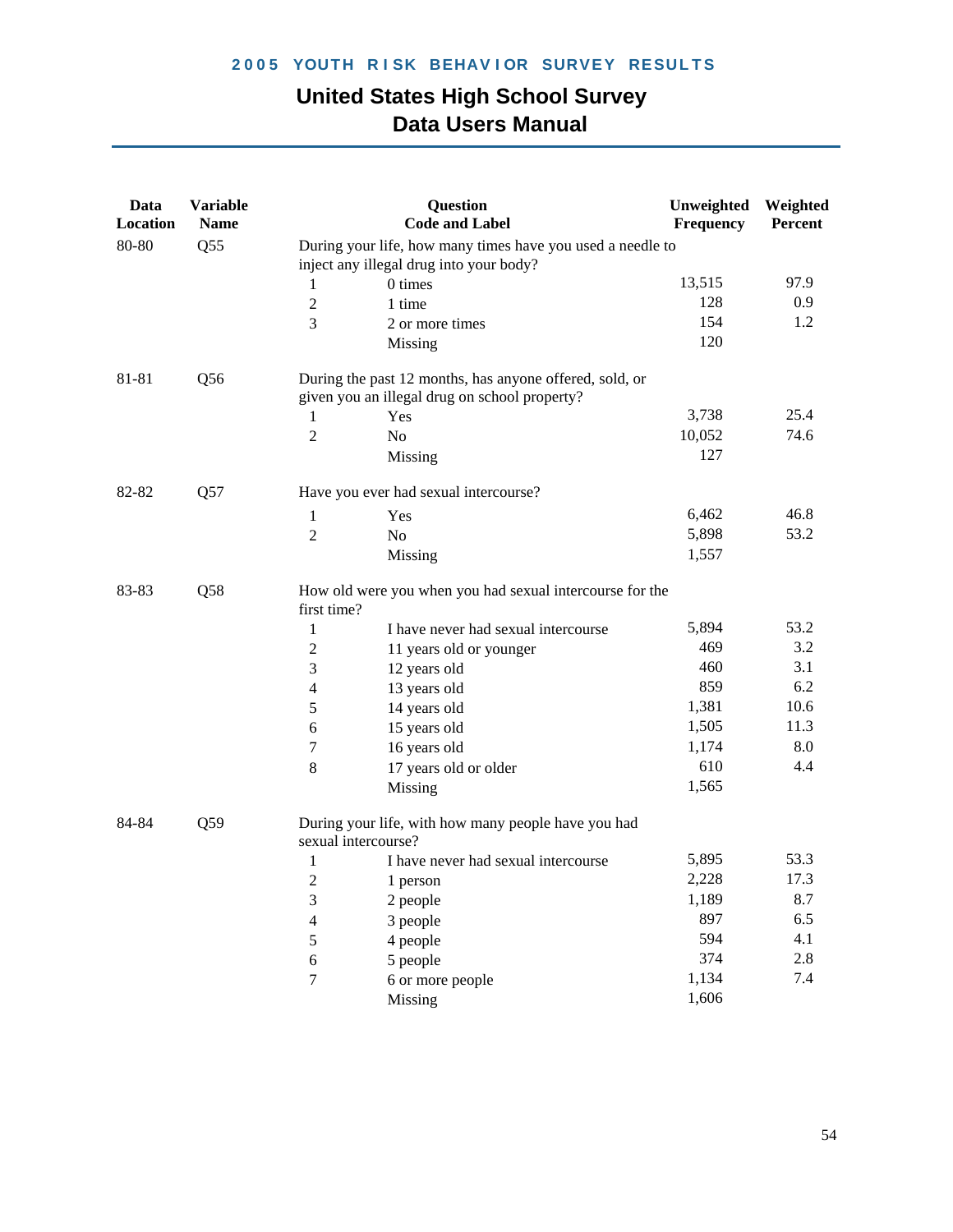# United States High School Survey
## Data Users Manual

| Data Location | Variable Name | Question Code | Label | Unweighted Frequency | Weighted Percent |
|---|---|---|---|---|---|
| 80-80 | Q55 | During your life, how many times have you used a needle to inject any illegal drug into your body? | | | |
| | | 1 | 0 times | 13,515 | 97.9 |
| | | 2 | 1 time | 128 | 0.9 |
| | | 3 | 2 or more times | 154 | 1.2 |
| | | | Missing | 120 | |
| 81-81 | Q56 | During the past 12 months, has anyone offered, sold, or given you an illegal drug on school property? | | | |
| | | 1 | Yes | 3,738 | 25.4 |
| | | 2 | No | 10,052 | 74.6 |
| | | | Missing | 127 | |
| 82-82 | Q57 | Have you ever had sexual intercourse? | | | |
| | | 1 | Yes | 6,462 | 46.8 |
| | | 2 | No | 5,898 | 53.2 |
| | | | Missing | 1,557 | |
| 83-83 | Q58 | How old were you when you had sexual intercourse for the first time? | | | |
| | | 1 | I have never had sexual intercourse | 5,894 | 53.2 |
| | | 2 | 11 years old or younger | 469 | 3.2 |
| | | 3 | 12 years old | 460 | 3.1 |
| | | 4 | 13 years old | 859 | 6.2 |
| | | 5 | 14 years old | 1,381 | 10.6 |
| | | 6 | 15 years old | 1,505 | 11.3 |
| | | 7 | 16 years old | 1,174 | 8.0 |
| | | 8 | 17 years old or older | 610 | 4.4 |
| | | | Missing | 1,565 | |
| 84-84 | Q59 | During your life, with how many people have you had sexual intercourse? | | | |
| | | 1 | I have never had sexual intercourse | 5,895 | 53.3 |
| | | 2 | 1 person | 2,228 | 17.3 |
| | | 3 | 2 people | 1,189 | 8.7 |
| | | 4 | 3 people | 897 | 6.5 |
| | | 5 | 4 people | 594 | 4.1 |
| | | 6 | 5 people | 374 | 2.8 |
| | | 7 | 6 or more people | 1,134 | 7.4 |
| | | | Missing | 1,606 | |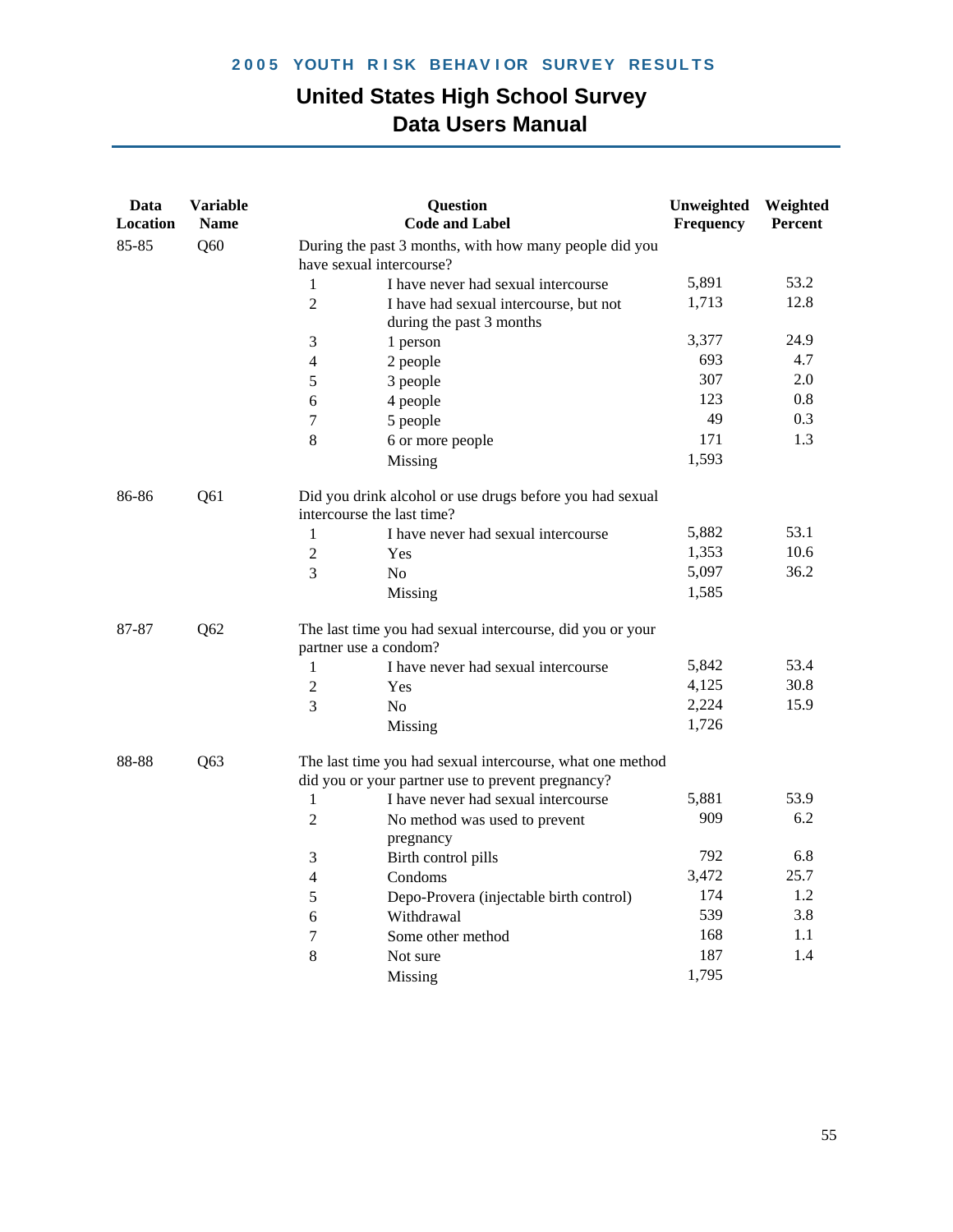| Data Location | Variable Name | Question Code and Label | | Unweighted Frequency | Weighted Percent |
|---|---|---|---|---|---|
| 85-85 | Q60 | During the past 3 months, with how many people did you have sexual intercourse? | | | |
| | | 1 | I have never had sexual intercourse | 5,891 | 53.2 |
| | | 2 | I have had sexual intercourse, but not during the past 3 months | 1,713 | 12.8 |
| | | 3 | 1 person | 3,377 | 24.9 |
| | | 4 | 2 people | 693 | 4.7 |
| | | 5 | 3 people | 307 | 2.0 |
| | | 6 | 4 people | 123 | 0.8 |
| | | 7 | 5 people | 49 | 0.3 |
| | | 8 | 6 or more people | 171 | 1.3 |
| | | | Missing | 1,593 | |
| 86-86 | Q61 | Did you drink alcohol or use drugs before you had sexual intercourse the last time? | | | |
| | | 1 | I have never had sexual intercourse | 5,882 | 53.1 |
| | | 2 | Yes | 1,353 | 10.6 |
| | | 3 | No | 5,097 | 36.2 |
| | | | Missing | 1,585 | |
| 87-87 | Q62 | The last time you had sexual intercourse, did you or your partner use a condom? | | | |
| | | 1 | I have never had sexual intercourse | 5,842 | 53.4 |
| | | 2 | Yes | 4,125 | 30.8 |
| | | 3 | No | 2,224 | 15.9 |
| | | | Missing | 1,726 | |
| 88-88 | Q63 | The last time you had sexual intercourse, what one method did you or your partner use to prevent pregnancy? | | | |
| | | 1 | I have never had sexual intercourse | 5,881 | 53.9 |
| | | 2 | No method was used to prevent pregnancy | 909 | 6.2 |
| | | 3 | Birth control pills | 792 | 6.8 |
| | | 4 | Condoms | 3,472 | 25.7 |
| | | 5 | Depo-Provera (injectable birth control) | 174 | 1.2 |
| | | 6 | Withdrawal | 539 | 3.8 |
| | | 7 | Some other method | 168 | 1.1 |
| | | 8 | Not sure | 187 | 1.4 |
| | | | Missing | 1,795 | |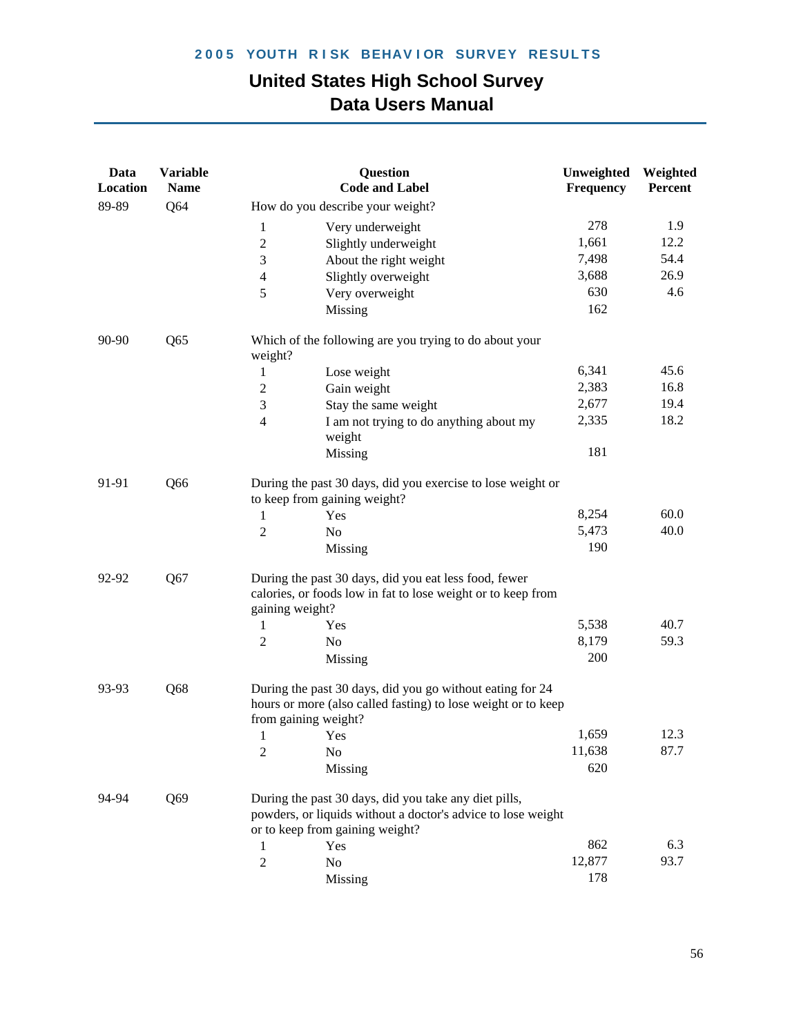# 2005 YOUTH RISK BEHAVIOR SURVEY RESULTS

## United States High School Survey
## Data Users Manual

| Data Location | Variable Name | Question Code and Label | | Unweighted Frequency | Weighted Percent |
|---|---|---|---|---|---|
| 89-89 | Q64 | How do you describe your weight? | | | |
| | | 1 | Very underweight | 278 | 1.9 |
| | | 2 | Slightly underweight | 1,661 | 12.2 |
| | | 3 | About the right weight | 7,498 | 54.4 |
| | | 4 | Slightly overweight | 3,688 | 26.9 |
| | | 5 | Very overweight | 630 | 4.6 |
| | | | Missing | 162 | |
| 90-90 | Q65 | Which of the following are you trying to do about your weight? | | | |
| | | 1 | Lose weight | 6,341 | 45.6 |
| | | 2 | Gain weight | 2,383 | 16.8 |
| | | 3 | Stay the same weight | 2,677 | 19.4 |
| | | 4 | I am not trying to do anything about my weight | 2,335 | 18.2 |
| | | | Missing | 181 | |
| 91-91 | Q66 | During the past 30 days, did you exercise to lose weight or to keep from gaining weight? | | | |
| | | 1 | Yes | 8,254 | 60.0 |
| | | 2 | No | 5,473 | 40.0 |
| | | | Missing | 190 | |
| 92-92 | Q67 | During the past 30 days, did you eat less food, fewer calories, or foods low in fat to lose weight or to keep from gaining weight? | | | |
| | | 1 | Yes | 5,538 | 40.7 |
| | | 2 | No | 8,179 | 59.3 |
| | | | Missing | 200 | |
| 93-93 | Q68 | During the past 30 days, did you go without eating for 24 hours or more (also called fasting) to lose weight or to keep from gaining weight? | | | |
| | | 1 | Yes | 1,659 | 12.3 |
| | | 2 | No | 11,638 | 87.7 |
| | | | Missing | 620 | |
| 94-94 | Q69 | During the past 30 days, did you take any diet pills, powders, or liquids without a doctor's advice to lose weight or to keep from gaining weight? | | | |
| | | 1 | Yes | 862 | 6.3 |
| | | 2 | No | 12,877 | 93.7 |
| | | | Missing | 178 | |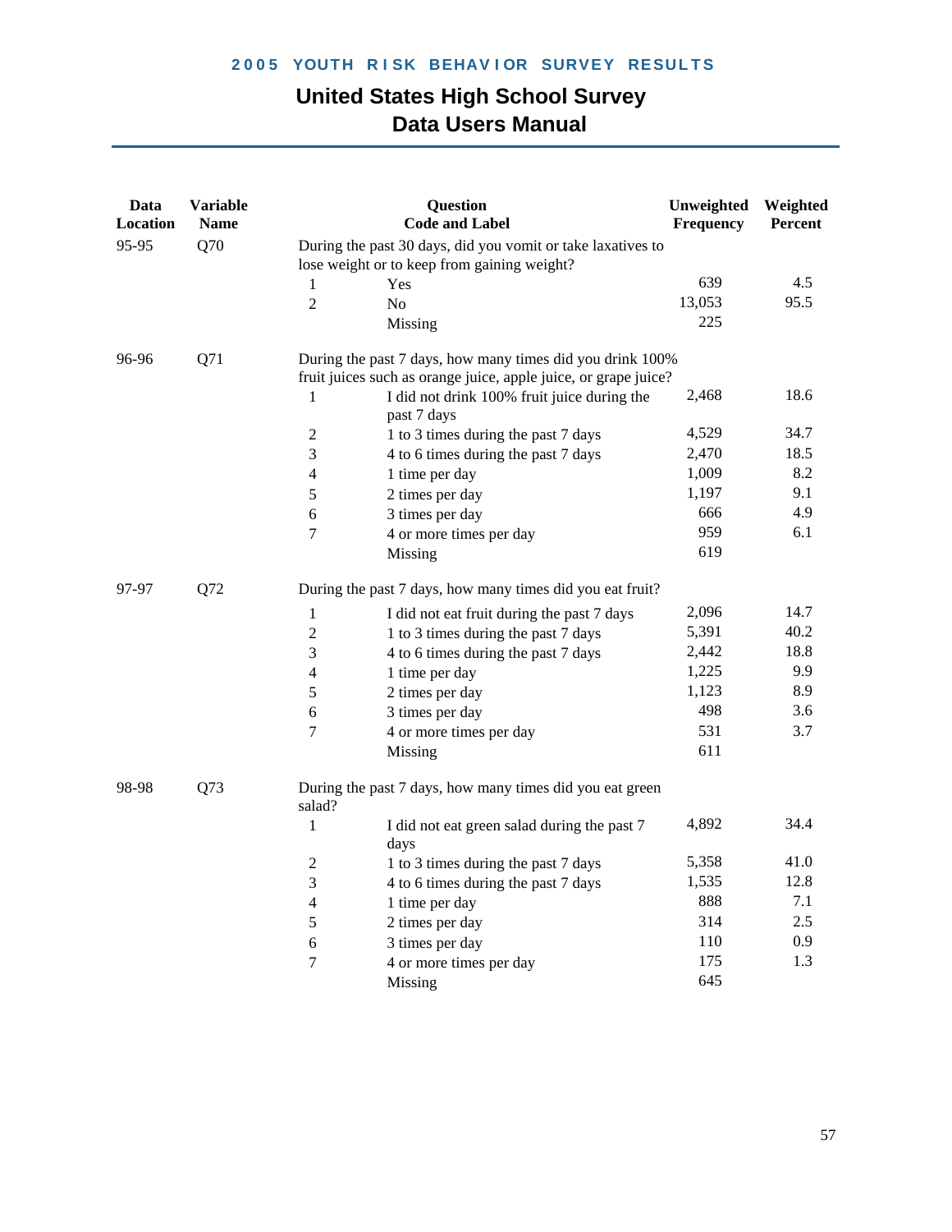| Data Location | Variable Name | Question Code and Label | | Unweighted Frequency | Weighted Percent |
|---|---|---|---|---|---|
| 95-95 | Q70 | During the past 30 days, did you vomit or take laxatives to lose weight or to keep from gaining weight? | | | |
| | | 1 | Yes | 639 | 4.5 |
| | | 2 | No | 13,053 | 95.5 |
| | | | Missing | 225 | |
| 96-96 | Q71 | During the past 7 days, how many times did you drink 100% fruit juices such as orange juice, apple juice, or grape juice? | | | |
| | | 1 | I did not drink 100% fruit juice during the past 7 days | 2,468 | 18.6 |
| | | 2 | 1 to 3 times during the past 7 days | 4,529 | 34.7 |
| | | 3 | 4 to 6 times during the past 7 days | 2,470 | 18.5 |
| | | 4 | 1 time per day | 1,009 | 8.2 |
| | | 5 | 2 times per day | 1,197 | 9.1 |
| | | 6 | 3 times per day | 666 | 4.9 |
| | | 7 | 4 or more times per day | 959 | 6.1 |
| | | | Missing | 619 | |
| 97-97 | Q72 | During the past 7 days, how many times did you eat fruit? | | | |
| | | 1 | I did not eat fruit during the past 7 days | 2,096 | 14.7 |
| | | 2 | 1 to 3 times during the past 7 days | 5,391 | 40.2 |
| | | 3 | 4 to 6 times during the past 7 days | 2,442 | 18.8 |
| | | 4 | 1 time per day | 1,225 | 9.9 |
| | | 5 | 2 times per day | 1,123 | 8.9 |
| | | 6 | 3 times per day | 498 | 3.6 |
| | | 7 | 4 or more times per day | 531 | 3.7 |
| | | | Missing | 611 | |
| 98-98 | Q73 | During the past 7 days, how many times did you eat green salad? | | | |
| | | 1 | I did not eat green salad during the past 7 days | 4,892 | 34.4 |
| | | 2 | 1 to 3 times during the past 7 days | 5,358 | 41.0 |
| | | 3 | 4 to 6 times during the past 7 days | 1,535 | 12.8 |
| | | 4 | 1 time per day | 888 | 7.1 |
| | | 5 | 2 times per day | 314 | 2.5 |
| | | 6 | 3 times per day | 110 | 0.9 |
| | | 7 | 4 or more times per day | 175 | 1.3 |
| | | | Missing | 645 | |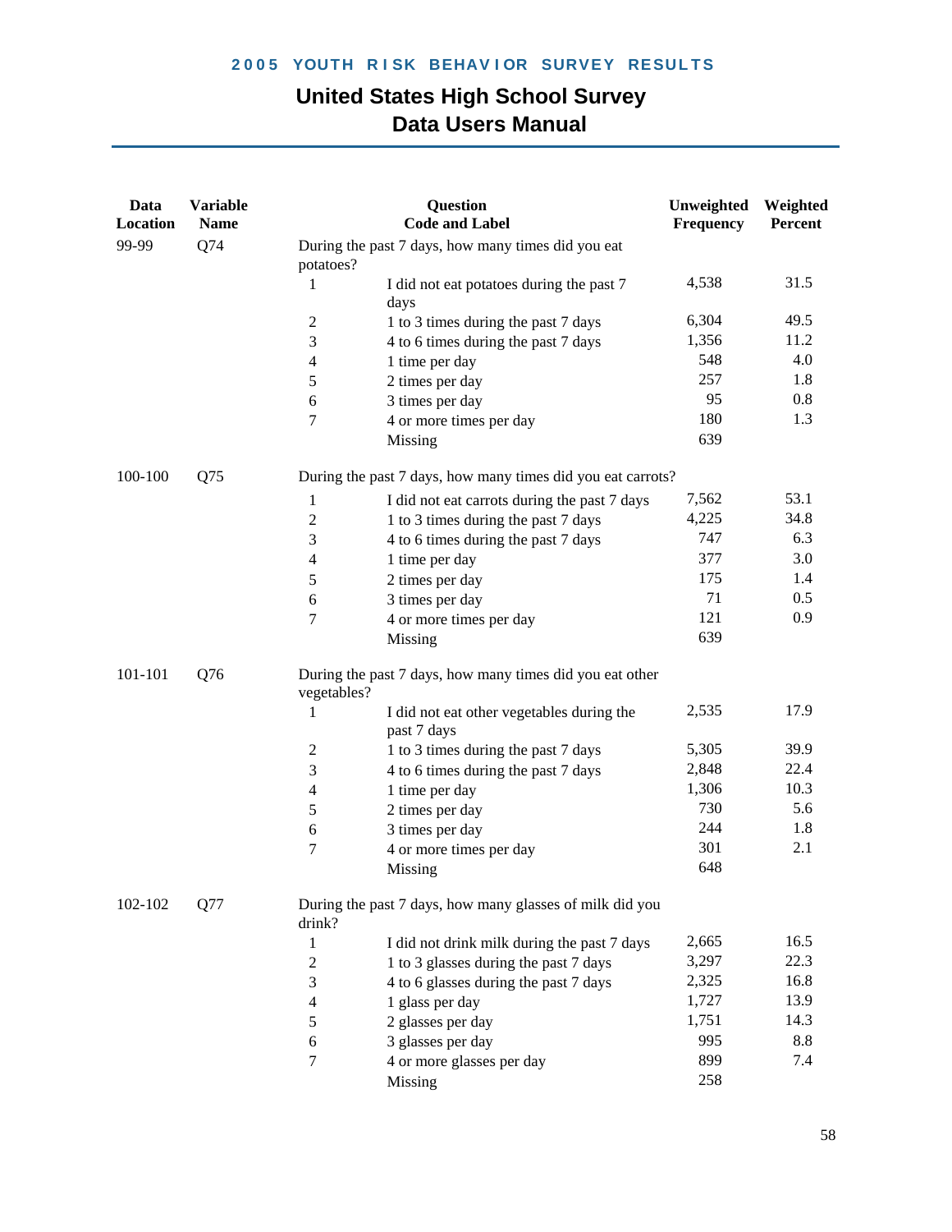| Data Location | Variable Name | Question Code and Label | | Unweighted Frequency | Weighted Percent |
|---|---|---|---|---|---|
| 99-99 | Q74 | During the past 7 days, how many times did you eat potatoes? | | | |
| | | 1 | I did not eat potatoes during the past 7 days | 4,538 | 31.5 |
| | | 2 | 1 to 3 times during the past 7 days | 6,304 | 49.5 |
| | | 3 | 4 to 6 times during the past 7 days | 1,356 | 11.2 |
| | | 4 | 1 time per day | 548 | 4.0 |
| | | 5 | 2 times per day | 257 | 1.8 |
| | | 6 | 3 times per day | 95 | 0.8 |
| | | 7 | 4 or more times per day | 180 | 1.3 |
| | | | Missing | 639 | |
| 100-100 | Q75 | During the past 7 days, how many times did you eat carrots? | | | |
| | | 1 | I did not eat carrots during the past 7 days | 7,562 | 53.1 |
| | | 2 | 1 to 3 times during the past 7 days | 4,225 | 34.8 |
| | | 3 | 4 to 6 times during the past 7 days | 747 | 6.3 |
| | | 4 | 1 time per day | 377 | 3.0 |
| | | 5 | 2 times per day | 175 | 1.4 |
| | | 6 | 3 times per day | 71 | 0.5 |
| | | 7 | 4 or more times per day | 121 | 0.9 |
| | | | Missing | 639 | |
| 101-101 | Q76 | During the past 7 days, how many times did you eat other vegetables? | | | |
| | | 1 | I did not eat other vegetables during the past 7 days | 2,535 | 17.9 |
| | | 2 | 1 to 3 times during the past 7 days | 5,305 | 39.9 |
| | | 3 | 4 to 6 times during the past 7 days | 2,848 | 22.4 |
| | | 4 | 1 time per day | 1,306 | 10.3 |
| | | 5 | 2 times per day | 730 | 5.6 |
| | | 6 | 3 times per day | 244 | 1.8 |
| | | 7 | 4 or more times per day | 301 | 2.1 |
| | | | Missing | 648 | |
| 102-102 | Q77 | During the past 7 days, how many glasses of milk did you drink? | | | |
| | | 1 | I did not drink milk during the past 7 days | 2,665 | 16.5 |
| | | 2 | 1 to 3 glasses during the past 7 days | 3,297 | 22.3 |
| | | 3 | 4 to 6 glasses during the past 7 days | 2,325 | 16.8 |
| | | 4 | 1 glass per day | 1,727 | 13.9 |
| | | 5 | 2 glasses per day | 1,751 | 14.3 |
| | | 6 | 3 glasses per day | 995 | 8.8 |
| | | 7 | 4 or more glasses per day | 899 | 7.4 |
| | | | Missing | 258 | |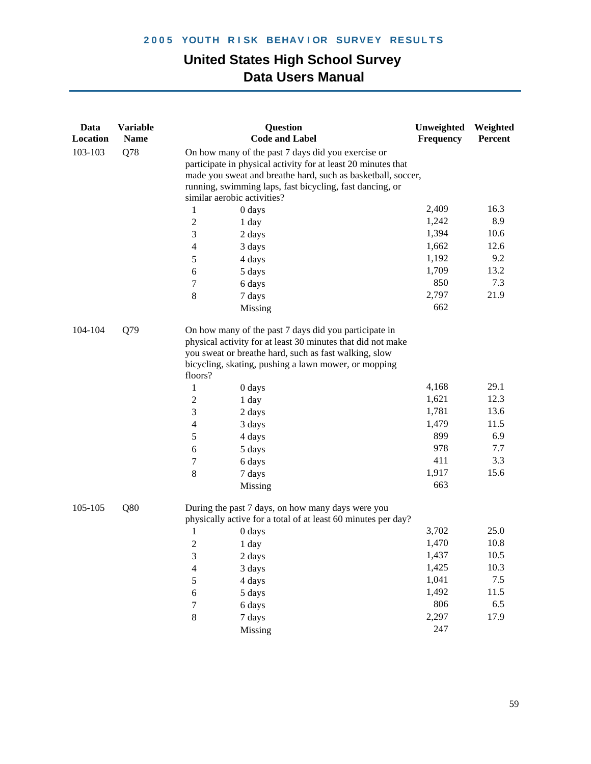| Data Location | Variable Name | Question Code and Label | | Unweighted Frequency | Weighted Percent |
|---|---|---|---|---|---|
| 103-103 | Q78 | On how many of the past 7 days did you exercise or participate in physical activity for at least 20 minutes that made you sweat and breathe hard, such as basketball, soccer, running, swimming laps, fast bicycling, fast dancing, or similar aerobic activities? | | | |
| | | 1 | 0 days | 2,409 | 16.3 |
| | | 2 | 1 day | 1,242 | 8.9 |
| | | 3 | 2 days | 1,394 | 10.6 |
| | | 4 | 3 days | 1,662 | 12.6 |
| | | 5 | 4 days | 1,192 | 9.2 |
| | | 6 | 5 days | 1,709 | 13.2 |
| | | 7 | 6 days | 850 | 7.3 |
| | | 8 | 7 days | 2,797 | 21.9 |
| | | | Missing | 662 | |
| 104-104 | Q79 | On how many of the past 7 days did you participate in physical activity for at least 30 minutes that did not make you sweat or breathe hard, such as fast walking, slow bicycling, skating, pushing a lawn mower, or mopping floors? | | | |
| | | 1 | 0 days | 4,168 | 29.1 |
| | | 2 | 1 day | 1,621 | 12.3 |
| | | 3 | 2 days | 1,781 | 13.6 |
| | | 4 | 3 days | 1,479 | 11.5 |
| | | 5 | 4 days | 899 | 6.9 |
| | | 6 | 5 days | 978 | 7.7 |
| | | 7 | 6 days | 411 | 3.3 |
| | | 8 | 7 days | 1,917 | 15.6 |
| | | | Missing | 663 | |
| 105-105 | Q80 | During the past 7 days, on how many days were you physically active for a total of at least 60 minutes per day? | | | |
| | | 1 | 0 days | 3,702 | 25.0 |
| | | 2 | 1 day | 1,470 | 10.8 |
| | | 3 | 2 days | 1,437 | 10.5 |
| | | 4 | 3 days | 1,425 | 10.3 |
| | | 5 | 4 days | 1,041 | 7.5 |
| | | 6 | 5 days | 1,492 | 11.5 |
| | | 7 | 6 days | 806 | 6.5 |
| | | 8 | 7 days | 2,297 | 17.9 |
| | | | Missing | 247 | |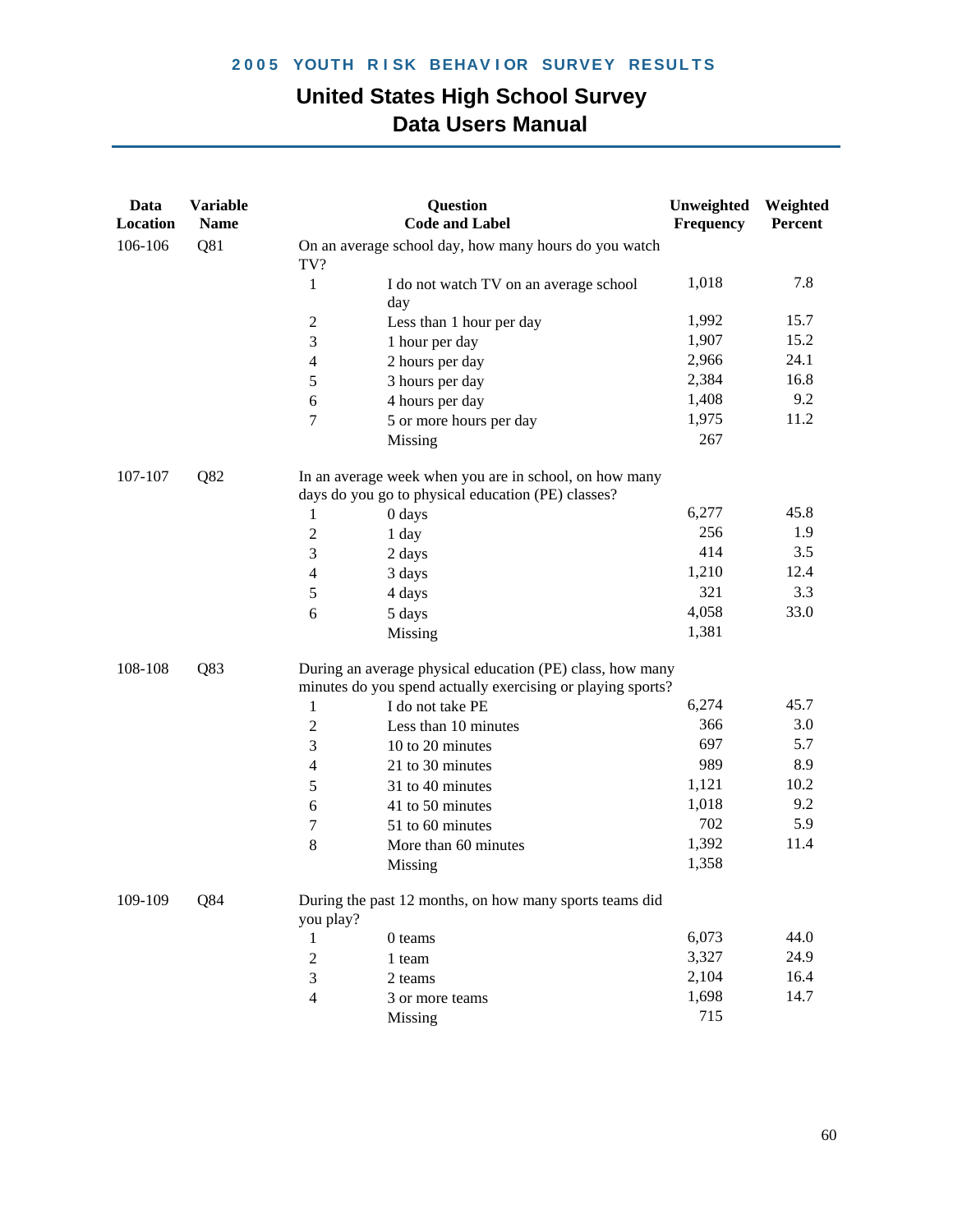| Data Location | Variable Name | Question Code and Label | | Unweighted Frequency | Weighted Percent |
|---|---|---|---|---|---|
| 106-106 | Q81 | On an average school day, how many hours do you watch TV? | | | |
| | | 1 | I do not watch TV on an average school day | 1,018 | 7.8 |
| | | 2 | Less than 1 hour per day | 1,992 | 15.7 |
| | | 3 | 1 hour per day | 1,907 | 15.2 |
| | | 4 | 2 hours per day | 2,966 | 24.1 |
| | | 5 | 3 hours per day | 2,384 | 16.8 |
| | | 6 | 4 hours per day | 1,408 | 9.2 |
| | | 7 | 5 or more hours per day | 1,975 | 11.2 |
| | | | Missing | 267 | |
| 107-107 | Q82 | In an average week when you are in school, on how many days do you go to physical education (PE) classes? | | | |
| | | 1 | 0 days | 6,277 | 45.8 |
| | | 2 | 1 day | 256 | 1.9 |
| | | 3 | 2 days | 414 | 3.5 |
| | | 4 | 3 days | 1,210 | 12.4 |
| | | 5 | 4 days | 321 | 3.3 |
| | | 6 | 5 days | 4,058 | 33.0 |
| | | | Missing | 1,381 | |
| 108-108 | Q83 | During an average physical education (PE) class, how many minutes do you spend actually exercising or playing sports? | | | |
| | | 1 | I do not take PE | 6,274 | 45.7 |
| | | 2 | Less than 10 minutes | 366 | 3.0 |
| | | 3 | 10 to 20 minutes | 697 | 5.7 |
| | | 4 | 21 to 30 minutes | 989 | 8.9 |
| | | 5 | 31 to 40 minutes | 1,121 | 10.2 |
| | | 6 | 41 to 50 minutes | 1,018 | 9.2 |
| | | 7 | 51 to 60 minutes | 702 | 5.9 |
| | | 8 | More than 60 minutes | 1,392 | 11.4 |
| | | | Missing | 1,358 | |
| 109-109 | Q84 | During the past 12 months, on how many sports teams did you play? | | | |
| | | 1 | 0 teams | 6,073 | 44.0 |
| | | 2 | 1 team | 3,327 | 24.9 |
| | | 3 | 2 teams | 2,104 | 16.4 |
| | | 4 | 3 or more teams | 1,698 | 14.7 |
| | | | Missing | 715 | |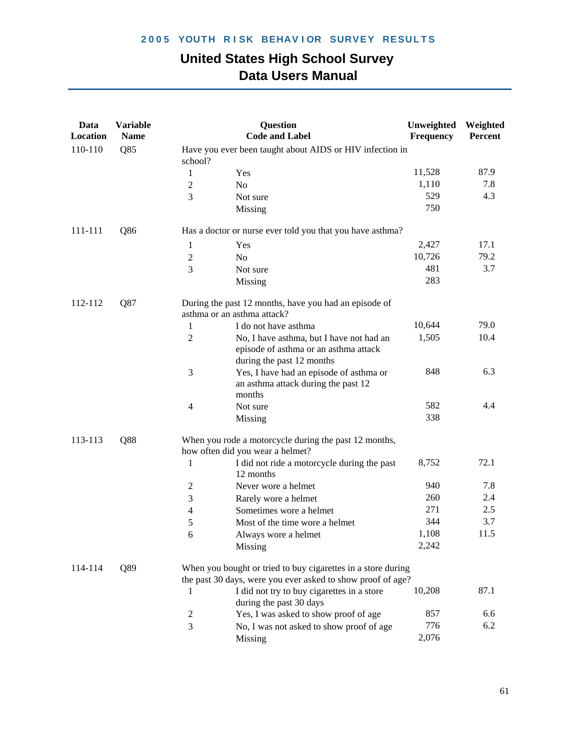| Data Location | Variable Name | Question Code and Label | | Unweighted Frequency | Weighted Percent |
|---|---|---|---|---|---|
| 110-110 | Q85 | Have you ever been taught about AIDS or HIV infection in school? | | | |
| | | 1 | Yes | 11,528 | 87.9 |
| | | 2 | No | 1,110 | 7.8 |
| | | 3 | Not sure | 529 | 4.3 |
| | | | Missing | 750 | |
| 111-111 | Q86 | Has a doctor or nurse ever told you that you have asthma? | | | |
| | | 1 | Yes | 2,427 | 17.1 |
| | | 2 | No | 10,726 | 79.2 |
| | | 3 | Not sure | 481 | 3.7 |
| | | | Missing | 283 | |
| 112-112 | Q87 | During the past 12 months, have you had an episode of asthma or an asthma attack? | | | |
| | | 1 | I do not have asthma | 10,644 | 79.0 |
| | | 2 | No, I have asthma, but I have not had an episode of asthma or an asthma attack during the past 12 months | 1,505 | 10.4 |
| | | 3 | Yes, I have had an episode of asthma or an asthma attack during the past 12 months | 848 | 6.3 |
| | | 4 | Not sure | 582 | 4.4 |
| | | | Missing | 338 | |
| 113-113 | Q88 | When you rode a motorcycle during the past 12 months, how often did you wear a helmet? | | | |
| | | 1 | I did not ride a motorcycle during the past 12 months | 8,752 | 72.1 |
| | | 2 | Never wore a helmet | 940 | 7.8 |
| | | 3 | Rarely wore a helmet | 260 | 2.4 |
| | | 4 | Sometimes wore a helmet | 271 | 2.5 |
| | | 5 | Most of the time wore a helmet | 344 | 3.7 |
| | | 6 | Always wore a helmet | 1,108 | 11.5 |
| | | | Missing | 2,242 | |
| 114-114 | Q89 | When you bought or tried to buy cigarettes in a store during the past 30 days, were you ever asked to show proof of age? | | | |
| | | 1 | I did not try to buy cigarettes in a store during the past 30 days | 10,208 | 87.1 |
| | | 2 | Yes, I was asked to show proof of age | 857 | 6.6 |
| | | 3 | No, I was not asked to show proof of age | 776 | 6.2 |
| | | | Missing | 2,076 | |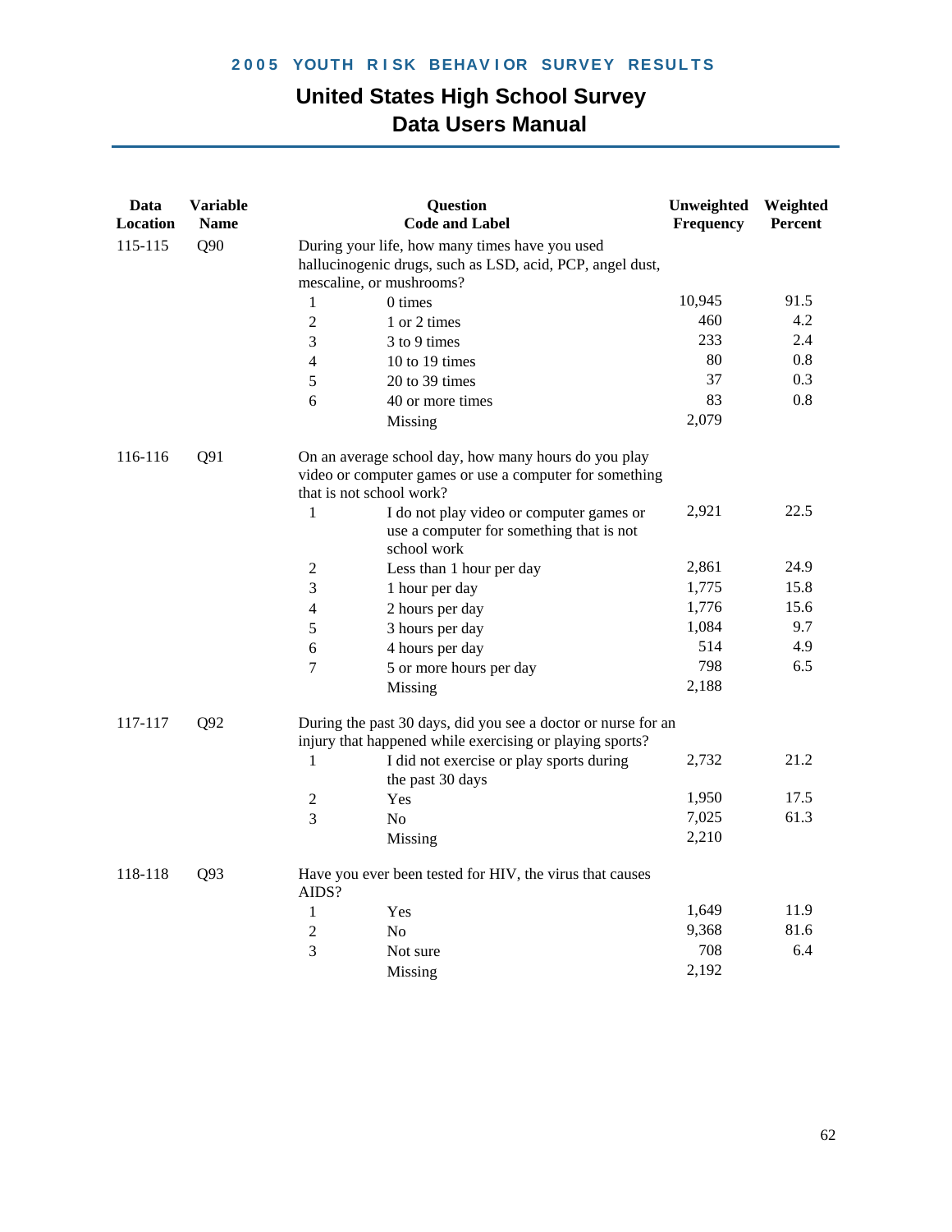| Data Location | Variable Name | Question Code and Label | | Unweighted Frequency | Weighted Percent |
|---|---|---|---|---|---|
| 115-115 | Q90 | During your life, how many times have you used hallucinogenic drugs, such as LSD, acid, PCP, angel dust, mescaline, or mushrooms? | | | |
| | | 1 | 0 times | 10,945 | 91.5 |
| | | 2 | 1 or 2 times | 460 | 4.2 |
| | | 3 | 3 to 9 times | 233 | 2.4 |
| | | 4 | 10 to 19 times | 80 | 0.8 |
| | | 5 | 20 to 39 times | 37 | 0.3 |
| | | 6 | 40 or more times | 83 | 0.8 |
| | | | Missing | 2,079 | |
| 116-116 | Q91 | On an average school day, how many hours do you play video or computer games or use a computer for something that is not school work? | | | |
| | | 1 | I do not play video or computer games or use a computer for something that is not school work | 2,921 | 22.5 |
| | | 2 | Less than 1 hour per day | 2,861 | 24.9 |
| | | 3 | 1 hour per day | 1,775 | 15.8 |
| | | 4 | 2 hours per day | 1,776 | 15.6 |
| | | 5 | 3 hours per day | 1,084 | 9.7 |
| | | 6 | 4 hours per day | 514 | 4.9 |
| | | 7 | 5 or more hours per day | 798 | 6.5 |
| | | | Missing | 2,188 | |
| 117-117 | Q92 | During the past 30 days, did you see a doctor or nurse for an injury that happened while exercising or playing sports? | | | |
| | | 1 | I did not exercise or play sports during the past 30 days | 2,732 | 21.2 |
| | | 2 | Yes | 1,950 | 17.5 |
| | | 3 | No | 7,025 | 61.3 |
| | | | Missing | 2,210 | |
| 118-118 | Q93 | Have you ever been tested for HIV, the virus that causes AIDS? | | | |
| | | 1 | Yes | 1,649 | 11.9 |
| | | 2 | No | 9,368 | 81.6 |
| | | 3 | Not sure | 708 | 6.4 |
| | | | Missing | 2,192 | |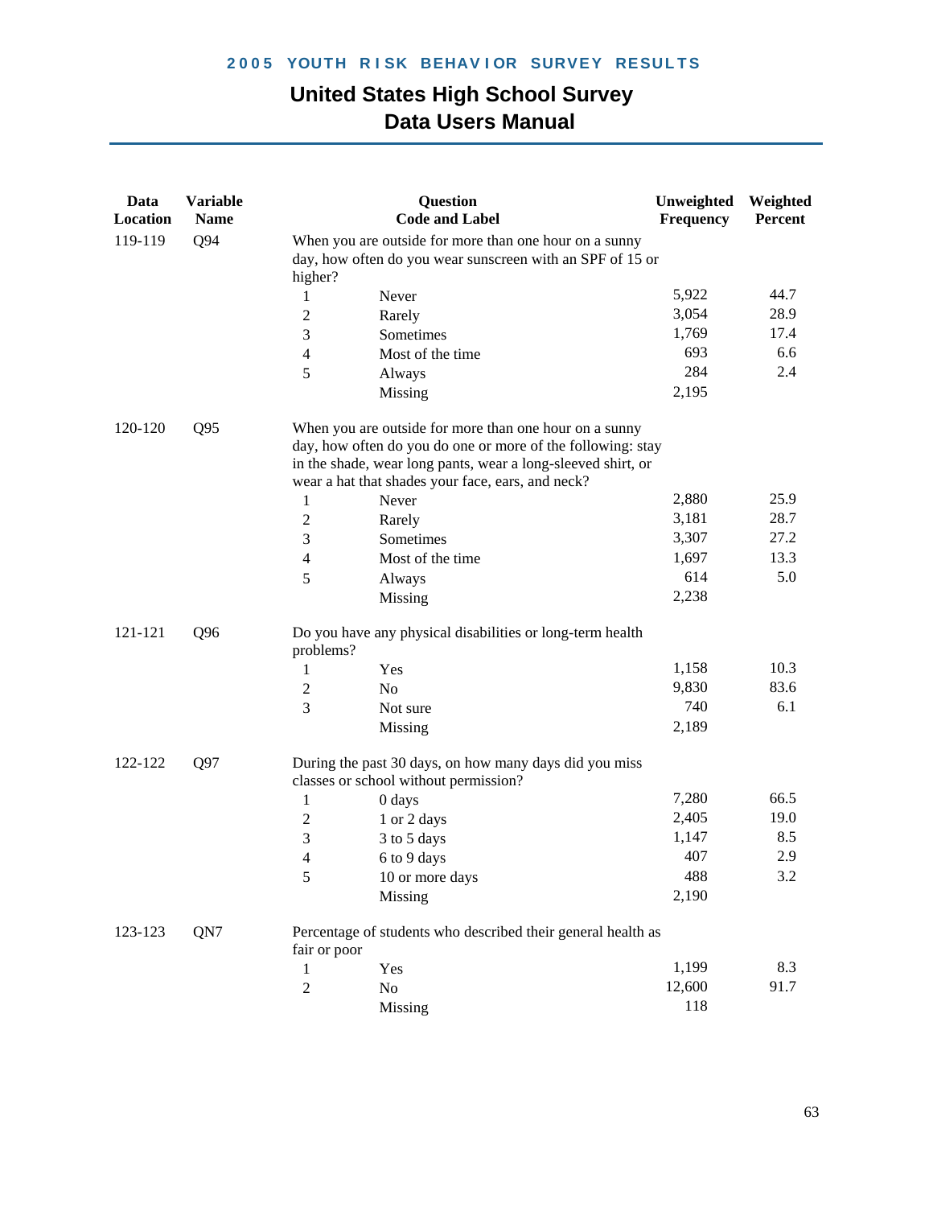| Data Location | Variable Name | Question Code and Label | | Unweighted Frequency | Weighted Percent |
|---|---|---|---|---|---|
| 119-119 | Q94 | When you are outside for more than one hour on a sunny day, how often do you wear sunscreen with an SPF of 15 or higher? | | | |
| | | 1 | Never | 5,922 | 44.7 |
| | | 2 | Rarely | 3,054 | 28.9 |
| | | 3 | Sometimes | 1,769 | 17.4 |
| | | 4 | Most of the time | 693 | 6.6 |
| | | 5 | Always | 284 | 2.4 |
| | | | Missing | 2,195 | |
| 120-120 | Q95 | When you are outside for more than one hour on a sunny day, how often do you do one or more of the following: stay in the shade, wear long pants, wear a long-sleeved shirt, or wear a hat that shades your face, ears, and neck? | | | |
| | | 1 | Never | 2,880 | 25.9 |
| | | 2 | Rarely | 3,181 | 28.7 |
| | | 3 | Sometimes | 3,307 | 27.2 |
| | | 4 | Most of the time | 1,697 | 13.3 |
| | | 5 | Always | 614 | 5.0 |
| | | | Missing | 2,238 | |
| 121-121 | Q96 | Do you have any physical disabilities or long-term health problems? | | | |
| | | 1 | Yes | 1,158 | 10.3 |
| | | 2 | No | 9,830 | 83.6 |
| | | 3 | Not sure | 740 | 6.1 |
| | | | Missing | 2,189 | |
| 122-122 | Q97 | During the past 30 days, on how many days did you miss classes or school without permission? | | | |
| | | 1 | 0 days | 7,280 | 66.5 |
| | | 2 | 1 or 2 days | 2,405 | 19.0 |
| | | 3 | 3 to 5 days | 1,147 | 8.5 |
| | | 4 | 6 to 9 days | 407 | 2.9 |
| | | 5 | 10 or more days | 488 | 3.2 |
| | | | Missing | 2,190 | |
| 123-123 | QN7 | Percentage of students who described their general health as fair or poor | | | |
| | | 1 | Yes | 1,199 | 8.3 |
| | | 2 | No | 12,600 | 91.7 |
| | | | Missing | 118 | |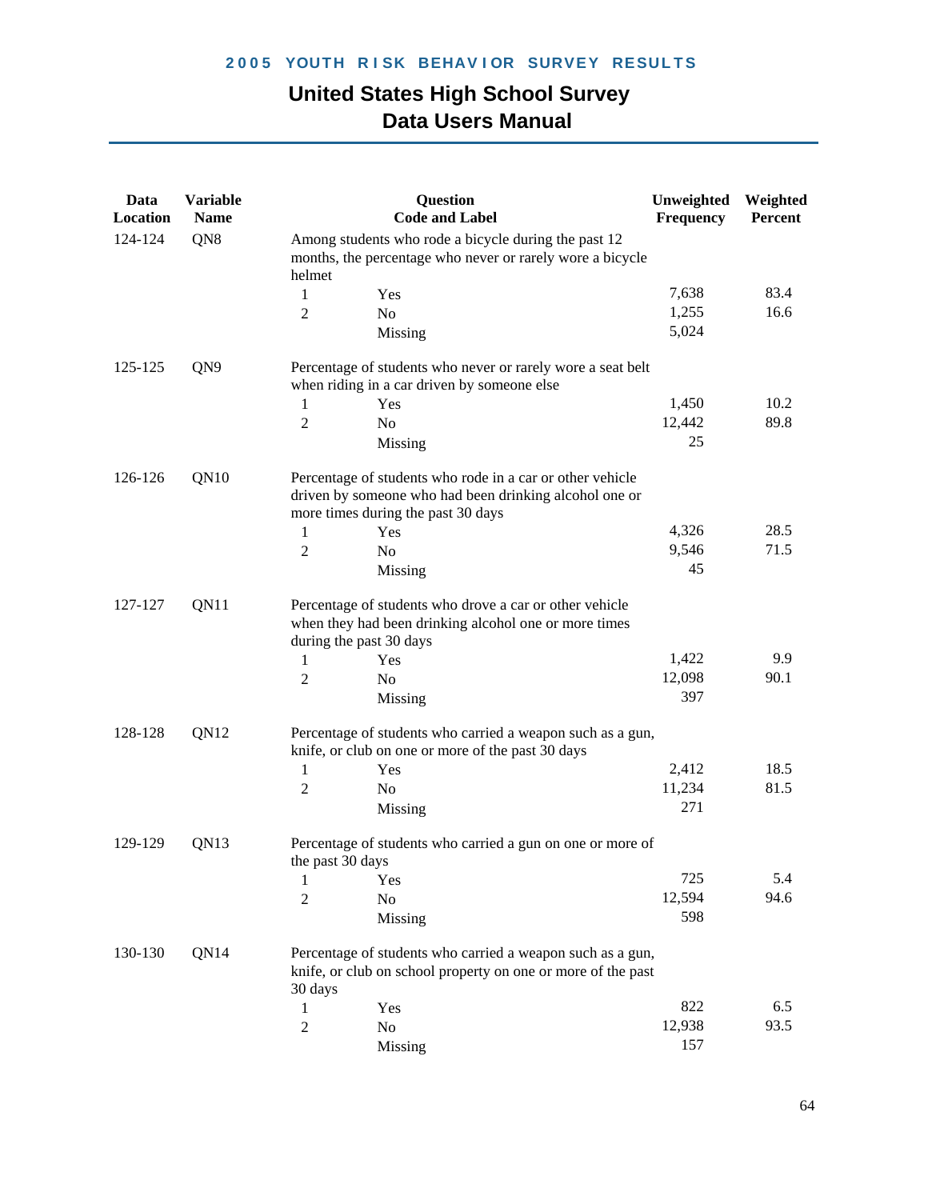| Data Location | Variable Name | Question Code and Label | | Unweighted Frequency | Weighted Percent |
|---|---|---|---|---|---|
| 124-124 | QN8 | Among students who rode a bicycle during the past 12 months, the percentage who never or rarely wore a bicycle helmet | | | |
| | | 1 | Yes | 7,638 | 83.4 |
| | | 2 | No | 1,255 | 16.6 |
| | | | Missing | 5,024 | |
| 125-125 | QN9 | Percentage of students who never or rarely wore a seat belt when riding in a car driven by someone else | | | |
| | | 1 | Yes | 1,450 | 10.2 |
| | | 2 | No | 12,442 | 89.8 |
| | | | Missing | 25 | |
| 126-126 | QN10 | Percentage of students who rode in a car or other vehicle driven by someone who had been drinking alcohol one or more times during the past 30 days | | | |
| | | 1 | Yes | 4,326 | 28.5 |
| | | 2 | No | 9,546 | 71.5 |
| | | | Missing | 45 | |
| 127-127 | QN11 | Percentage of students who drove a car or other vehicle when they had been drinking alcohol one or more times during the past 30 days | | | |
| | | 1 | Yes | 1,422 | 9.9 |
| | | 2 | No | 12,098 | 90.1 |
| | | | Missing | 397 | |
| 128-128 | QN12 | Percentage of students who carried a weapon such as a gun, knife, or club on one or more of the past 30 days | | | |
| | | 1 | Yes | 2,412 | 18.5 |
| | | 2 | No | 11,234 | 81.5 |
| | | | Missing | 271 | |
| 129-129 | QN13 | Percentage of students who carried a gun on one or more of the past 30 days | | | |
| | | 1 | Yes | 725 | 5.4 |
| | | 2 | No | 12,594 | 94.6 |
| | | | Missing | 598 | |
| 130-130 | QN14 | Percentage of students who carried a weapon such as a gun, knife, or club on school property on one or more of the past 30 days | | | |
| | | 1 | Yes | 822 | 6.5 |
| | | 2 | No | 12,938 | 93.5 |
| | | | Missing | 157 | |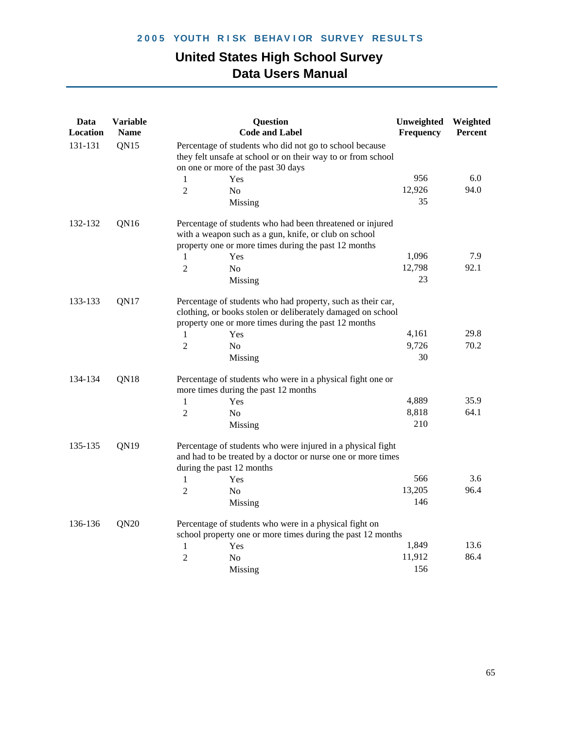| Data Location | Variable Name | Question Code and Label | | Unweighted Frequency | Weighted Percent |
|---|---|---|---|---|---|
| 131-131 | QN15 | Percentage of students who did not go to school because they felt unsafe at school or on their way to or from school on one or more of the past 30 days | | | |
| | | 1 | Yes | 956 | 6.0 |
| | | 2 | No | 12,926 | 94.0 |
| | | | Missing | 35 | |
| 132-132 | QN16 | Percentage of students who had been threatened or injured with a weapon such as a gun, knife, or club on school property one or more times during the past 12 months | | | |
| | | 1 | Yes | 1,096 | 7.9 |
| | | 2 | No | 12,798 | 92.1 |
| | | | Missing | 23 | |
| 133-133 | QN17 | Percentage of students who had property, such as their car, clothing, or books stolen or deliberately damaged on school property one or more times during the past 12 months | | | |
| | | 1 | Yes | 4,161 | 29.8 |
| | | 2 | No | 9,726 | 70.2 |
| | | | Missing | 30 | |
| 134-134 | QN18 | Percentage of students who were in a physical fight one or more times during the past 12 months | | | |
| | | 1 | Yes | 4,889 | 35.9 |
| | | 2 | No | 8,818 | 64.1 |
| | | | Missing | 210 | |
| 135-135 | QN19 | Percentage of students who were injured in a physical fight and had to be treated by a doctor or nurse one or more times during the past 12 months | | | |
| | | 1 | Yes | 566 | 3.6 |
| | | 2 | No | 13,205 | 96.4 |
| | | | Missing | 146 | |
| 136-136 | QN20 | Percentage of students who were in a physical fight on school property one or more times during the past 12 months | | | |
| | | 1 | Yes | 1,849 | 13.6 |
| | | 2 | No | 11,912 | 86.4 |
| | | | Missing | 156 | |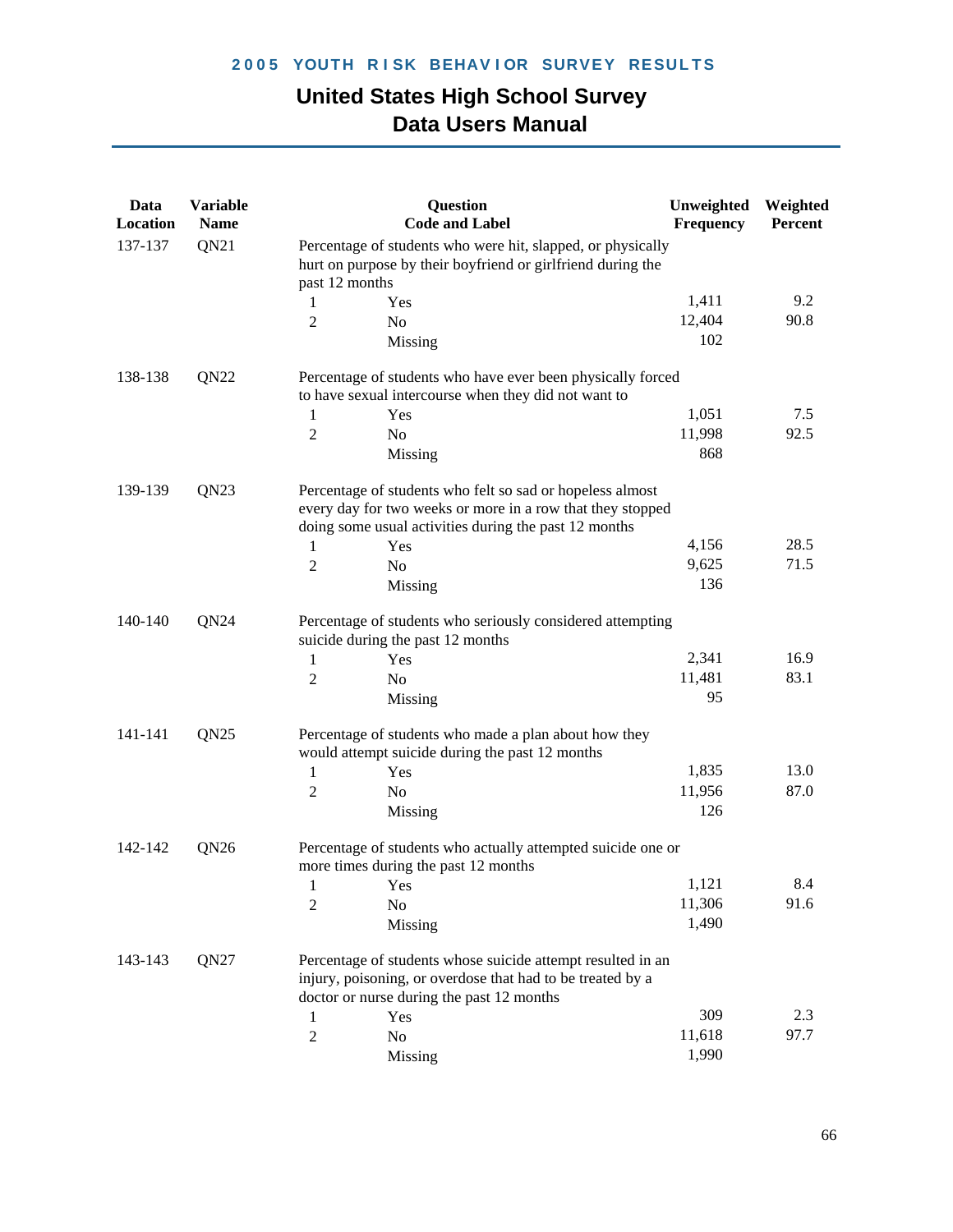# 2005 YOUTH RISK BEHAVIOR SURVEY RESULTS

## United States High School Survey Data Users Manual

| Data Location | Variable Name | Question Code and Label | | Unweighted Frequency | Weighted Percent |
|---|---|---|---|---|---|
| 137-137 | QN21 | Percentage of students who were hit, slapped, or physically hurt on purpose by their boyfriend or girlfriend during the past 12 months | | | |
| | | 1 | Yes | 1,411 | 9.2 |
| | | 2 | No | 12,404 | 90.8 |
| | | | Missing | 102 | |
| 138-138 | QN22 | Percentage of students who have ever been physically forced to have sexual intercourse when they did not want to | | | |
| | | 1 | Yes | 1,051 | 7.5 |
| | | 2 | No | 11,998 | 92.5 |
| | | | Missing | 868 | |
| 139-139 | QN23 | Percentage of students who felt so sad or hopeless almost every day for two weeks or more in a row that they stopped doing some usual activities during the past 12 months | | | |
| | | 1 | Yes | 4,156 | 28.5 |
| | | 2 | No | 9,625 | 71.5 |
| | | | Missing | 136 | |
| 140-140 | QN24 | Percentage of students who seriously considered attempting suicide during the past 12 months | | | |
| | | 1 | Yes | 2,341 | 16.9 |
| | | 2 | No | 11,481 | 83.1 |
| | | | Missing | 95 | |
| 141-141 | QN25 | Percentage of students who made a plan about how they would attempt suicide during the past 12 months | | | |
| | | 1 | Yes | 1,835 | 13.0 |
| | | 2 | No | 11,956 | 87.0 |
| | | | Missing | 126 | |
| 142-142 | QN26 | Percentage of students who actually attempted suicide one or more times during the past 12 months | | | |
| | | 1 | Yes | 1,121 | 8.4 |
| | | 2 | No | 11,306 | 91.6 |
| | | | Missing | 1,490 | |
| 143-143 | QN27 | Percentage of students whose suicide attempt resulted in an injury, poisoning, or overdose that had to be treated by a doctor or nurse during the past 12 months | | | |
| | | 1 | Yes | 309 | 2.3 |
| | | 2 | No | 11,618 | 97.7 |
| | | | Missing | 1,990 | |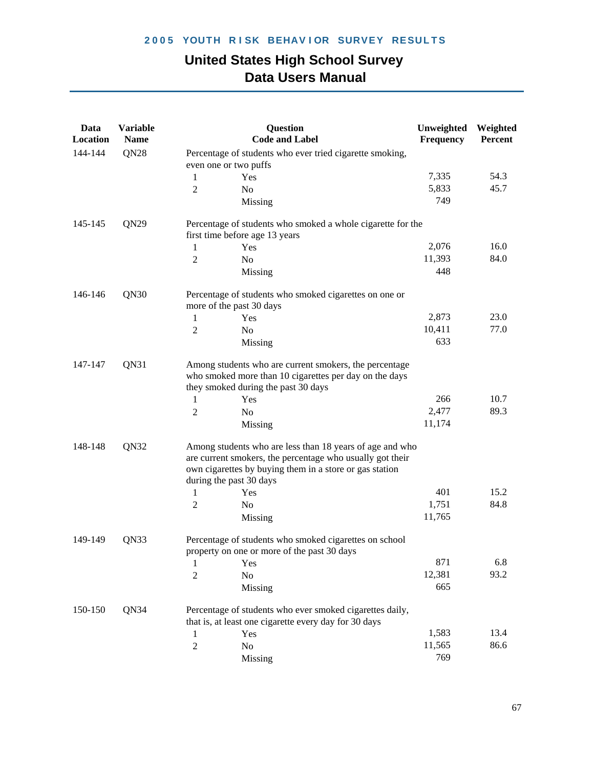| Data Location | Variable Name | Question Code and Label | | Unweighted Frequency | Weighted Percent |
|---|---|---|---|---|---|
| 144-144 | QN28 | Percentage of students who ever tried cigarette smoking, even one or two puffs | | | |
| | | 1 | Yes | 7,335 | 54.3 |
| | | 2 | No | 5,833 | 45.7 |
| | | | Missing | 749 | |
| 145-145 | QN29 | Percentage of students who smoked a whole cigarette for the first time before age 13 years | | | |
| | | 1 | Yes | 2,076 | 16.0 |
| | | 2 | No | 11,393 | 84.0 |
| | | | Missing | 448 | |
| 146-146 | QN30 | Percentage of students who smoked cigarettes on one or more of the past 30 days | | | |
| | | 1 | Yes | 2,873 | 23.0 |
| | | 2 | No | 10,411 | 77.0 |
| | | | Missing | 633 | |
| 147-147 | QN31 | Among students who are current smokers, the percentage who smoked more than 10 cigarettes per day on the days they smoked during the past 30 days | | | |
| | | 1 | Yes | 266 | 10.7 |
| | | 2 | No | 2,477 | 89.3 |
| | | | Missing | 11,174 | |
| 148-148 | QN32 | Among students who are less than 18 years of age and who are current smokers, the percentage who usually got their own cigarettes by buying them in a store or gas station during the past 30 days | | | |
| | | 1 | Yes | 401 | 15.2 |
| | | 2 | No | 1,751 | 84.8 |
| | | | Missing | 11,765 | |
| 149-149 | QN33 | Percentage of students who smoked cigarettes on school property on one or more of the past 30 days | | | |
| | | 1 | Yes | 871 | 6.8 |
| | | 2 | No | 12,381 | 93.2 |
| | | | Missing | 665 | |
| 150-150 | QN34 | Percentage of students who ever smoked cigarettes daily, that is, at least one cigarette every day for 30 days | | | |
| | | 1 | Yes | 1,583 | 13.4 |
| | | 2 | No | 11,565 | 86.6 |
| | | | Missing | 769 | |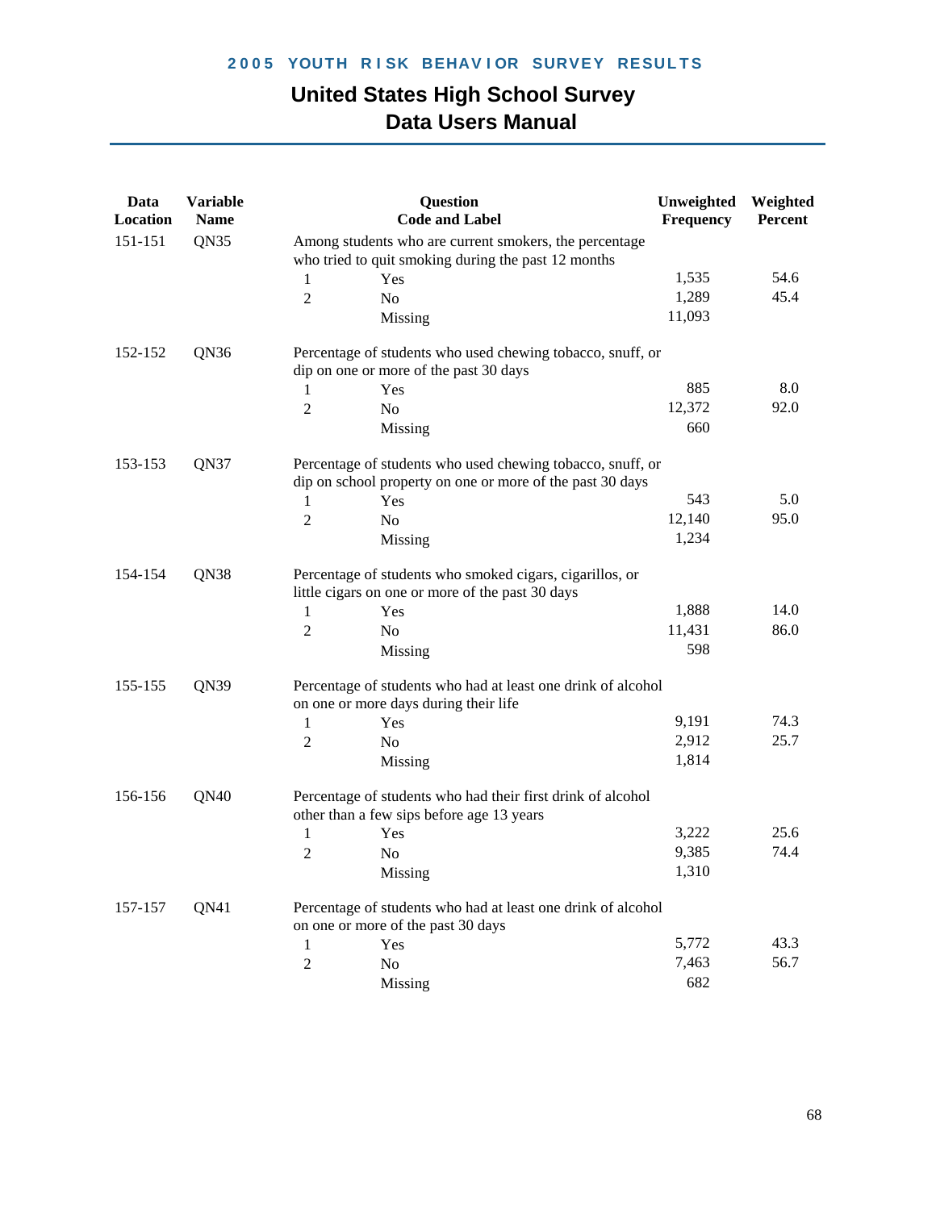## 2005 YOUTH RISK BEHAVIOR SURVEY RESULTS

# United States High School Survey
# Data Users Manual

| Data Location | Variable Name | Question Code and Label | | Unweighted Frequency | Weighted Percent |
|---|---|---|---|---|---|
| 151-151 | QN35 | Among students who are current smokers, the percentage who tried to quit smoking during the past 12 months | | | |
| | | 1 | Yes | 1,535 | 54.6 |
| | | 2 | No | 1,289 | 45.4 |
| | | | Missing | 11,093 | |
| 152-152 | QN36 | Percentage of students who used chewing tobacco, snuff, or dip on one or more of the past 30 days | | | |
| | | 1 | Yes | 885 | 8.0 |
| | | 2 | No | 12,372 | 92.0 |
| | | | Missing | 660 | |
| 153-153 | QN37 | Percentage of students who used chewing tobacco, snuff, or dip on school property on one or more of the past 30 days | | | |
| | | 1 | Yes | 543 | 5.0 |
| | | 2 | No | 12,140 | 95.0 |
| | | | Missing | 1,234 | |
| 154-154 | QN38 | Percentage of students who smoked cigars, cigarillos, or little cigars on one or more of the past 30 days | | | |
| | | 1 | Yes | 1,888 | 14.0 |
| | | 2 | No | 11,431 | 86.0 |
| | | | Missing | 598 | |
| 155-155 | QN39 | Percentage of students who had at least one drink of alcohol on one or more days during their life | | | |
| | | 1 | Yes | 9,191 | 74.3 |
| | | 2 | No | 2,912 | 25.7 |
| | | | Missing | 1,814 | |
| 156-156 | QN40 | Percentage of students who had their first drink of alcohol other than a few sips before age 13 years | | | |
| | | 1 | Yes | 3,222 | 25.6 |
| | | 2 | No | 9,385 | 74.4 |
| | | | Missing | 1,310 | |
| 157-157 | QN41 | Percentage of students who had at least one drink of alcohol on one or more of the past 30 days | | | |
| | | 1 | Yes | 5,772 | 43.3 |
| | | 2 | No | 7,463 | 56.7 |
| | | | Missing | 682 | |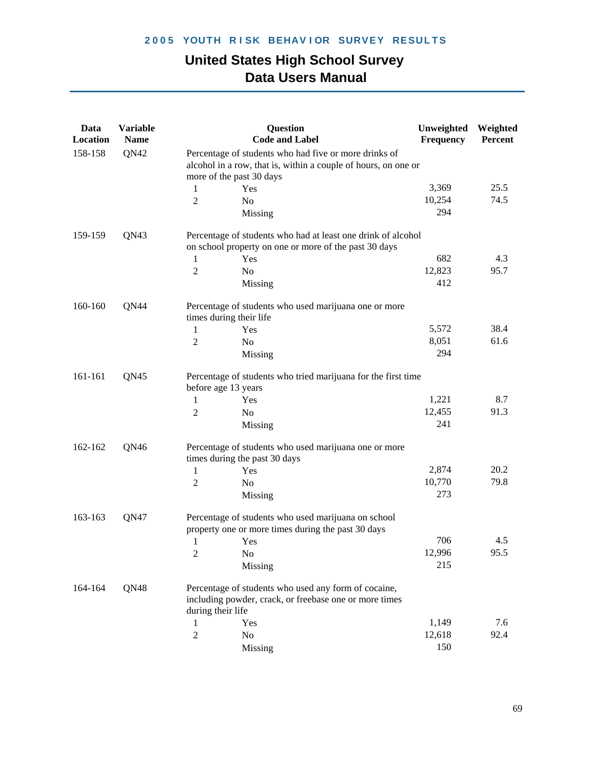| Data Location | Variable Name | Question Code and Label | | Unweighted Frequency | Weighted Percent |
|---|---|---|---|---|---|
| 158-158 | QN42 | Percentage of students who had five or more drinks of alcohol in a row, that is, within a couple of hours, on one or more of the past 30 days | | | |
| | | 1 | Yes | 3,369 | 25.5 |
| | | 2 | No | 10,254 | 74.5 |
| | | | Missing | 294 | |
| 159-159 | QN43 | Percentage of students who had at least one drink of alcohol on school property on one or more of the past 30 days | | | |
| | | 1 | Yes | 682 | 4.3 |
| | | 2 | No | 12,823 | 95.7 |
| | | | Missing | 412 | |
| 160-160 | QN44 | Percentage of students who used marijuana one or more times during their life | | | |
| | | 1 | Yes | 5,572 | 38.4 |
| | | 2 | No | 8,051 | 61.6 |
| | | | Missing | 294 | |
| 161-161 | QN45 | Percentage of students who tried marijuana for the first time before age 13 years | | | |
| | | 1 | Yes | 1,221 | 8.7 |
| | | 2 | No | 12,455 | 91.3 |
| | | | Missing | 241 | |
| 162-162 | QN46 | Percentage of students who used marijuana one or more times during the past 30 days | | | |
| | | 1 | Yes | 2,874 | 20.2 |
| | | 2 | No | 10,770 | 79.8 |
| | | | Missing | 273 | |
| 163-163 | QN47 | Percentage of students who used marijuana on school property one or more times during the past 30 days | | | |
| | | 1 | Yes | 706 | 4.5 |
| | | 2 | No | 12,996 | 95.5 |
| | | | Missing | 215 | |
| 164-164 | QN48 | Percentage of students who used any form of cocaine, including powder, crack, or freebase one or more times during their life | | | |
| | | 1 | Yes | 1,149 | 7.6 |
| | | 2 | No | 12,618 | 92.4 |
| | | | Missing | 150 | |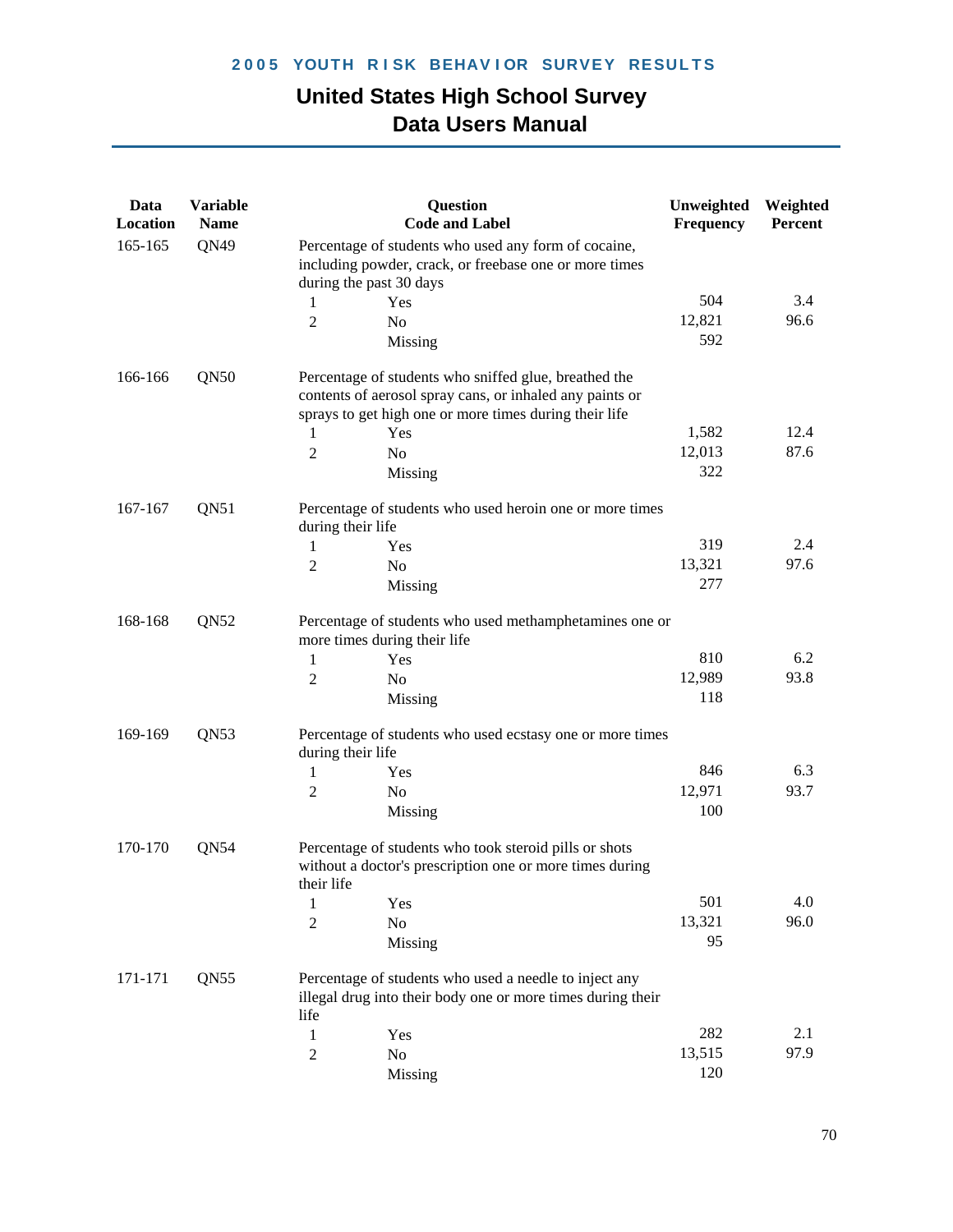# United States High School Survey
## Data Users Manual

| Data Location | Variable Name | Question Code and Label | | Unweighted Frequency | Weighted Percent |
|---|---|---|---|---|---|
| 165-165 | QN49 | Percentage of students who used any form of cocaine, including powder, crack, or freebase one or more times during the past 30 days | | | |
| | | 1 | Yes | 504 | 3.4 |
| | | 2 | No | 12,821 | 96.6 |
| | | | Missing | 592 | |
| 166-166 | QN50 | Percentage of students who sniffed glue, breathed the contents of aerosol spray cans, or inhaled any paints or sprays to get high one or more times during their life | | | |
| | | 1 | Yes | 1,582 | 12.4 |
| | | 2 | No | 12,013 | 87.6 |
| | | | Missing | 322 | |
| 167-167 | QN51 | Percentage of students who used heroin one or more times during their life | | | |
| | | 1 | Yes | 319 | 2.4 |
| | | 2 | No | 13,321 | 97.6 |
| | | | Missing | 277 | |
| 168-168 | QN52 | Percentage of students who used methamphetamines one or more times during their life | | | |
| | | 1 | Yes | 810 | 6.2 |
| | | 2 | No | 12,989 | 93.8 |
| | | | Missing | 118 | |
| 169-169 | QN53 | Percentage of students who used ecstasy one or more times during their life | | | |
| | | 1 | Yes | 846 | 6.3 |
| | | 2 | No | 12,971 | 93.7 |
| | | | Missing | 100 | |
| 170-170 | QN54 | Percentage of students who took steroid pills or shots without a doctor's prescription one or more times during their life | | | |
| | | 1 | Yes | 501 | 4.0 |
| | | 2 | No | 13,321 | 96.0 |
| | | | Missing | 95 | |
| 171-171 | QN55 | Percentage of students who used a needle to inject any illegal drug into their body one or more times during their life | | | |
| | | 1 | Yes | 282 | 2.1 |
| | | 2 | No | 13,515 | 97.9 |
| | | | Missing | 120 | |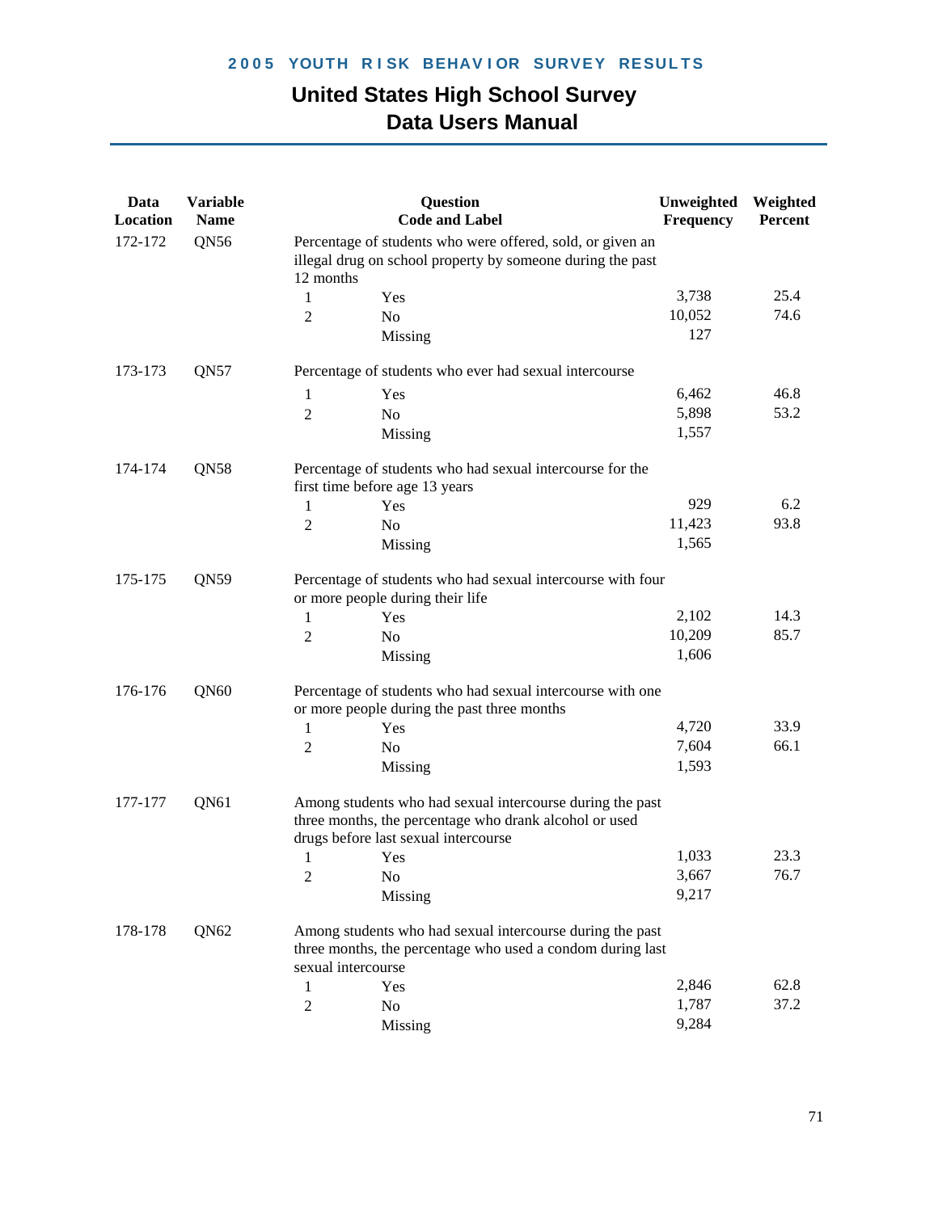| Data Location | Variable Name | Question Code and Label | | Unweighted Frequency | Weighted Percent |
|---|---|---|---|---|---|
| 172-172 | QN56 | Percentage of students who were offered, sold, or given an illegal drug on school property by someone during the past 12 months | | | |
| | | 1 | Yes | 3,738 | 25.4 |
| | | 2 | No | 10,052 | 74.6 |
| | | | Missing | 127 | |
| 173-173 | QN57 | Percentage of students who ever had sexual intercourse | | | |
| | | 1 | Yes | 6,462 | 46.8 |
| | | 2 | No | 5,898 | 53.2 |
| | | | Missing | 1,557 | |
| 174-174 | QN58 | Percentage of students who had sexual intercourse for the first time before age 13 years | | | |
| | | 1 | Yes | 929 | 6.2 |
| | | 2 | No | 11,423 | 93.8 |
| | | | Missing | 1,565 | |
| 175-175 | QN59 | Percentage of students who had sexual intercourse with four or more people during their life | | | |
| | | 1 | Yes | 2,102 | 14.3 |
| | | 2 | No | 10,209 | 85.7 |
| | | | Missing | 1,606 | |
| 176-176 | QN60 | Percentage of students who had sexual intercourse with one or more people during the past three months | | | |
| | | 1 | Yes | 4,720 | 33.9 |
| | | 2 | No | 7,604 | 66.1 |
| | | | Missing | 1,593 | |
| 177-177 | QN61 | Among students who had sexual intercourse during the past three months, the percentage who drank alcohol or used drugs before last sexual intercourse | | | |
| | | 1 | Yes | 1,033 | 23.3 |
| | | 2 | No | 3,667 | 76.7 |
| | | | Missing | 9,217 | |
| 178-178 | QN62 | Among students who had sexual intercourse during the past three months, the percentage who used a condom during last sexual intercourse | | | |
| | | 1 | Yes | 2,846 | 62.8 |
| | | 2 | No | 1,787 | 37.2 |
| | | | Missing | 9,284 | |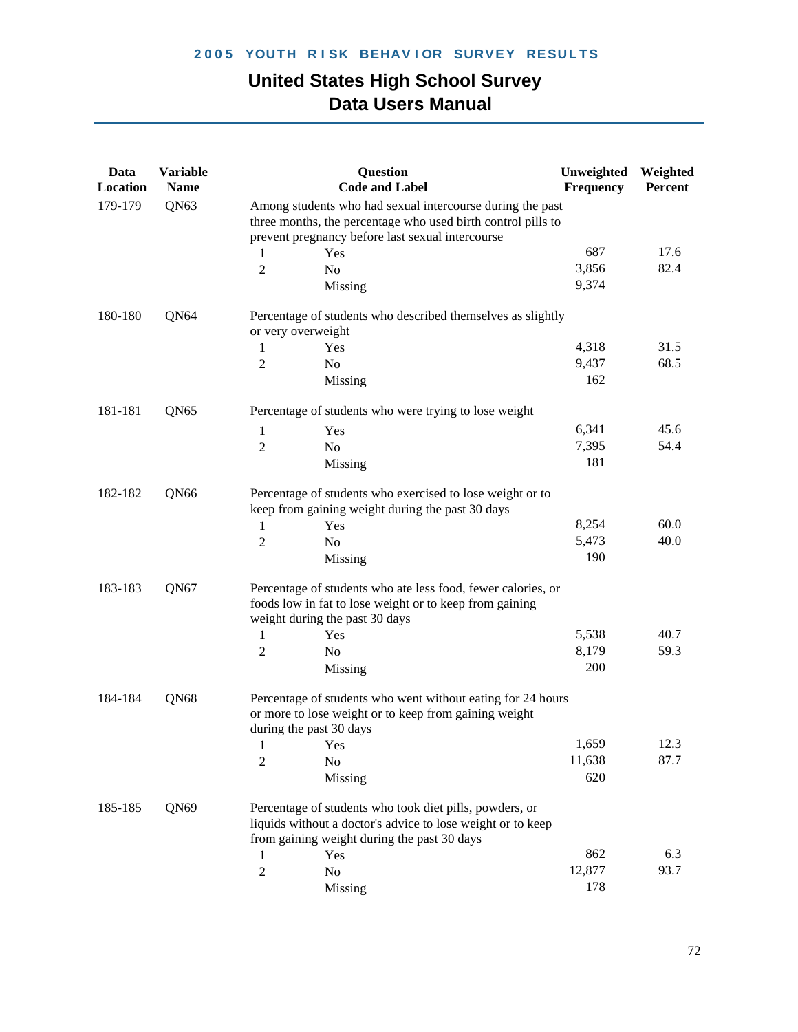## 2005 YOUTH RISK BEHAVIOR SURVEY RESULTS

# United States High School Survey
# Data Users Manual

| Data Location | Variable Name | Question Code and Label | | Unweighted Frequency | Weighted Percent |
|---|---|---|---|---|---|
| 179-179 | QN63 | Among students who had sexual intercourse during the past three months, the percentage who used birth control pills to prevent pregnancy before last sexual intercourse | | | |
| | | 1 | Yes | 687 | 17.6 |
| | | 2 | No | 3,856 | 82.4 |
| | | | Missing | 9,374 | |
| 180-180 | QN64 | Percentage of students who described themselves as slightly or very overweight | | | |
| | | 1 | Yes | 4,318 | 31.5 |
| | | 2 | No | 9,437 | 68.5 |
| | | | Missing | 162 | |
| 181-181 | QN65 | Percentage of students who were trying to lose weight | | | |
| | | 1 | Yes | 6,341 | 45.6 |
| | | 2 | No | 7,395 | 54.4 |
| | | | Missing | 181 | |
| 182-182 | QN66 | Percentage of students who exercised to lose weight or to keep from gaining weight during the past 30 days | | | |
| | | 1 | Yes | 8,254 | 60.0 |
| | | 2 | No | 5,473 | 40.0 |
| | | | Missing | 190 | |
| 183-183 | QN67 | Percentage of students who ate less food, fewer calories, or foods low in fat to lose weight or to keep from gaining weight during the past 30 days | | | |
| | | 1 | Yes | 5,538 | 40.7 |
| | | 2 | No | 8,179 | 59.3 |
| | | | Missing | 200 | |
| 184-184 | QN68 | Percentage of students who went without eating for 24 hours or more to lose weight or to keep from gaining weight during the past 30 days | | | |
| | | 1 | Yes | 1,659 | 12.3 |
| | | 2 | No | 11,638 | 87.7 |
| | | | Missing | 620 | |
| 185-185 | QN69 | Percentage of students who took diet pills, powders, or liquids without a doctor's advice to lose weight or to keep from gaining weight during the past 30 days | | | |
| | | 1 | Yes | 862 | 6.3 |
| | | 2 | No | 12,877 | 93.7 |
| | | | Missing | 178 | |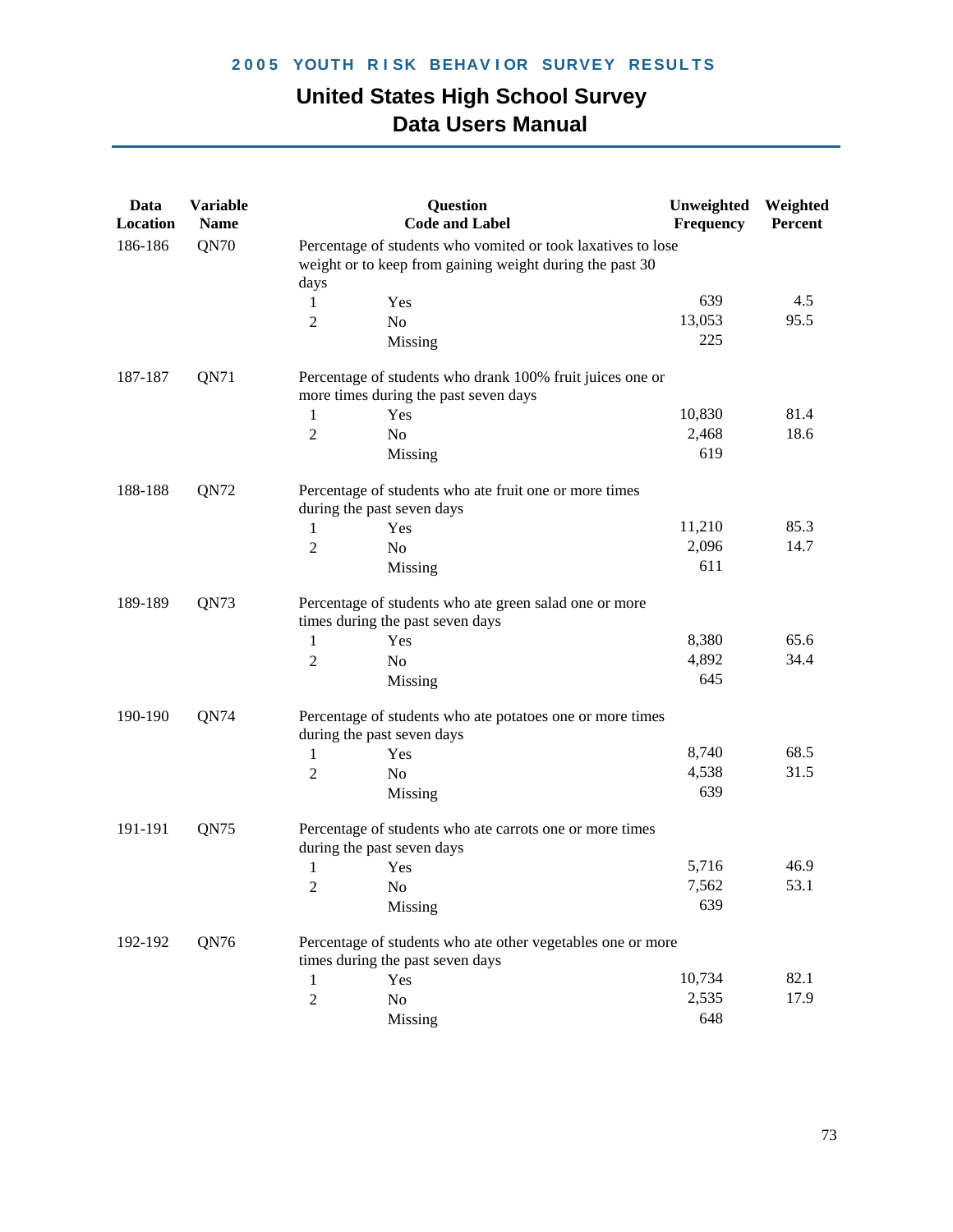# 2005 YOUTH RISK BEHAVIOR SURVEY RESULTS

## United States High School Survey
## Data Users Manual

| Data Location | Variable Name | Question Code and Label | | Unweighted Frequency | Weighted Percent |
|---|---|---|---|---|---|
| 186-186 | QN70 | Percentage of students who vomited or took laxatives to lose weight or to keep from gaining weight during the past 30 days | | | |
| | | 1 | Yes | 639 | 4.5 |
| | | 2 | No | 13,053 | 95.5 |
| | | | Missing | 225 | |
| 187-187 | QN71 | Percentage of students who drank 100% fruit juices one or more times during the past seven days | | | |
| | | 1 | Yes | 10,830 | 81.4 |
| | | 2 | No | 2,468 | 18.6 |
| | | | Missing | 619 | |
| 188-188 | QN72 | Percentage of students who ate fruit one or more times during the past seven days | | | |
| | | 1 | Yes | 11,210 | 85.3 |
| | | 2 | No | 2,096 | 14.7 |
| | | | Missing | 611 | |
| 189-189 | QN73 | Percentage of students who ate green salad one or more times during the past seven days | | | |
| | | 1 | Yes | 8,380 | 65.6 |
| | | 2 | No | 4,892 | 34.4 |
| | | | Missing | 645 | |
| 190-190 | QN74 | Percentage of students who ate potatoes one or more times during the past seven days | | | |
| | | 1 | Yes | 8,740 | 68.5 |
| | | 2 | No | 4,538 | 31.5 |
| | | | Missing | 639 | |
| 191-191 | QN75 | Percentage of students who ate carrots one or more times during the past seven days | | | |
| | | 1 | Yes | 5,716 | 46.9 |
| | | 2 | No | 7,562 | 53.1 |
| | | | Missing | 639 | |
| 192-192 | QN76 | Percentage of students who ate other vegetables one or more times during the past seven days | | | |
| | | 1 | Yes | 10,734 | 82.1 |
| | | 2 | No | 2,535 | 17.9 |
| | | | Missing | 648 | |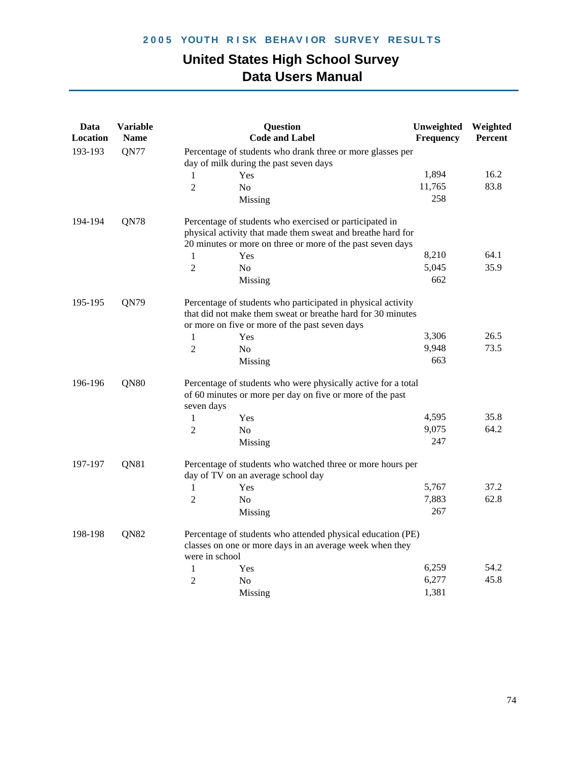| Data Location | Variable Name | Question Code and Label | | Unweighted Frequency | Weighted Percent |
|---|---|---|---|---|---|
| 193-193 | QN77 | Percentage of students who drank three or more glasses per day of milk during the past seven days | | | |
| | | 1 | Yes | 1,894 | 16.2 |
| | | 2 | No | 11,765 | 83.8 |
| | | | Missing | 258 | |
| 194-194 | QN78 | Percentage of students who exercised or participated in physical activity that made them sweat and breathe hard for 20 minutes or more on three or more of the past seven days | | | |
| | | 1 | Yes | 8,210 | 64.1 |
| | | 2 | No | 5,045 | 35.9 |
| | | | Missing | 662 | |
| 195-195 | QN79 | Percentage of students who participated in physical activity that did not make them sweat or breathe hard for 30 minutes or more on five or more of the past seven days | | | |
| | | 1 | Yes | 3,306 | 26.5 |
| | | 2 | No | 9,948 | 73.5 |
| | | | Missing | 663 | |
| 196-196 | QN80 | Percentage of students who were physically active for a total of 60 minutes or more per day on five or more of the past seven days | | | |
| | | 1 | Yes | 4,595 | 35.8 |
| | | 2 | No | 9,075 | 64.2 |
| | | | Missing | 247 | |
| 197-197 | QN81 | Percentage of students who watched three or more hours per day of TV on an average school day | | | |
| | | 1 | Yes | 5,767 | 37.2 |
| | | 2 | No | 7,883 | 62.8 |
| | | | Missing | 267 | |
| 198-198 | QN82 | Percentage of students who attended physical education (PE) classes on one or more days in an average week when they were in school | | | |
| | | 1 | Yes | 6,259 | 54.2 |
| | | 2 | No | 6,277 | 45.8 |
| | | | Missing | 1,381 | |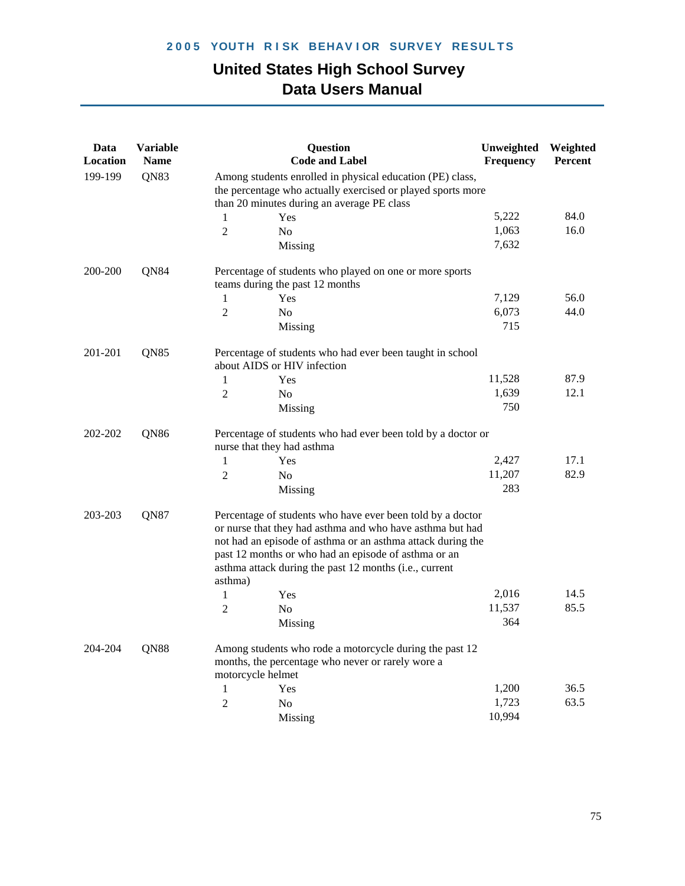# United States High School Survey
# Data Users Manual

| Data Location | Variable Name | Question Code and Label | | Unweighted Frequency | Weighted Percent |
|---|---|---|---|---|---|
| 199-199 | QN83 | Among students enrolled in physical education (PE) class, the percentage who actually exercised or played sports more than 20 minutes during an average PE class | | | |
| | | 1 | Yes | 5,222 | 84.0 |
| | | 2 | No | 1,063 | 16.0 |
| | | | Missing | 7,632 | |
| 200-200 | QN84 | Percentage of students who played on one or more sports teams during the past 12 months | | | |
| | | 1 | Yes | 7,129 | 56.0 |
| | | 2 | No | 6,073 | 44.0 |
| | | | Missing | 715 | |
| 201-201 | QN85 | Percentage of students who had ever been taught in school about AIDS or HIV infection | | | |
| | | 1 | Yes | 11,528 | 87.9 |
| | | 2 | No | 1,639 | 12.1 |
| | | | Missing | 750 | |
| 202-202 | QN86 | Percentage of students who had ever been told by a doctor or nurse that they had asthma | | | |
| | | 1 | Yes | 2,427 | 17.1 |
| | | 2 | No | 11,207 | 82.9 |
| | | | Missing | 283 | |
| 203-203 | QN87 | Percentage of students who have ever been told by a doctor or nurse that they had asthma and who have asthma but had not had an episode of asthma or an asthma attack during the past 12 months or who had an episode of asthma or an asthma attack during the past 12 months (i.e., current asthma) | | | |
| | | 1 | Yes | 2,016 | 14.5 |
| | | 2 | No | 11,537 | 85.5 |
| | | | Missing | 364 | |
| 204-204 | QN88 | Among students who rode a motorcycle during the past 12 months, the percentage who never or rarely wore a motorcycle helmet | | | |
| | | 1 | Yes | 1,200 | 36.5 |
| | | 2 | No | 1,723 | 63.5 |
| | | | Missing | 10,994 | |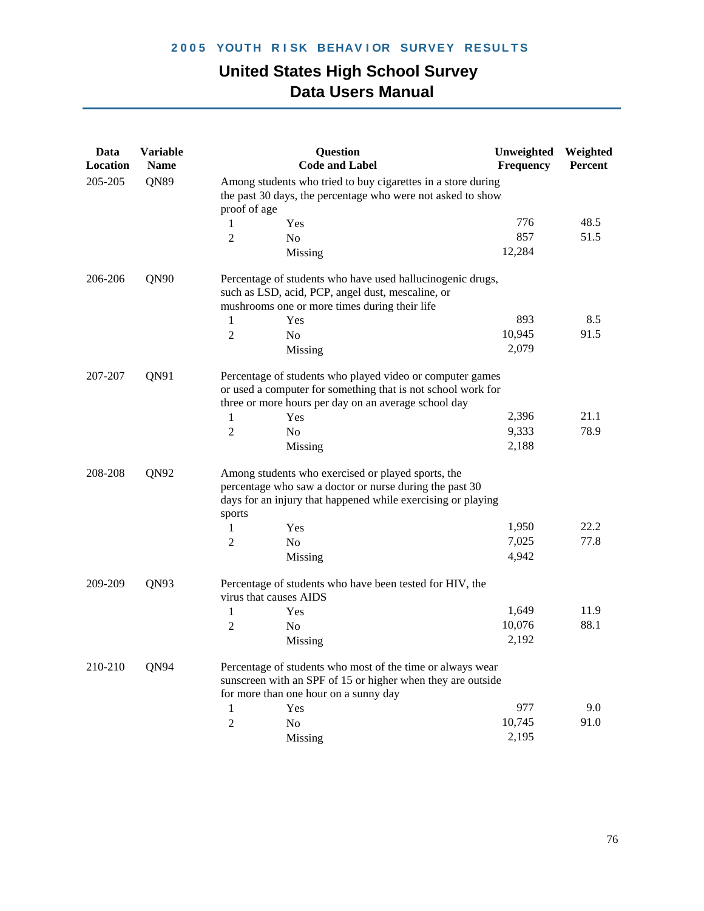# 2005 YOUTH RISK BEHAVIOR SURVEY RESULTS

## United States High School Survey
## Data Users Manual

| Data Location | Variable Name | Question Code and Label | | Unweighted Frequency | Weighted Percent |
|---|---|---|---|---|---|
| 205-205 | QN89 | Among students who tried to buy cigarettes in a store during the past 30 days, the percentage who were not asked to show proof of age | | | |
| | | 1 | Yes | 776 | 48.5 |
| | | 2 | No | 857 | 51.5 |
| | | | Missing | 12,284 | |
| 206-206 | QN90 | Percentage of students who have used hallucinogenic drugs, such as LSD, acid, PCP, angel dust, mescaline, or mushrooms one or more times during their life | | | |
| | | 1 | Yes | 893 | 8.5 |
| | | 2 | No | 10,945 | 91.5 |
| | | | Missing | 2,079 | |
| 207-207 | QN91 | Percentage of students who played video or computer games or used a computer for something that is not school work for three or more hours per day on an average school day | | | |
| | | 1 | Yes | 2,396 | 21.1 |
| | | 2 | No | 9,333 | 78.9 |
| | | | Missing | 2,188 | |
| 208-208 | QN92 | Among students who exercised or played sports, the percentage who saw a doctor or nurse during the past 30 days for an injury that happened while exercising or playing sports | | | |
| | | 1 | Yes | 1,950 | 22.2 |
| | | 2 | No | 7,025 | 77.8 |
| | | | Missing | 4,942 | |
| 209-209 | QN93 | Percentage of students who have been tested for HIV, the virus that causes AIDS | | | |
| | | 1 | Yes | 1,649 | 11.9 |
| | | 2 | No | 10,076 | 88.1 |
| | | | Missing | 2,192 | |
| 210-210 | QN94 | Percentage of students who most of the time or always wear sunscreen with an SPF of 15 or higher when they are outside for more than one hour on a sunny day | | | |
| | | 1 | Yes | 977 | 9.0 |
| | | 2 | No | 10,745 | 91.0 |
| | | | Missing | 2,195 | |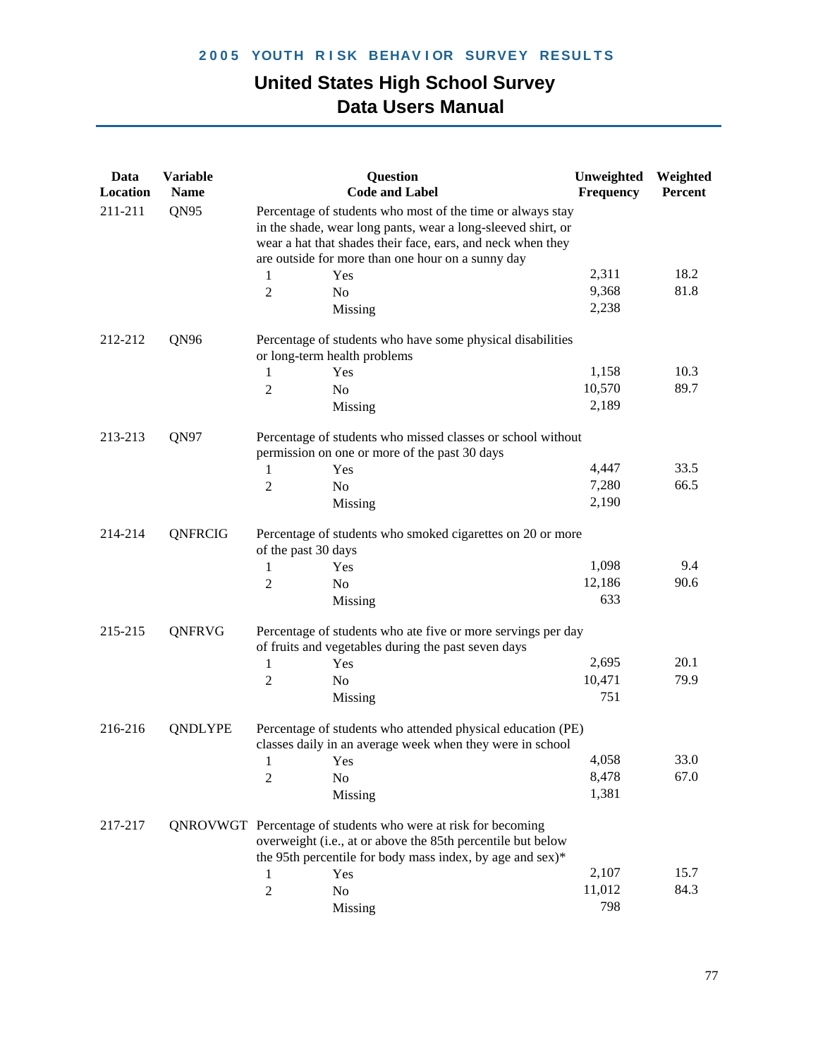| Data Location | Variable Name | Question Code and Label | | Unweighted Frequency | Weighted Percent |
|---|---|---|---|---|---|
| 211-211 | QN95 | Percentage of students who most of the time or always stay in the shade, wear long pants, wear a long-sleeved shirt, or wear a hat that shades their face, ears, and neck when they are outside for more than one hour on a sunny day | | | |
| | | 1 | Yes | 2,311 | 18.2 |
| | | 2 | No | 9,368 | 81.8 |
| | | | Missing | 2,238 | |
| 212-212 | QN96 | Percentage of students who have some physical disabilities or long-term health problems | | | |
| | | 1 | Yes | 1,158 | 10.3 |
| | | 2 | No | 10,570 | 89.7 |
| | | | Missing | 2,189 | |
| 213-213 | QN97 | Percentage of students who missed classes or school without permission on one or more of the past 30 days | | | |
| | | 1 | Yes | 4,447 | 33.5 |
| | | 2 | No | 7,280 | 66.5 |
| | | | Missing | 2,190 | |
| 214-214 | QNFRCIG | Percentage of students who smoked cigarettes on 20 or more of the past 30 days | | | |
| | | 1 | Yes | 1,098 | 9.4 |
| | | 2 | No | 12,186 | 90.6 |
| | | | Missing | 633 | |
| 215-215 | QNFRVG | Percentage of students who ate five or more servings per day of fruits and vegetables during the past seven days | | | |
| | | 1 | Yes | 2,695 | 20.1 |
| | | 2 | No | 10,471 | 79.9 |
| | | | Missing | 751 | |
| 216-216 | QNDLYPE | Percentage of students who attended physical education (PE) classes daily in an average week when they were in school | | | |
| | | 1 | Yes | 4,058 | 33.0 |
| | | 2 | No | 8,478 | 67.0 |
| | | | Missing | 1,381 | |
| 217-217 | QNROVWGT | Percentage of students who were at risk for becoming overweight (i.e., at or above the 85th percentile but below the 95th percentile for body mass index, by age and sex)* | | | |
| | | 1 | Yes | 2,107 | 15.7 |
| | | 2 | No | 11,012 | 84.3 |
| | | | Missing | 798 | |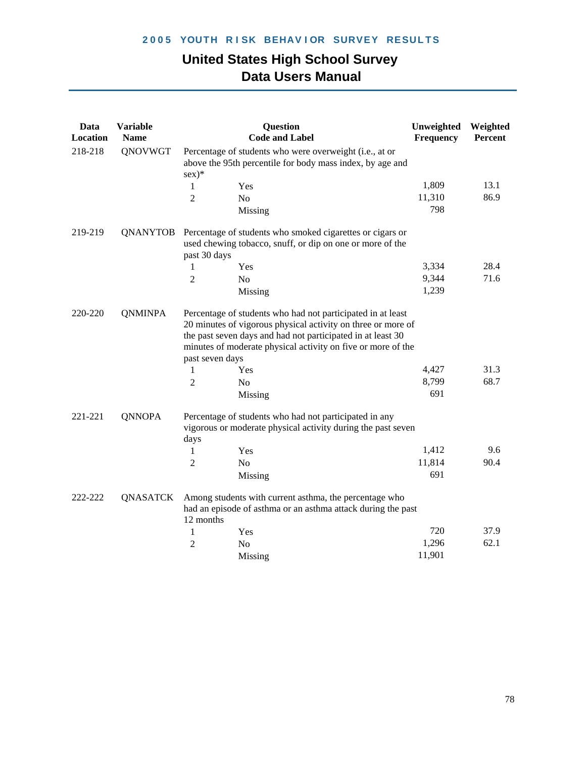| Data Location | Variable Name | Question Code and Label | | Unweighted Frequency | Weighted Percent |
|---|---|---|---|---|---|
| 218-218 | QNOVWGT | Percentage of students who were overweight (i.e., at or above the 95th percentile for body mass index, by age and sex)* | | | |
| | | 1 | Yes | 1,809 | 13.1 |
| | | 2 | No | 11,310 | 86.9 |
| | | | Missing | 798 | |
| 219-219 | QNANYTOB | Percentage of students who smoked cigarettes or cigars or used chewing tobacco, snuff, or dip on one or more of the past 30 days | | | |
| | | 1 | Yes | 3,334 | 28.4 |
| | | 2 | No | 9,344 | 71.6 |
| | | | Missing | 1,239 | |
| 220-220 | QNMINPA | Percentage of students who had not participated in at least 20 minutes of vigorous physical activity on three or more of the past seven days and had not participated in at least 30 minutes of moderate physical activity on five or more of the past seven days | | | |
| | | 1 | Yes | 4,427 | 31.3 |
| | | 2 | No | 8,799 | 68.7 |
| | | | Missing | 691 | |
| 221-221 | QNNOPA | Percentage of students who had not participated in any vigorous or moderate physical activity during the past seven days | | | |
| | | 1 | Yes | 1,412 | 9.6 |
| | | 2 | No | 11,814 | 90.4 |
| | | | Missing | 691 | |
| 222-222 | QNASATCK | Among students with current asthma, the percentage who had an episode of asthma or an asthma attack during the past 12 months | | | |
| | | 1 | Yes | 720 | 37.9 |
| | | 2 | No | 1,296 | 62.1 |
| | | | Missing | 11,901 | |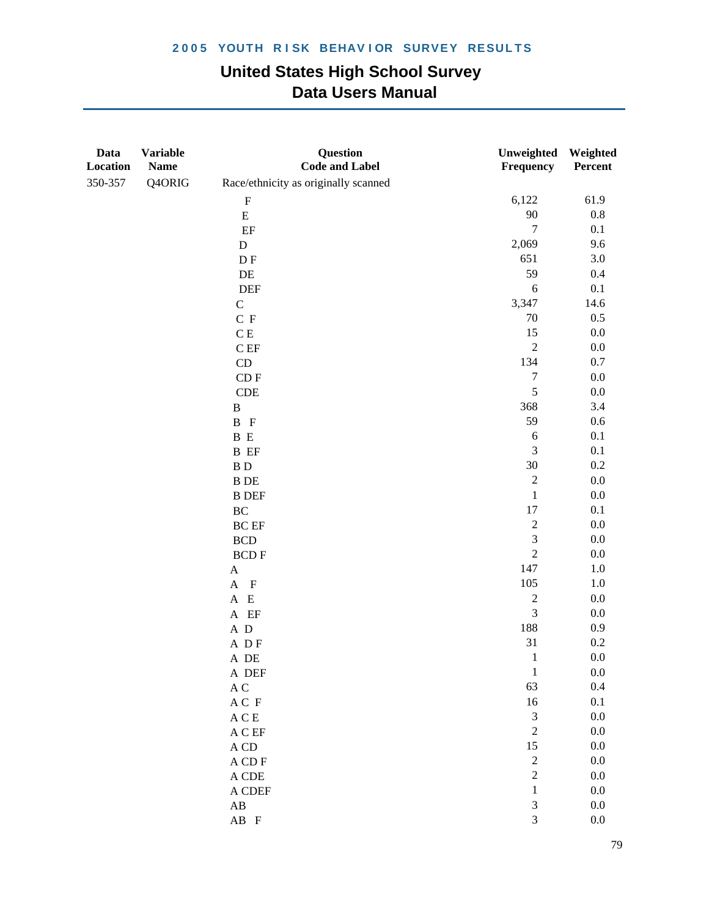# 2005 YOUTH RISK BEHAVIOR SURVEY RESULTS

## United States High School Survey
## Data Users Manual

| Data Location | Variable Name | Question Code and Label | Unweighted Frequency | Weighted Percent |
|---|---|---|---|---|
| 350-357 | Q4ORIG | Race/ethnicity as originally scanned | | |
| | | F | 6,122 | 61.9 |
| | | E | 90 | 0.8 |
| | | EF | 7 | 0.1 |
| | | D | 2,069 | 9.6 |
| | | D F | 651 | 3.0 |
| | | DE | 59 | 0.4 |
| | | DEF | 6 | 0.1 |
| | | C | 3,347 | 14.6 |
| | | C F | 70 | 0.5 |
| | | C E | 15 | 0.0 |
| | | C EF | 2 | 0.0 |
| | | CD | 134 | 0.7 |
| | | CD F | 7 | 0.0 |
| | | CDE | 5 | 0.0 |
| | | B | 368 | 3.4 |
| | | B F | 59 | 0.6 |
| | | B E | 6 | 0.1 |
| | | B EF | 3 | 0.1 |
| | | B D | 30 | 0.2 |
| | | B DE | 2 | 0.0 |
| | | B DEF | 1 | 0.0 |
| | | BC | 17 | 0.1 |
| | | BC EF | 2 | 0.0 |
| | | BCD | 3 | 0.0 |
| | | BCD F | 2 | 0.0 |
| | | A | 147 | 1.0 |
| | | A F | 105 | 1.0 |
| | | A E | 2 | 0.0 |
| | | A EF | 3 | 0.0 |
| | | A D | 188 | 0.9 |
| | | A D F | 31 | 0.2 |
| | | A DE | 1 | 0.0 |
| | | A DEF | 1 | 0.0 |
| | | A C | 63 | 0.4 |
| | | A C F | 16 | 0.1 |
| | | A C E | 3 | 0.0 |
| | | A C EF | 2 | 0.0 |
| | | A CD | 15 | 0.0 |
| | | A CD F | 2 | 0.0 |
| | | A CDE | 2 | 0.0 |
| | | A CDEF | 1 | 0.0 |
| | | AB | 3 | 0.0 |
| | | AB F | 3 | 0.0 |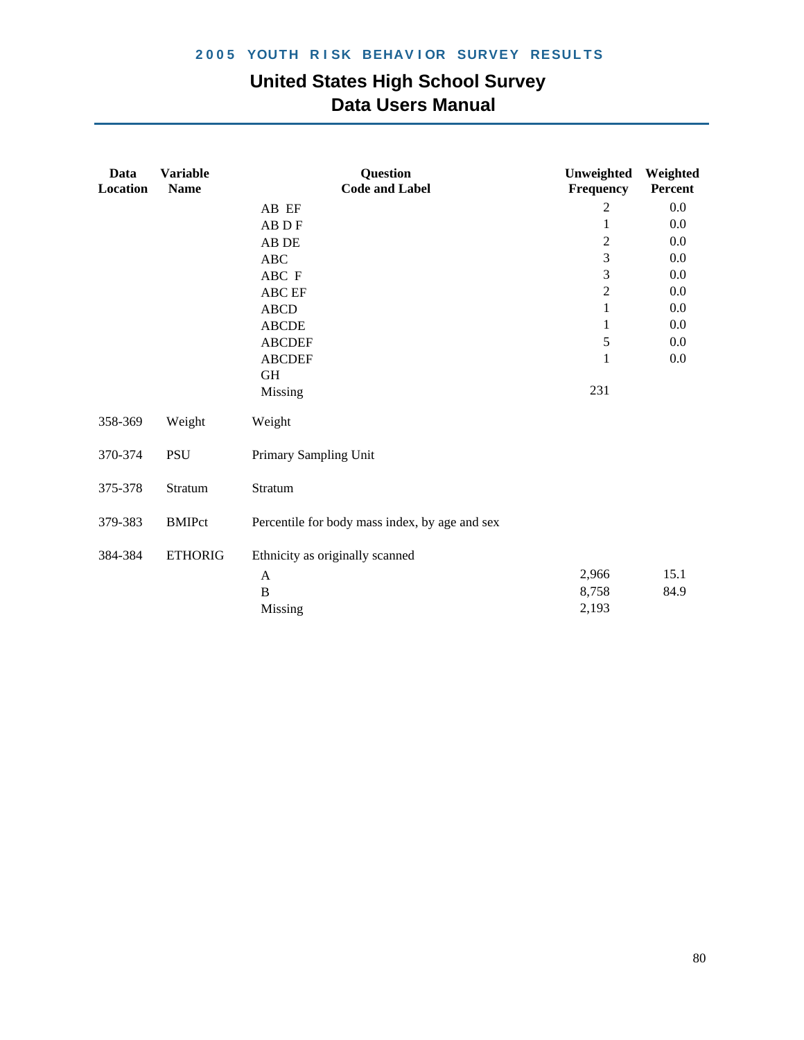| Data Location | Variable Name | Question Code and Label | Unweighted Frequency | Weighted Percent |
|---|---|---|---|---|
| | | AB EF | 2 | 0.0 |
| | | AB D F | 1 | 0.0 |
| | | AB DE | 2 | 0.0 |
| | | ABC | 3 | 0.0 |
| | | ABC F | 3 | 0.0 |
| | | ABC EF | 2 | 0.0 |
| | | ABCD | 1 | 0.0 |
| | | ABCDE | 1 | 0.0 |
| | | ABCDEF | 5 | 0.0 |
| | | ABCDEF GH | 1 | 0.0 |
| | | Missing | 231 | |
| 358-369 | Weight | Weight | | |
| 370-374 | PSU | Primary Sampling Unit | | |
| 375-378 | Stratum | Stratum | | |
| 379-383 | BMIPct | Percentile for body mass index, by age and sex | | |
| 384-384 | ETHORIG | Ethnicity as originally scanned | | |
| | | A | 2,966 | 15.1 |
| | | B | 8,758 | 84.9 |
| | | Missing | 2,193 | |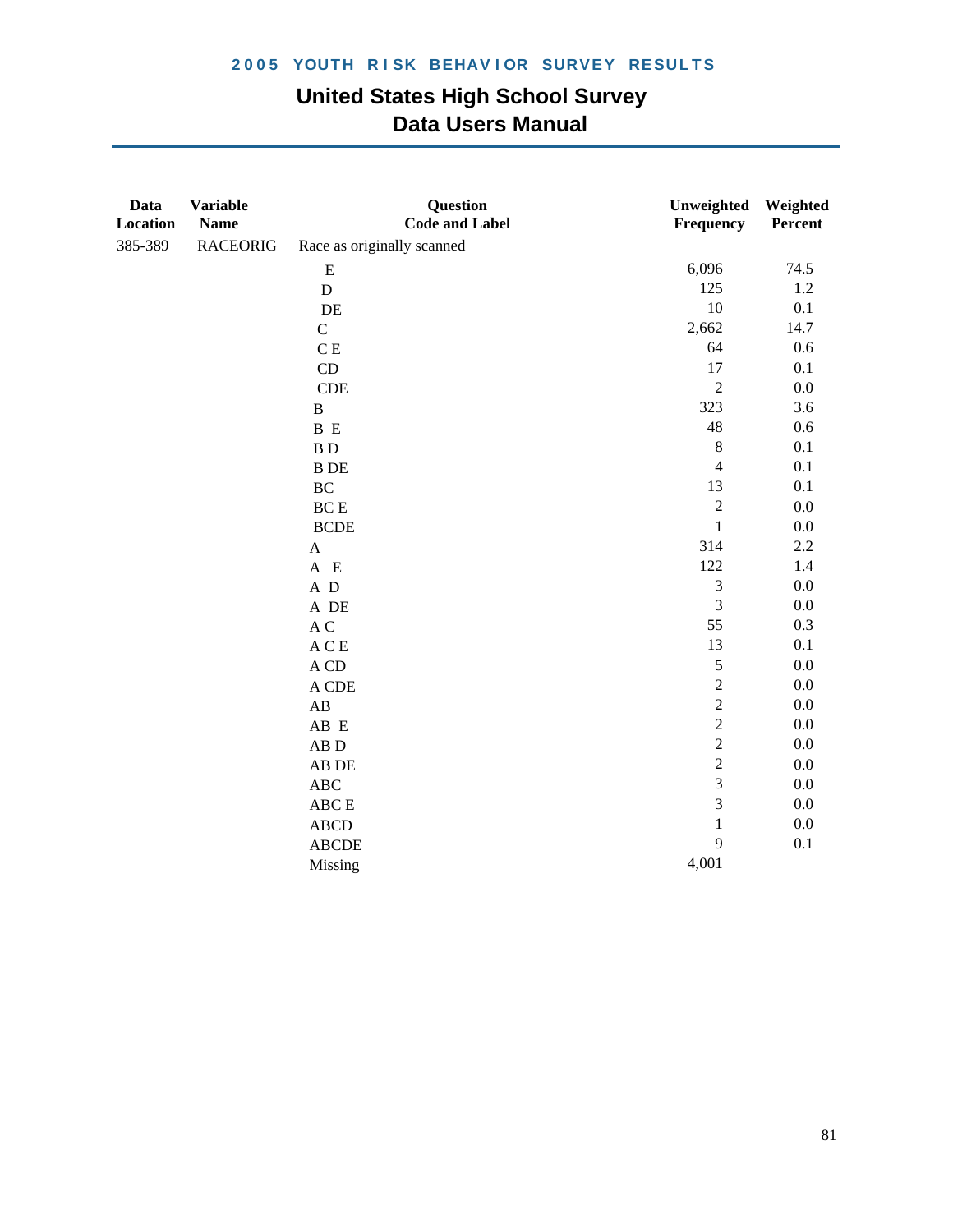# United States High School Survey
## Data Users Manual

| Data Location | Variable Name | Question Code and Label | Unweighted Frequency | Weighted Percent |
|---|---|---|---|---|
| 385-389 | RACEORIG | Race as originally scanned | | |
| | | E | 6,096 | 74.5 |
| | | D | 125 | 1.2 |
| | | DE | 10 | 0.1 |
| | | C | 2,662 | 14.7 |
| | | C E | 64 | 0.6 |
| | | CD | 17 | 0.1 |
| | | CDE | 2 | 0.0 |
| | | B | 323 | 3.6 |
| | | B E | 48 | 0.6 |
| | | B D | 8 | 0.1 |
| | | B DE | 4 | 0.1 |
| | | BC | 13 | 0.1 |
| | | BC E | 2 | 0.0 |
| | | BCDE | 1 | 0.0 |
| | | A | 314 | 2.2 |
| | | A E | 122 | 1.4 |
| | | A D | 3 | 0.0 |
| | | A DE | 3 | 0.0 |
| | | A C | 55 | 0.3 |
| | | A C E | 13 | 0.1 |
| | | A CD | 5 | 0.0 |
| | | A CDE | 2 | 0.0 |
| | | AB | 2 | 0.0 |
| | | AB E | 2 | 0.0 |
| | | AB D | 2 | 0.0 |
| | | AB DE | 2 | 0.0 |
| | | ABC | 3 | 0.0 |
| | | ABC E | 3 | 0.0 |
| | | ABCD | 1 | 0.0 |
| | | ABCDE | 9 | 0.1 |
| | | Missing | 4,001 | |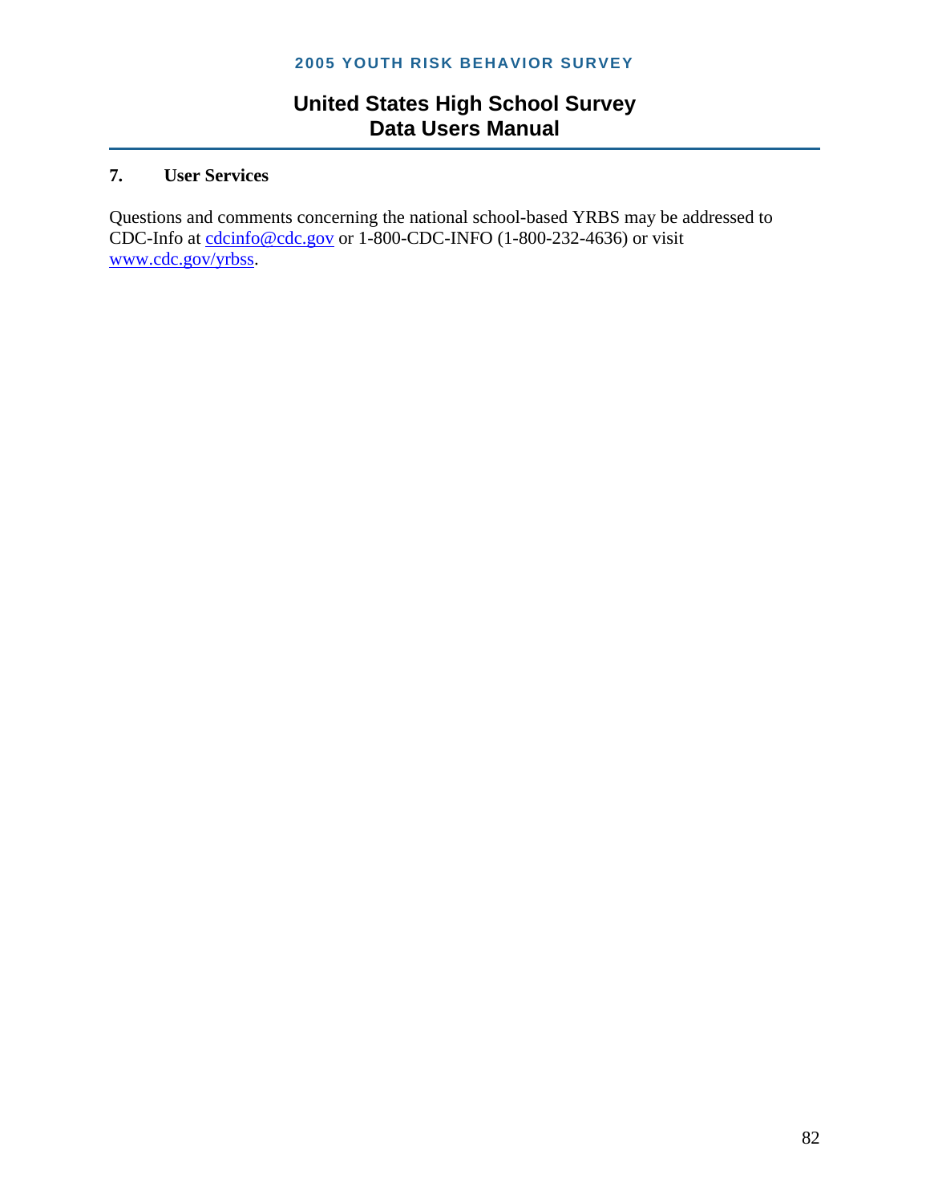## 7. User Services

Questions and comments concerning the national school-based YRBS may be addressed to CDC-Info at cdcinfo@cdc.gov or 1-800-CDC-INFO (1-800-232-4636) or visit www.cdc.gov/yrbss.